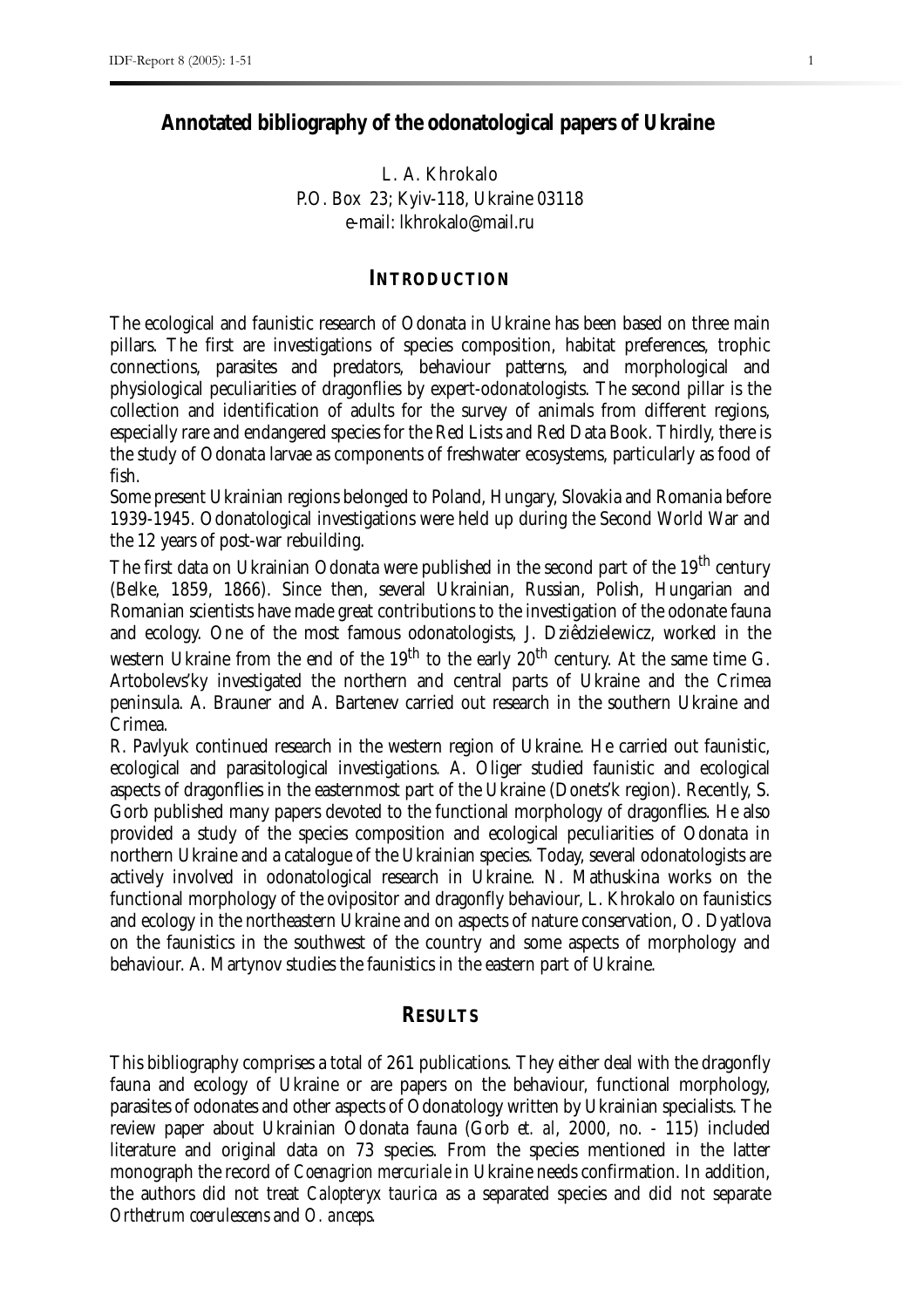# Annotated bibliography of the odonatological papers of Ukraine

L. A. Khrokalo
P.O. Box 23; Kyiv-118, Ukraine 03118
e-mail: lkhrokalo@mail.ru

## Introduction

The ecological and faunistic research of Odonata in Ukraine has been based on three main pillars. The first are investigations of species composition, habitat preferences, trophic connections, parasites and predators, behaviour patterns, and morphological and physiological peculiarities of dragonflies by expert-odonatologists. The second pillar is the collection and identification of adults for the survey of animals from different regions, especially rare and endangered species for the Red Lists and Red Data Book. Thirdly, there is the study of Odonata larvae as components of freshwater ecosystems, particularly as food of fish.

Some present Ukrainian regions belonged to Poland, Hungary, Slovakia and Romania before 1939-1945. Odonatological investigations were held up during the Second World War and the 12 years of post-war rebuilding.

The first data on Ukrainian Odonata were published in the second part of the 19th century (Belke, 1859, 1866). Since then, several Ukrainian, Russian, Polish, Hungarian and Romanian scientists have made great contributions to the investigation of the odonate fauna and ecology. One of the most famous odonatologists, J. Dziêdzielewicz, worked in the western Ukraine from the end of the 19th to the early 20th century. At the same time G. Artobolevs'ky investigated the northern and central parts of Ukraine and the Crimea peninsula. A. Brauner and A. Bartenev carried out research in the southern Ukraine and Crimea.

R. Pavlyuk continued research in the western region of Ukraine. He carried out faunistic, ecological and parasitological investigations. A. Oliger studied faunistic and ecological aspects of dragonflies in the easternmost part of the Ukraine (Donets'k region). Recently, S. Gorb published many papers devoted to the functional morphology of dragonflies. He also provided a study of the species composition and ecological peculiarities of Odonata in northern Ukraine and a catalogue of the Ukrainian species. Today, several odonatologists are actively involved in odonatological research in Ukraine. N. Mathuskina works on the functional morphology of the ovipositor and dragonfly behaviour, L. Khrokalo on faunistics and ecology in the northeastern Ukraine and on aspects of nature conservation, O. Dyatlova on the faunistics in the southwest of the country and some aspects of morphology and behaviour. A. Martynov studies the faunistics in the eastern part of Ukraine.

## Results

This bibliography comprises a total of 261 publications. They either deal with the dragonfly fauna and ecology of Ukraine or are papers on the behaviour, functional morphology, parasites of odonates and other aspects of Odonatology written by Ukrainian specialists. The review paper about Ukrainian Odonata fauna (Gorb *et. al*, 2000, no. - 115) included literature and original data on 73 species. From the species mentioned in the latter monograph the record of *Coenagrion mercuriale* in Ukraine needs confirmation. In addition, the authors did not treat *Calopteryx taurica* as a separated species and did not separate *Orthetrum coerulescens* and *O. anceps*.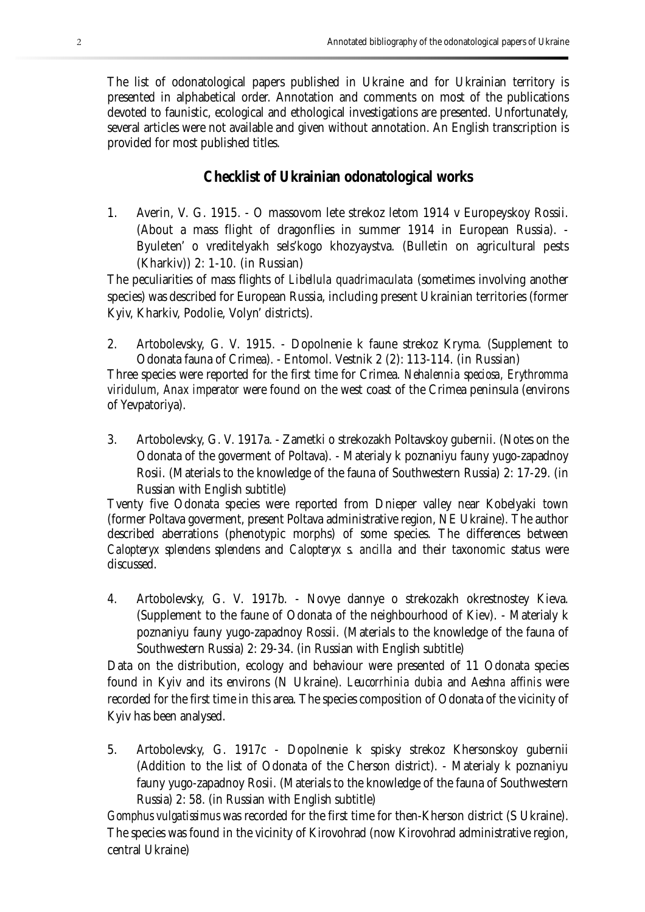The list of odonatological papers published in Ukraine and for Ukrainian territory is presented in alphabetical order. Annotation and comments on most of the publications devoted to faunistic, ecological and ethological investigations are presented. Unfortunately, several articles were not available and given without annotation. An English transcription is provided for most published titles.

## Checklist of Ukrainian odonatological works

1. Averin, V. G. 1915. - O massovom lete strekoz letom 1914 v Europeyskoy Rossii. (About a mass flight of dragonflies in summer 1914 in European Russia). - Byuleten' o vreditelyakh sels'kogo khozyaystva. (Bulletin on agricultural pests (Kharkiv)) 2: 1-10. (in Russian)

The peculiarities of mass flights of *Libellula quadrimaculata* (sometimes involving another species) was described for European Russia, including present Ukrainian territories (former Kyiv, Kharkiv, Podolie, Volyn' districts).

2. Artobolevsky, G. V. 1915. - Dopolnenie k faune strekoz Kryma. (Supplement to Odonata fauna of Crimea). - Entomol. Vestnik 2 (2): 113-114. (in Russian)

Three species were reported for the first time for Crimea. *Nehalennia speciosa*, *Erythromma viridulum*, *Anax imperator* were found on the west coast of the Crimea peninsula (environs of Yevpatoriya).

3. Artobolevsky, G. V. 1917a. - Zametki o strekozakh Poltavskoy gubernii. (Notes on the Odonata of the goverment of Poltava). - Materialy k poznaniyu fauny yugo-zapadnoy Rosii. (Materials to the knowledge of the fauna of Southwestern Russia) 2: 17-29. (in Russian with English subtitle)

Tventy five Odonata species were reported from Dnieper valley near Kobelyaki town (former Poltava goverment, present Poltava administrative region, NE Ukraine). The author described aberrations (phenotypic morphs) of some species. The differences between *Calopteryx splendens splendens* and *Calopteryx s. ancilla* and their taxonomic status were discussed.

4. Artobolevsky, G. V. 1917b. - Novye dannye o strekozakh okrestnostey Kieva. (Supplement to the faune of Odonata of the neighbourhood of Kiev). - Materialy k poznaniyu fauny yugo-zapadnoy Rossii. (Materials to the knowledge of the fauna of Southwestern Russia) 2: 29-34. (in Russian with English subtitle)

Data on the distribution, ecology and behaviour were presented of 11 Odonata species found in Kyiv and its environs (N Ukraine). *Leucorrhinia dubia* and *Aeshna affinis* were recorded for the first time in this area. The species composition of Odonata of the vicinity of Kyiv has been analysed.

5. Artobolevsky, G. 1917c - Dopolnenie k spisky strekoz Khersonskoy gubernii (Addition to the list of Odonata of the Cherson district). - Materialy k poznaniyu fauny yugo-zapadnoy Rosii. (Materials to the knowledge of the fauna of Southwestern Russia) 2: 58. (in Russian with English subtitle)

*Gomphus vulgatissimus* was recorded for the first time for then-Kherson district (S Ukraine). The species was found in the vicinity of Kirovohrad (now Kirovohrad administrative region, central Ukraine)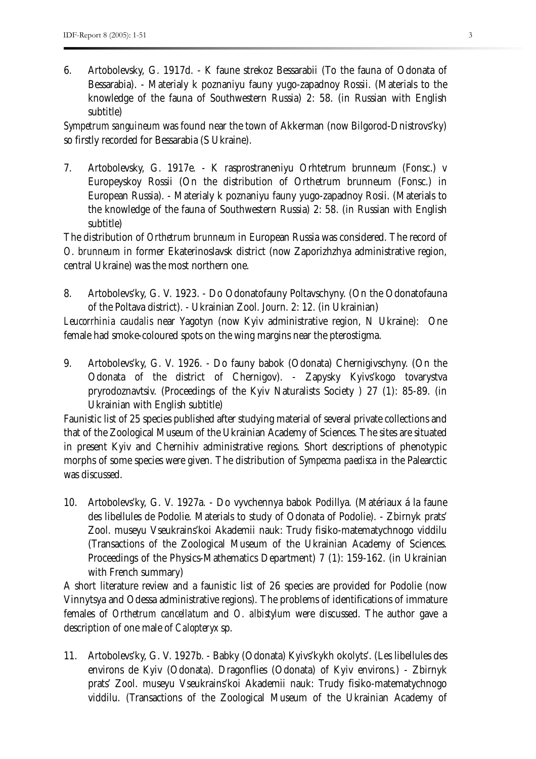6. Artobolevsky, G. 1917d. - K faune strekoz Bessarabii (To the fauna of Odonata of Bessarabia). - Materialy k poznaniyu fauny yugo-zapadnoy Rossii. (Materials to the knowledge of the fauna of Southwestern Russia) 2: 58. (in Russian with English subtitle)

*Sympetrum sanguineum* was found near the town of Akkerman (now Bilgorod-Dnistrovs'ky) so firstly recorded for Bessarabia (S Ukraine).

7. Artobolevsky, G. 1917e. - K rasprostraneniyu Orhtetrum brunneum (Fonsc.) v Europeyskoy Rossii (On the distribution of Orthetrum brunneum (Fonsc.) in European Russia). - Materialy k poznaniyu fauny yugo-zapadnoy Rosii. (Materials to the knowledge of the fauna of Southwestern Russia) 2: 58. (in Russian with English subtitle)

The distribution of *Orthetrum brunneum* in European Russia was considered. The record of *O. brunneum* in former Ekaterinoslavsk district (now Zaporizhzhya administrative region, central Ukraine) was the most northern one.

8. Artobolevs'ky, G. V. 1923. - Do Odonatofauny Poltavschyny. (On the Odonatofauna of the Poltava district). - Ukrainian Zool. Journ. 2: 12. (in Ukrainian)

*Leucorrhinia caudalis* near Yagotyn (now Kyiv administrative region, N Ukraine): One female had smoke-coloured spots on the wing margins near the pterostigma.

9. Artobolevs'ky, G. V. 1926. - Do fauny babok (Odonata) Chernigivschyny. (On the Odonata of the district of Chernigov). - Zapysky Kyivs'kogo tovarystva pryrodoznavtsiv. (Proceedings of the Kyiv Naturalists Society ) 27 (1): 85-89. (in Ukrainian with English subtitle)

Faunistic list of 25 species published after studying material of several private collections and that of the Zoological Museum of the Ukrainian Academy of Sciences. The sites are situated in present Kyiv and Chernihiv administrative regions. Short descriptions of phenotypic morphs of some species were given. The distribution of *Sympecma paedisca* in the Palearctic was discussed.

10. Artobolevs'ky, G. V. 1927a. - Do vyvchennya babok Podillya. (Matériaux á la faune des libellules de Podolie. Materials to study of Odonata of Podolie). - Zbirnyk prats' Zool. museyu Vseukrains'koi Akademii nauk: Trudy fisiko-matematychnogo viddilu (Transactions of the Zoological Museum of the Ukrainian Academy of Sciences. Proceedings of the Physics-Mathematics Department) 7 (1): 159-162. (in Ukrainian with French summary)

A short literature review and a faunistic list of 26 species are provided for Podolie (now Vinnytsya and Odessa administrative regions). The problems of identifications of immature females of *Orthetrum cancellatum* and *O. albistylum* were discussed. The author gave a description of one male of *Calopteryx* sp.

11. Artobolevs'ky, G. V. 1927b. - Babky (Odonata) Kyivs'kykh okolyts'. (Les libellules des environs de Kyiv (Odonata). Dragonflies (Odonata) of Kyiv environs.) - Zbirnyk prats' Zool. museyu Vseukrains'koi Akademii nauk: Trudy fisiko-matematychnogo viddilu. (Transactions of the Zoological Museum of the Ukrainian Academy of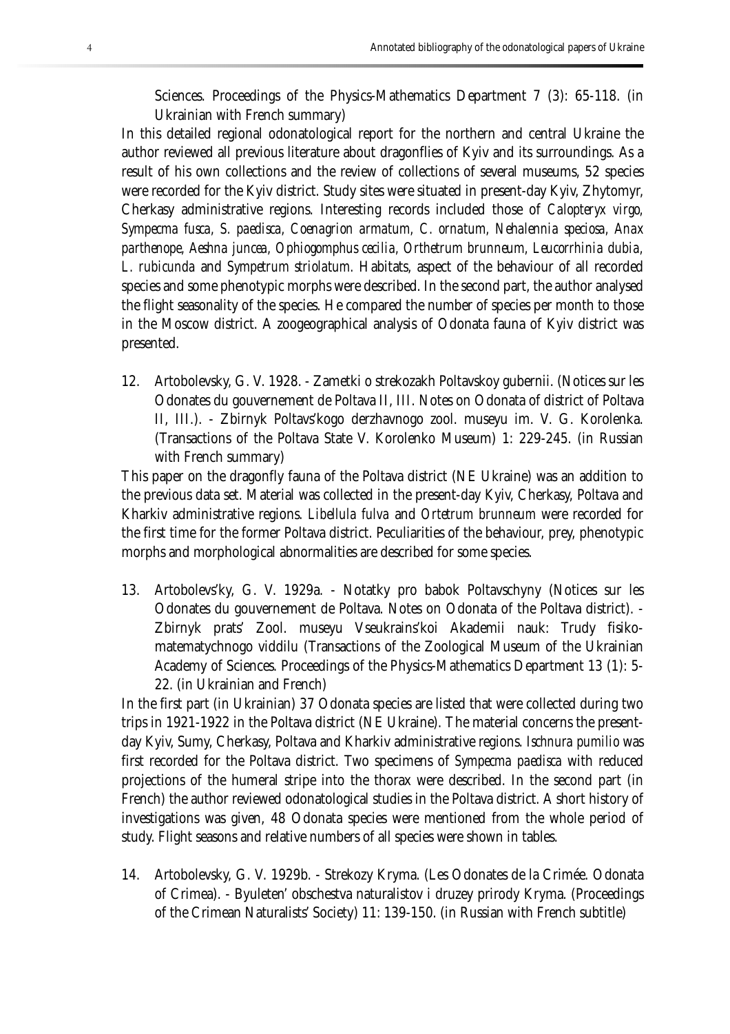Sciences. Proceedings of the Physics-Mathematics Department 7 (3): 65-118. (in Ukrainian with French summary)

In this detailed regional odonatological report for the northern and central Ukraine the author reviewed all previous literature about dragonflies of Kyiv and its surroundings. As a result of his own collections and the review of collections of several museums, 52 species were recorded for the Kyiv district. Study sites were situated in present-day Kyiv, Zhytomyr, Cherkasy administrative regions. Interesting records included those of *Calopteryx virgo, Sympecma fusca, S. paedisca, Coenagrion armatum, C. ornatum, Nehalennia speciosa, Anax parthenope, Aeshna juncea, Ophiogomphus cecilia, Orthetrum brunneum, Leucorrhinia dubia, L. rubicunda* and *Sympetrum striolatum*. Habitats, aspect of the behaviour of all recorded species and some phenotypic morphs were described. In the second part, the author analysed the flight seasonality of the species. He compared the number of species per month to those in the Moscow district. A zoogeographical analysis of Odonata fauna of Kyiv district was presented.

12. Artobolevsky, G. V. 1928. - Zametki o strekozakh Poltavskoy gubernii. (Notices sur les Odonates du gouvernement de Poltava II, III. Notes on Odonata of district of Poltava II, III.). - Zbirnyk Poltavs'kogo derzhavnogo zool. museyu im. V. G. Korolenka. (Transactions of the Poltava State V. Korolenko Museum) 1: 229-245. (in Russian with French summary)

This paper on the dragonfly fauna of the Poltava district (NE Ukraine) was an addition to the previous data set. Material was collected in the present-day Kyiv, Cherkasy, Poltava and Kharkiv administrative regions. *Libellula fulva* and *Ortetrum brunneum* were recorded for the first time for the former Poltava district. Peculiarities of the behaviour, prey, phenotypic morphs and morphological abnormalities are described for some species.

13. Artobolevs'ky, G. V. 1929a. - Notatky pro babok Poltavschyny (Notices sur les Odonates du gouvernement de Poltava. Notes on Odonata of the Poltava district). - Zbirnyk prats' Zool. museyu Vseukrains'koi Akademii nauk: Trudy fisiko-matematychnogo viddilu (Transactions of the Zoological Museum of the Ukrainian Academy of Sciences. Proceedings of the Physics-Mathematics Department 13 (1): 5-22. (in Ukrainian and French)

In the first part (in Ukrainian) 37 Odonata species are listed that were collected during two trips in 1921-1922 in the Poltava district (NE Ukraine). The material concerns the present-day Kyiv, Sumy, Cherkasy, Poltava and Kharkiv administrative regions. *Ischnura pumilio* was first recorded for the Poltava district. Two specimens of *Sympecma paedisca* with reduced projections of the humeral stripe into the thorax were described. In the second part (in French) the author reviewed odonatological studies in the Poltava district. A short history of investigations was given, 48 Odonata species were mentioned from the whole period of study. Flight seasons and relative numbers of all species were shown in tables.

14. Artobolevsky, G. V. 1929b. - Strekozy Kryma. (Les Odonates de la Crimée. Odonata of Crimea). - Byuleten' obschestva naturalistov i druzey prirody Kryma. (Proceedings of the Crimean Naturalists' Society) 11: 139-150. (in Russian with French subtitle)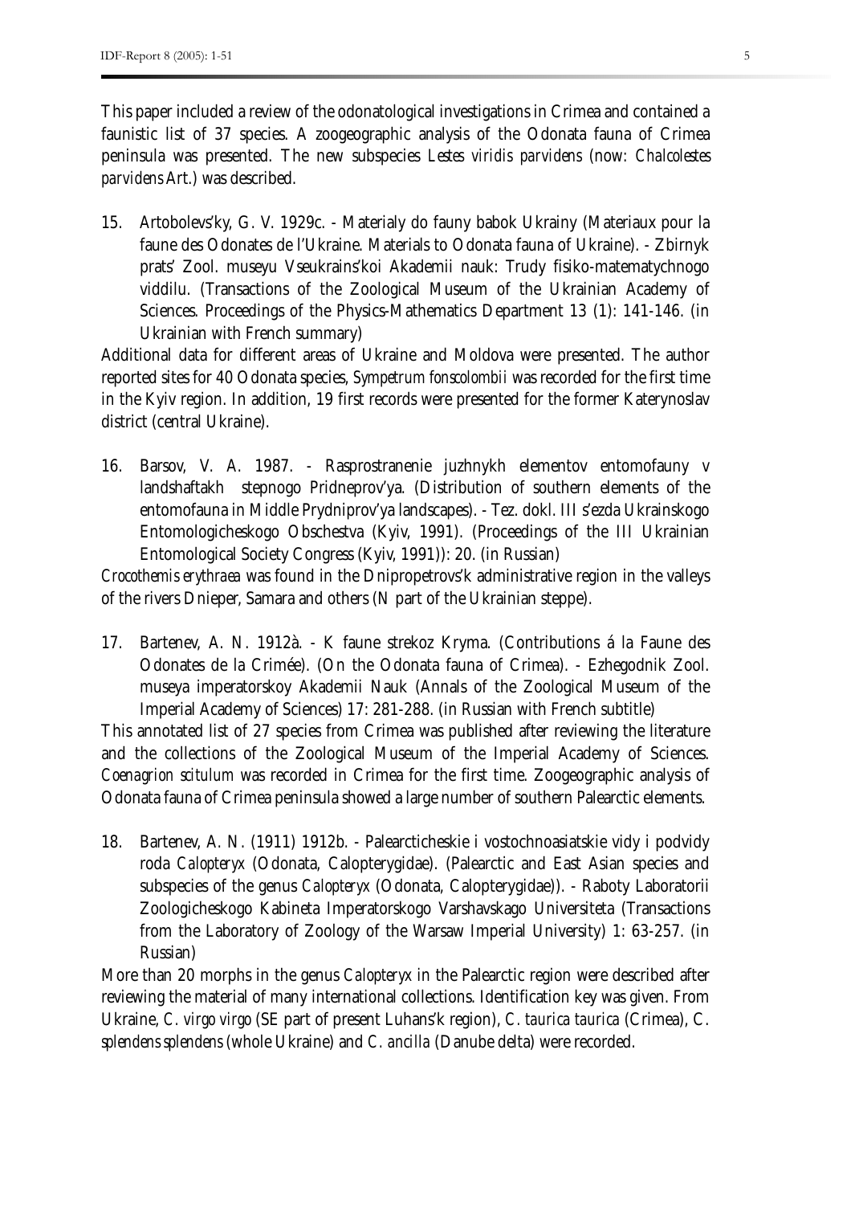This paper included a review of the odonatological investigations in Crimea and contained a faunistic list of 37 species. A zoogeographic analysis of the Odonata fauna of Crimea peninsula was presented. The new subspecies *Lestes viridis parvidens* (now: *Chalcolestes parvidens* Art.) was described.

15. Artobolevs'ky, G. V. 1929c. - Materialy do fauny babok Ukrainy (Materiaux pour la faune des Odonates de l'Ukraine. Materials to Odonata fauna of Ukraine). - Zbirnyk prats' Zool. museyu Vseukrains'koi Akademii nauk: Trudy fisiko-matematychnogo viddilu. (Transactions of the Zoological Museum of the Ukrainian Academy of Sciences. Proceedings of the Physics-Mathematics Department 13 (1): 141-146. (in Ukrainian with French summary)

Additional data for different areas of Ukraine and Moldova were presented. The author reported sites for 40 Odonata species, *Sympetrum fonscolombii* was recorded for the first time in the Kyiv region. In addition, 19 first records were presented for the former Katerynoslav district (central Ukraine).

16. Barsov, V. A. 1987. - Rasprostranenie juzhnykh elementov entomofauny v landshaftakh stepnogo Pridneprov'ya. (Distribution of southern elements of the entomofauna in Middle Prydniprov'ya landscapes). - Tez. dokl. III s'ezda Ukrainskogo Entomologicheskogo Obschestva (Kyiv, 1991). (Proceedings of the III Ukrainian Entomological Society Congress (Kyiv, 1991)): 20. (in Russian)

*Crocothemis erythraea* was found in the Dnipropetrovs'k administrative region in the valleys of the rivers Dnieper, Samara and others (N part of the Ukrainian steppe).

17. Bartenev, A. N. 1912à. - K faune strekoz Kryma. (Contributions á la Faune des Odonates de la Crimée). (On the Odonata fauna of Crimea). - Ezhegodnik Zool. museya imperatorskoy Akademii Nauk (Annals of the Zoological Museum of the Imperial Academy of Sciences) 17: 281-288. (in Russian with French subtitle)

This annotated list of 27 species from Crimea was published after reviewing the literature and the collections of the Zoological Museum of the Imperial Academy of Sciences. *Coenagrion scitulum* was recorded in Crimea for the first time. Zoogeographic analysis of Odonata fauna of Crimea peninsula showed a large number of southern Palearctic elements.

18. Bartenev, A. N. (1911) 1912b. - Palearcticheskie i vostochnoasiatskie vidy i podvidy roda *Calopteryx* (Odonata, Calopterygidae). (Palearctic and East Asian species and subspecies of the genus *Calopteryx* (Odonata, Calopterygidae)). - Raboty Laboratorii Zoologicheskogo Kabineta Imperatorskogo Varshavskago Universiteta (Transactions from the Laboratory of Zoology of the Warsaw Imperial University) 1: 63-257. (in Russian)

More than 20 morphs in the genus *Calopteryx* in the Palearctic region were described after reviewing the material of many international collections. Identification key was given. From Ukraine, *C. virgo virgo* (SE part of present Luhans'k region), *C. taurica taurica* (Crimea), *C. splendens splendens* (whole Ukraine) and *C. ancilla* (Danube delta) were recorded.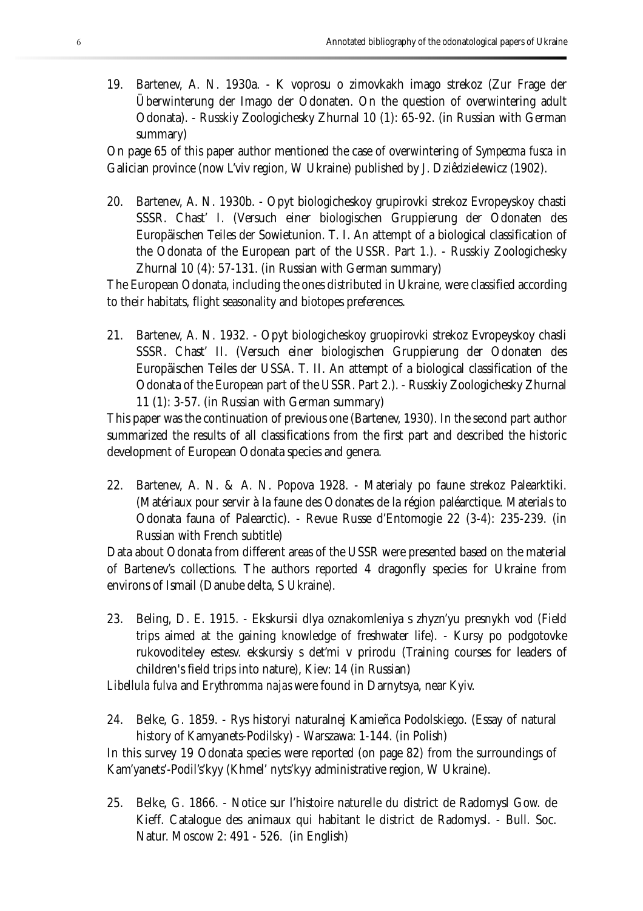19. Bartenev, A. N. 1930a. - K voprosu o zimovkakh imago strekoz (Zur Frage der Überwinterung der Imago der Odonaten. On the question of overwintering adult Odonata). - Russkiy Zoologichesky Zhurnal 10 (1): 65-92. (in Russian with German summary)

On page 65 of this paper author mentioned the case of overwintering of *Sympecma fusca* in Galician province (now L'viv region, W Ukraine) published by J. Dziêdzielewicz (1902).

20. Bartenev, A. N. 1930b. - Opyt biologicheskoy grupirovki strekoz Evropeyskoy chasti SSSR. Chast' I. (Versuch einer biologischen Gruppierung der Odonaten des Europäischen Teiles der Sowietunion. T. I. An attempt of a biological classification of the Odonata of the European part of the USSR. Part 1.). - Russkiy Zoologichesky Zhurnal 10 (4): 57-131. (in Russian with German summary)

The European Odonata, including the ones distributed in Ukraine, were classified according to their habitats, flight seasonality and biotopes preferences.

21. Bartenev, A. N. 1932. - Opyt biologicheskoy gruopirovki strekoz Evropeyskoy chasli SSSR. Chast' II. (Versuch einer biologischen Gruppierung der Odonaten des Europäischen Teiles der USSA. T. II. An attempt of a biological classification of the Odonata of the European part of the USSR. Part 2.). - Russkiy Zoologichesky Zhurnal 11 (1): 3-57. (in Russian with German summary)

This paper was the continuation of previous one (Bartenev, 1930). In the second part author summarized the results of all classifications from the first part and described the historic development of European Odonata species and genera.

22. Bartenev, A. N. & A. N. Popova 1928. - Materialy po faune strekoz Palearktiki. (Matériaux pour servir à la faune des Odonates de la région paléarctique. Materials to Odonata fauna of Palearctic). - Revue Russe d'Entomogie 22 (3-4): 235-239. (in Russian with French subtitle)

Data about Odonata from different areas of the USSR were presented based on the material of Bartenev's collections. The authors reported 4 dragonfly species for Ukraine from environs of Ismail (Danube delta, S Ukraine).

23. Beling, D. E. 1915. - Ekskursii dlya oznakomleniya s zhyzn'yu presnykh vod (Field trips aimed at the gaining knowledge of freshwater life). - Kursy po podgotovke rukovoditeley estesv. ekskursiy s det'mi v prirodu (Training courses for leaders of children's field trips into nature), Kiev: 14 (in Russian)

*Libellula fulva* and *Erythromma najas* were found in Darnytsya, near Kyiv.

24. Belke, G. 1859. - Rys historyi naturalnej Kamieñca Podolskiego. (Essay of natural history of Kamyanets-Podilsky) - Warszawa: 1-144. (in Polish)

In this survey 19 Odonata species were reported (on page 82) from the surroundings of Kam'yanets'-Podil's'kyy (Khmel' nyts'kyy administrative region, W Ukraine).

25. Belke, G. 1866. - Notice sur l'histoire naturelle du district de Radomysl Gow. de Kieff. Catalogue des animaux qui habitant le district de Radomysl. - Bull. Soc. Natur. Moscow 2: 491 - 526. (in English)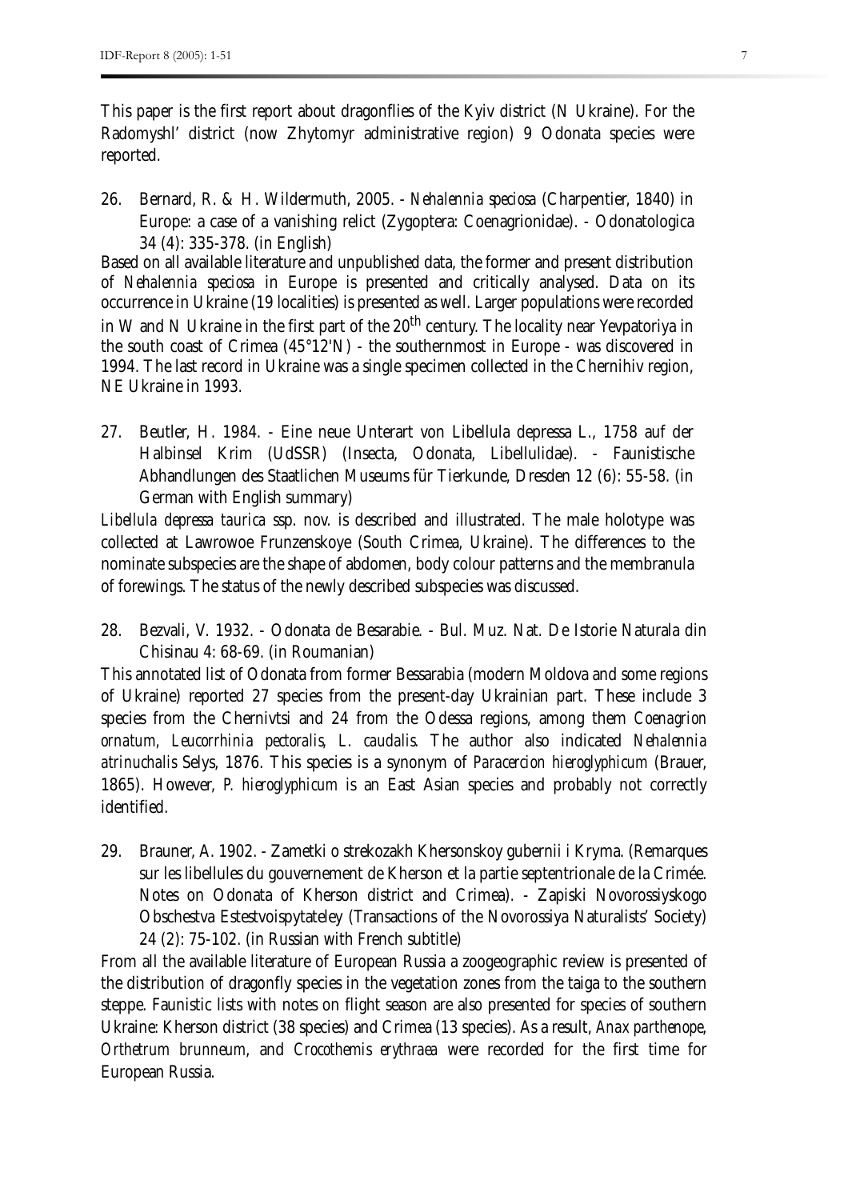This paper is the first report about dragonflies of the Kyiv district (N Ukraine). For the Radomyshl' district (now Zhytomyr administrative region) 9 Odonata species were reported.

26. Bernard, R. & H. Wildermuth, 2005. - *Nehalennia speciosa* (Charpentier, 1840) in Europe: a case of a vanishing relict (Zygoptera: Coenagrionidae). - Odonatologica 34 (4): 335-378. (in English)

Based on all available literature and unpublished data, the former and present distribution of *Nehalennia speciosa* in Europe is presented and critically analysed. Data on its occurrence in Ukraine (19 localities) is presented as well. Larger populations were recorded in W and N Ukraine in the first part of the 20th century. The locality near Yevpatoriya in the south coast of Crimea (45°12'N) - the southernmost in Europe - was discovered in 1994. The last record in Ukraine was a single specimen collected in the Chernihiv region, NE Ukraine in 1993.

27. Beutler, H. 1984. - Eine neue Unterart von Libellula depressa L., 1758 auf der Halbinsel Krim (UdSSR) (Insecta, Odonata, Libellulidae). - Faunistische Abhandlungen des Staatlichen Museums für Tierkunde, Dresden 12 (6): 55-58. (in German with English summary)

*Libellula depressa taurica* ssp. nov. is described and illustrated. The male holotype was collected at Lawrowoe Frunzenskoye (South Crimea, Ukraine). The differences to the nominate subspecies are the shape of abdomen, body colour patterns and the membranula of forewings. The status of the newly described subspecies was discussed.

28. Bezvali, V. 1932. - Odonata de Besarabie. - Bul. Muz. Nat. De Istorie Naturala din Chisinau 4: 68-69. (in Roumanian)

This annotated list of Odonata from former Bessarabia (modern Moldova and some regions of Ukraine) reported 27 species from the present-day Ukrainian part. These include 3 species from the Chernivtsi and 24 from the Odessa regions, among them *Coenagrion ornatum*, *Leucorrhinia pectoralis*, *L. caudalis*. The author also indicated *Nehalennia atrinuchalis* Selys, 1876. This species is a synonym of *Paracercion hieroglyphicum* (Brauer, 1865). However, *P. hieroglyphicum* is an East Asian species and probably not correctly identified.

29. Brauner, A. 1902. - Zametki o strekozakh Khersonskoy gubernii i Kryma. (Remarques sur les libellules du gouvernement de Kherson et la partie septentrionale de la Crimée. Notes on Odonata of Kherson district and Crimea). - Zapiski Novorossiyskogo Obschestva Estestvoispytateley (Transactions of the Novorossiya Naturalists' Society) 24 (2): 75-102. (in Russian with French subtitle)

From all the available literature of European Russia a zoogeographic review is presented of the distribution of dragonfly species in the vegetation zones from the taiga to the southern steppe. Faunistic lists with notes on flight season are also presented for species of southern Ukraine: Kherson district (38 species) and Crimea (13 species). As a result, *Anax parthenope*, *Orthetrum brunneum*, and *Crocothemis erythraea* were recorded for the first time for European Russia.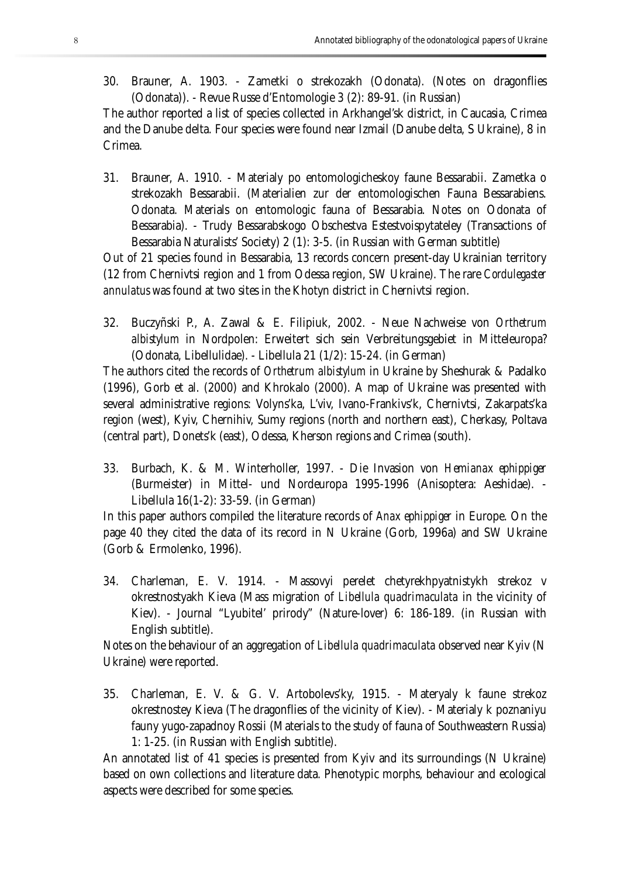30. Brauner, A. 1903. - Zametki o strekozakh (Odonata). (Notes on dragonflies (Odonata)). - Revue Russe d'Entomologie 3 (2): 89-91. (in Russian)

The author reported a list of species collected in Arkhangel'sk district, in Caucasia, Crimea and the Danube delta. Four species were found near Izmail (Danube delta, S Ukraine), 8 in Crimea.

31. Brauner, A. 1910. - Materialy po entomologicheskoy faune Bessarabii. Zametka o strekozakh Bessarabii. (Materialien zur der entomologischen Fauna Bessarabiens. Odonata. Materials on entomologic fauna of Bessarabia. Notes on Odonata of Bessarabia). - Trudy Bessarabskogo Obschestva Estestvoispytateley (Transactions of Bessarabia Naturalists' Society) 2 (1): 3-5. (in Russian with German subtitle)

Out of 21 species found in Bessarabia, 13 records concern present-day Ukrainian territory (12 from Chernivtsi region and 1 from Odessa region, SW Ukraine). The rare *Cordulegaster annulatus* was found at two sites in the Khotyn district in Chernivtsi region.

32. Buczyñski P., A. Zawal & E. Filipiuk, 2002. - Neue Nachweise von *Orthetrum albistylum* in Nordpolen: Erweitert sich sein Verbreitungsgebiet in Mitteleuropa? (Odonata, Libellulidae). - Libellula 21 (1/2): 15-24. (in German)

The authors cited the records of *Orthetrum albistylum* in Ukraine by Sheshurak & Padalko (1996), Gorb et al. (2000) and Khrokalo (2000). A map of Ukraine was presented with several administrative regions: Volyns'ka, L'viv, Ivano-Frankivs'k, Chernivtsi, Zakarpats'ka region (west), Kyiv, Chernihiv, Sumy regions (north and northern east), Cherkasy, Poltava (central part), Donets'k (east), Odessa, Kherson regions and Crimea (south).

33. Burbach, K. & M. Winterholler, 1997. - Die Invasion von *Hemianax ephippiger* (Burmeister) in Mittel- und Nordeuropa 1995-1996 (Anisoptera: Aeshidae). - Libellula 16(1-2): 33-59. (in German)

In this paper authors compiled the literature records of *Anax ephippiger* in Europe. On the page 40 they cited the data of its record in N Ukraine (Gorb, 1996a) and SW Ukraine (Gorb & Ermolenko, 1996).

34. Charleman, E. V. 1914. - Massovyi perelet chetyrekhpyatnistykh strekoz v okrestnostyakh Kieva (Mass migration of *Libellula quadrimaculata* in the vicinity of Kiev). - Journal "Lyubitel' prirody" (Nature-lover) 6: 186-189. (in Russian with English subtitle).

Notes on the behaviour of an aggregation of *Libellula quadrimaculata* observed near Kyiv (N Ukraine) were reported.

35. Charleman, E. V. & G. V. Artobolevs'ky, 1915. - Materyaly k faune strekoz okrestnostey Kieva (The dragonflies of the vicinity of Kiev). - Materialy k poznaniyu fauny yugo-zapadnoy Rossii (Materials to the study of fauna of Southweastern Russia) 1: 1-25. (in Russian with English subtitle).

An annotated list of 41 species is presented from Kyiv and its surroundings (N Ukraine) based on own collections and literature data. Phenotypic morphs, behaviour and ecological aspects were described for some species.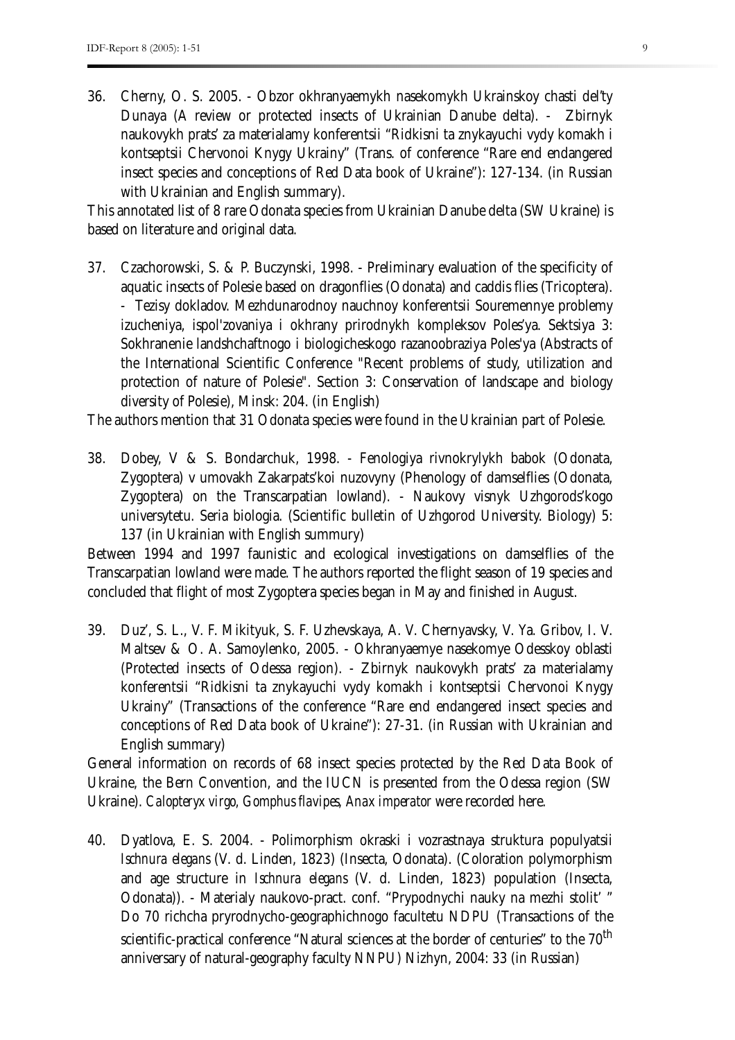36. Cherny, O. S. 2005. - Obzor okhranyaemykh nasekomykh Ukrainskoy chasti del'ty Dunaya (A review or protected insects of Ukrainian Danube delta). - Zbirnyk naukovykh prats' za materialamy konferentsii "Ridkisni ta znykayuchi vydy komakh i kontseptsii Chervonoi Knygy Ukrainy" (Trans. of conference "Rare end endangered insect species and conceptions of Red Data book of Ukraine"): 127-134. (in Russian with Ukrainian and English summary).

This annotated list of 8 rare Odonata species from Ukrainian Danube delta (SW Ukraine) is based on literature and original data.

37. Czachorowski, S. & P. Buczynski, 1998. - Preliminary evaluation of the specificity of aquatic insects of Polesie based on dragonflies (Odonata) and caddis flies (Tricoptera). - Tezisy dokladov. Mezhdunarodnoy nauchnoy konferentsii Souremennye problemy izucheniya, ispol'zovaniya i okhrany prirodnykh kompleksov Poles'ya. Sektsiya 3: Sokhranenie landshchaftnogo i biologicheskogo razanoobraziya Poles'ya (Abstracts of the International Scientific Conference "Recent problems of study, utilization and protection of nature of Polesie". Section 3: Conservation of landscape and biology diversity of Polesie), Minsk: 204. (in English)

The authors mention that 31 Odonata species were found in the Ukrainian part of Polesie.

38. Dobey, V & S. Bondarchuk, 1998. - Fenologiya rivnokrylykh babok (Odonata, Zygoptera) v umovakh Zakarpats'koi nuzovyny (Phenology of damselflies (Odonata, Zygoptera) on the Transcarpatian lowland). - Naukovy visnyk Uzhgorods'kogo universytetu. Seria biologia. (Scientific bulletin of Uzhgorod University. Biology) 5: 137 (in Ukrainian with English summury)

Between 1994 and 1997 faunistic and ecological investigations on damselflies of the Transcarpatian lowland were made. The authors reported the flight season of 19 species and concluded that flight of most Zygoptera species began in May and finished in August.

39. Duz', S. L., V. F. Mikityuk, S. F. Uzhevskaya, A. V. Chernyavsky, V. Ya. Gribov, I. V. Maltsev & O. A. Samoylenko, 2005. - Okhranyaemye nasekomye Odesskoy oblasti (Protected insects of Odessa region). - Zbirnyk naukovykh prats' za materialamy konferentsii "Ridkisni ta znykayuchi vydy komakh i kontseptsii Chervonoi Knygy Ukrainy" (Transactions of the conference "Rare end endangered insect species and conceptions of Red Data book of Ukraine"): 27-31. (in Russian with Ukrainian and English summary)

General information on records of 68 insect species protected by the Red Data Book of Ukraine, the Bern Convention, and the IUCN is presented from the Odessa region (SW Ukraine). *Calopteryx virgo*, *Gomphus flavipes*, *Anax imperator* were recorded here.

40. Dyatlova, E. S. 2004. - Polimorphism okraski i vozrastnaya struktura populyatsii *Ischnura elegans* (V. d. Linden, 1823) (Insecta, Odonata). (Coloration polymorphism and age structure in *Ischnura elegans* (V. d. Linden, 1823) population (Insecta, Odonata)). - Materialy naukovo-pract. conf. "Prypodnychi nauky na mezhi stolit' " Do 70 richcha pryrodnycho-geographichnogo facultetu NDPU (Transactions of the scientific-practical conference "Natural sciences at the border of centuries" to the 70th anniversary of natural-geography faculty NNPU) Nizhyn, 2004: 33 (in Russian)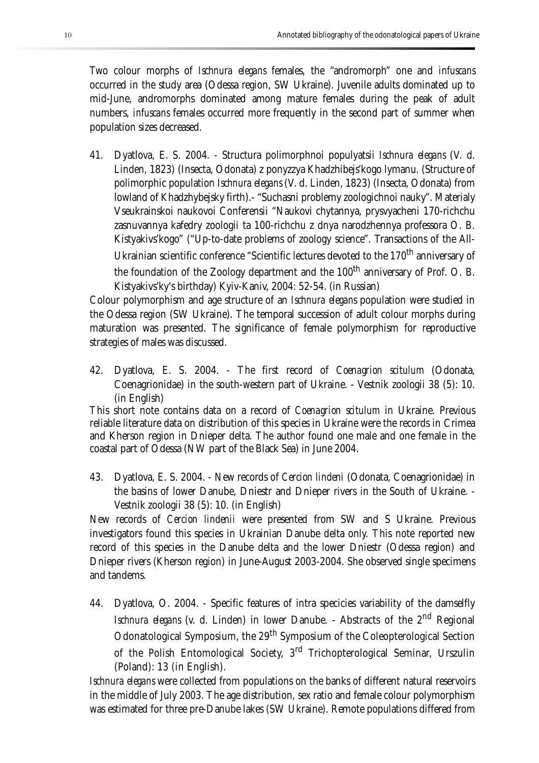Two colour morphs of *Ischnura elegans* females, the "andromorph" one and *infuscans* occurred in the study area (Odessa region, SW Ukraine). Juvenile adults dominated up to mid-June, andromorphs dominated among mature females during the peak of adult numbers, *infuscans* females occurred more frequently in the second part of summer when population sizes decreased.

41. Dyatlova, E. S. 2004. - Structura polimorphnoi populyatsii *Ischnura elegans* (V. d. Linden, 1823) (Insecta, Odonata) z ponyzzya Khadzhibejs'kogo lymanu. (Structure of polimorphic population *Ischnura elegans* (V. d. Linden, 1823) (Insecta, Odonata) from lowland of Khadzhybejsky firth).- "Suchasni problemy zoologichnoi nauky". Materialy Vseukrainskoi naukovoi Conferensii "Naukovi chytannya, prysvyacheni 170-richchu zasnuvannya kafedry zoologii ta 100-richchu z dnya narodzhennya professora O. B. Kistyakivs'kogo" ("Up-to-date problems of zoology science". Transactions of the All-Ukrainian scientific conference "Scientific lectures devoted to the 170th anniversary of the foundation of the Zoology department and the 100th anniversary of Prof. O. B. Kistyakivs'ky's birthday) Kyiv-Kaniv, 2004: 52-54. (in Russian)

Colour polymorphism and age structure of an *Ischnura elegans* population were studied in the Odessa region (SW Ukraine). The temporal succession of adult colour morphs during maturation was presented. The significance of female polymorphism for reproductive strategies of males was discussed.

42. Dyatlova, E. S. 2004. - The first record of *Coenagrion scitulum* (Odonata, Coenagrionidae) in the south-western part of Ukraine. - Vestnik zoologii 38 (5): 10. (in English)

This short note contains data on a record of *Coenagrion scitulum* in Ukraine. Previous reliable literature data on distribution of this species in Ukraine were the records in Crimea and Kherson region in Dnieper delta. The author found one male and one female in the coastal part of Odessa (NW part of the Black Sea) in June 2004.

43. Dyatlova, E. S. 2004. - New records of *Cercion lindeni* (Odonata, Coenagrionidae) in the basins of lower Danube, Dniestr and Dnieper rivers in the South of Ukraine. - Vestnik zoologii 38 (5): 10. (in English)

New records of *Cercion lindenii* were presented from SW and S Ukraine. Previous investigators found this species in Ukrainian Danube delta only. This note reported new record of this species in the Danube delta and the lower Dniestr (Odessa region) and Dnieper rivers (Kherson region) in June-August 2003-2004. She observed single specimens and tandems.

44. Dyatlova, O. 2004. - Specific features of intra specicies variability of the damselfly *Ischnura elegans* (v. d. Linden) in lower Danube. - Abstracts of the 2nd Regional Odonatological Symposium, the 29th Symposium of the Coleopterological Section of the Polish Entomological Society, 3rd Trichopterological Seminar, Urszulin (Poland): 13 (in English).

*Ischnura elegans* were collected from populations on the banks of different natural reservoirs in the middle of July 2003. The age distribution, sex ratio and female colour polymorphism was estimated for three pre-Danube lakes (SW Ukraine). Remote populations differed from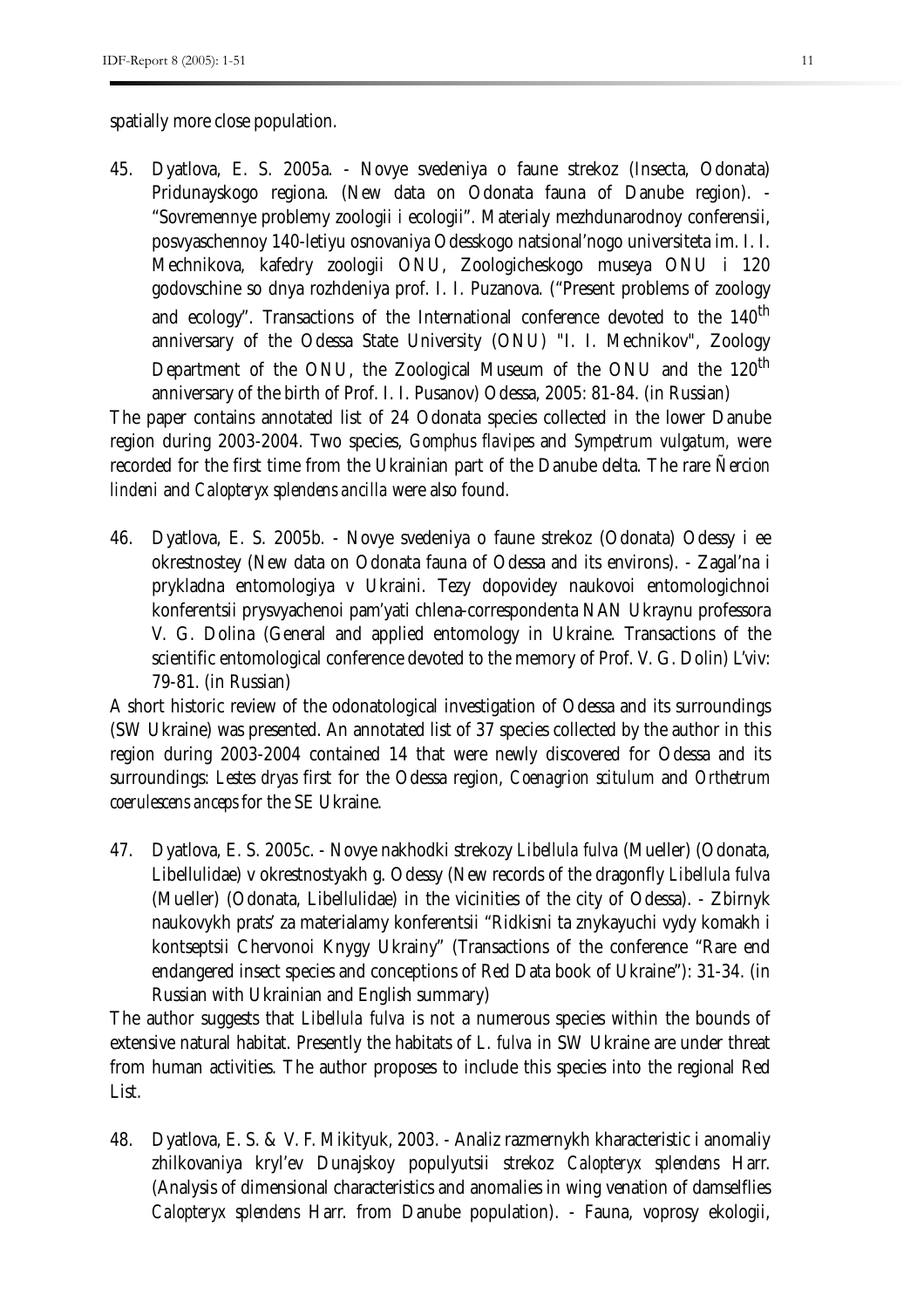spatially more close population.

45. Dyatlova, E. S. 2005a. - Novye svedeniya o faune strekoz (Insecta, Odonata) Pridunayskogo regiona. (New data on Odonata fauna of Danube region). - "Sovremennye problemy zoologii i ecologii". Materialy mezhdunarodnoy conferensii, posvyaschennoy 140-letiyu osnovaniya Odesskogo natsional'nogo universiteta im. I. I. Mechnikova, kafedry zoologii ONU, Zoologicheskogo museya ONU i 120 godovschine so dnya rozhdeniya prof. I. I. Puzanova. ("Present problems of zoology and ecology". Transactions of the International conference devoted to the 140th anniversary of the Odessa State University (ONU) "I. I. Mechnikov", Zoology Department of the ONU, the Zoological Museum of the ONU and the 120th anniversary of the birth of Prof. I. I. Pusanov) Odessa, 2005: 81-84. (in Russian)

The paper contains annotated list of 24 Odonata species collected in the lower Danube region during 2003-2004. Two species, *Gomphus flavipes* and *Sympetrum vulgatum*, were recorded for the first time from the Ukrainian part of the Danube delta. The rare *Ñercion lindeni* and *Calopteryx splendens ancilla* were also found.

46. Dyatlova, E. S. 2005b. - Novye svedeniya o faune strekoz (Odonata) Odessy i ee okrestnostey (New data on Odonata fauna of Odessa and its environs). - Zagal'na i prykladna entomologiya v Ukraini. Tezy dopovidey naukovoi entomologichnoi konferentsii prysvyachenoi pam'yati chlena-correspondenta NAN Ukraynu professora V. G. Dolina (General and applied entomology in Ukraine. Transactions of the scientific entomological conference devoted to the memory of Prof. V. G. Dolin) L'viv: 79-81. (in Russian)

A short historic review of the odonatological investigation of Odessa and its surroundings (SW Ukraine) was presented. An annotated list of 37 species collected by the author in this region during 2003-2004 contained 14 that were newly discovered for Odessa and its surroundings: *Lestes dryas* first for the Odessa region, *Coenagrion scitulum* and *Orthetrum coerulescens anceps* for the SE Ukraine.

47. Dyatlova, E. S. 2005c. - Novye nakhodki strekozy *Libellula fulva* (Mueller) (Odonata, Libellulidae) v okrestnostyakh g. Odessy (New records of the dragonfly *Libellula fulva* (Mueller) (Odonata, Libellulidae) in the vicinities of the city of Odessa). - Zbirnyk naukovykh prats' za materialamy konferentsii "Ridkisni ta znykayuchi vydy komakh i kontseptsii Chervonoi Knygy Ukrainy" (Transactions of the conference "Rare end endangered insect species and conceptions of Red Data book of Ukraine"): 31-34. (in Russian with Ukrainian and English summary)

The author suggests that *Libellula fulva* is not a numerous species within the bounds of extensive natural habitat. Presently the habitats of *L. fulva* in SW Ukraine are under threat from human activities. The author proposes to include this species into the regional Red List.

48. Dyatlova, E. S. & V. F. Mikityuk, 2003. - Analiz razmernykh kharacteristic i anomaliy zhilkovaniya kryl'ev Dunajskoy populyutsii strekoz *Calopteryx splendens* Harr. (Analysis of dimensional characteristics and anomalies in wing venation of damselflies *Calopteryx splendens* Harr. from Danube population). - Fauna, voprosy ekologii,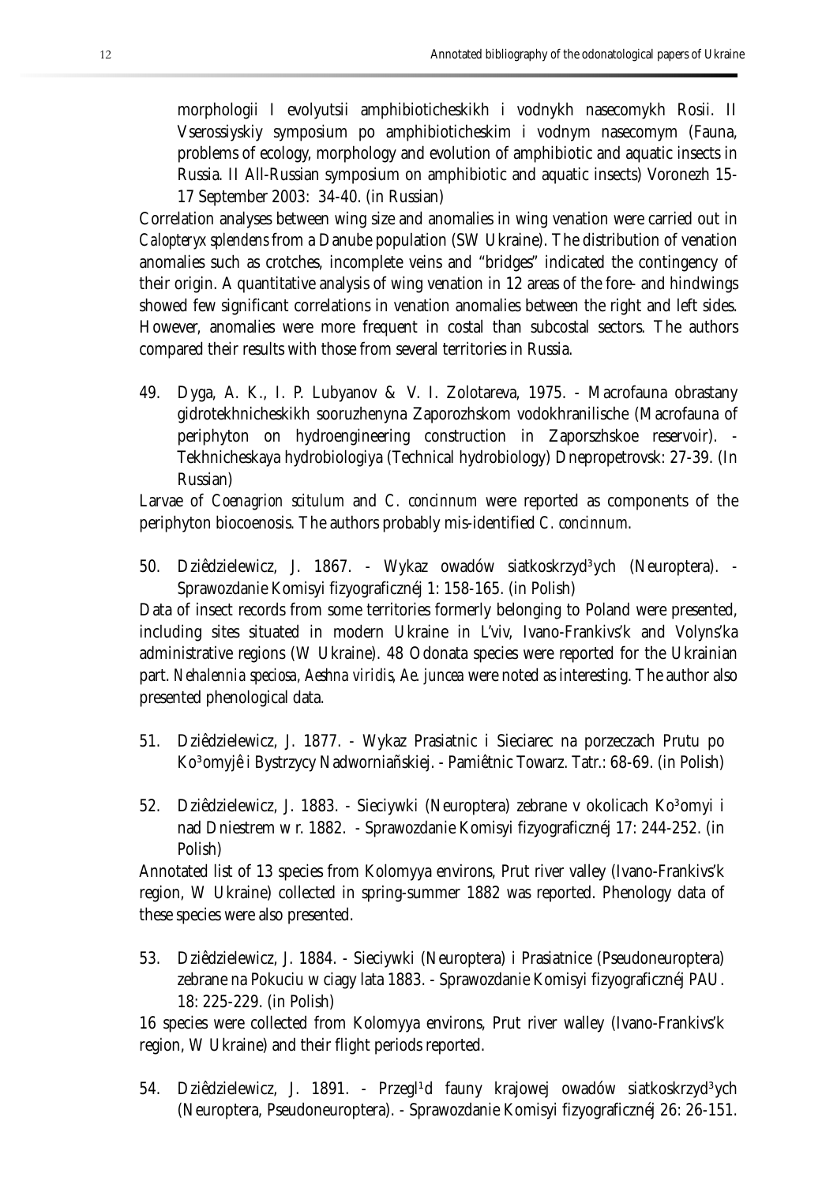morphologii I evolyutsii amphibioticheskikh i vodnykh nasecomykh Rosii. II Vserossiyskiy symposium po amphibioticheskim i vodnym nasecomym (Fauna, problems of ecology, morphology and evolution of amphibiotic and aquatic insects in Russia. II All-Russian symposium on amphibiotic and aquatic insects) Voronezh 15-17 September 2003: 34-40. (in Russian)

Correlation analyses between wing size and anomalies in wing venation were carried out in *Calopteryx splendens* from a Danube population (SW Ukraine). The distribution of venation anomalies such as crotches, incomplete veins and "bridges" indicated the contingency of their origin. A quantitative analysis of wing venation in 12 areas of the fore- and hindwings showed few significant correlations in venation anomalies between the right and left sides. However, anomalies were more frequent in costal than subcostal sectors. The authors compared their results with those from several territories in Russia.

49. Dyga, A. K., I. P. Lubyanov & V. I. Zolotareva, 1975. - Macrofauna obrastany gidrotekhnicheskikh sooruzhenyna Zaporozhskom vodokhranilische (Macrofauna of periphyton on hydroengineering construction in Zaporszhskoe reservoir). - Tekhnicheskaya hydrobiologiya (Technical hydrobiology) Dnepropetrovsk: 27-39. (In Russian)

Larvae of *Coenagrion scitulum* and *C. concinnum* were reported as components of the periphyton biocoenosis. The authors probably mis-identified *C. concinnum*.

50. Dziêdzielewicz, J. 1867. - Wykaz owadów siatkoskrzyd³ych (Neuroptera). - Sprawozdanie Komisyi fizyograficznéj 1: 158-165. (in Polish)

Data of insect records from some territories formerly belonging to Poland were presented, including sites situated in modern Ukraine in L'viv, Ivano-Frankivs'k and Volyns'ka administrative regions (W Ukraine). 48 Odonata species were reported for the Ukrainian part. *Nehalennia speciosa*, *Aeshna viridis*, *Ae. juncea* were noted as interesting. The author also presented phenological data.

51. Dziêdzielewicz, J. 1877. - Wykaz Prasiatnic i Sieciarec na porzeczach Prutu po Ko³omyjê i Bystrzycy Nadwornia ñskiej. - Pamiêtnic Towarz. Tatr.: 68-69. (in Polish)

52. Dziêdzielewicz, J. 1883. - Sieciywki (Neuroptera) zebrane v okolicach Ko³omyi i nad Dniestrem w r. 1882. - Sprawozdanie Komisyi fizyograficznéj 17: 244-252. (in Polish)

Annotated list of 13 species from Kolomyya environs, Prut river valley (Ivano-Frankivs'k region, W Ukraine) collected in spring-summer 1882 was reported. Phenology data of these species were also presented.

53. Dziêdzielewicz, J. 1884. - Sieciywki (Neuroptera) i Prasiatnice (Pseudoneuroptera) zebrane na Pokuciu w ciagy lata 1883. - Sprawozdanie Komisyi fizyograficznéj PAU. 18: 225-229. (in Polish)

16 species were collected from Kolomyya environs, Prut river walley (Ivano-Frankivs'k region, W Ukraine) and their flight periods reported.

54. Dziêdzielewicz, J. 1891. - Przegl¹d fauny krajowej owadów siatkoskrzyd³ych (Neuroptera, Pseudoneuroptera). - Sprawozdanie Komisyi fizyograficznéj 26: 26-151.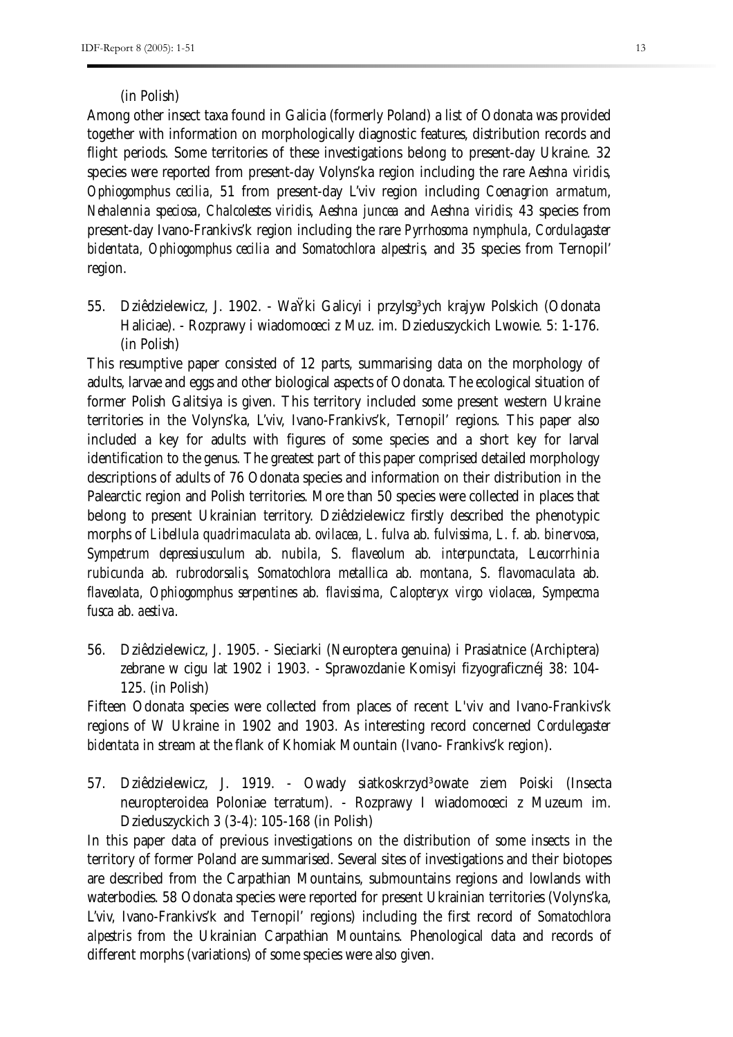(in Polish)

Among other insect taxa found in Galicia (formerly Poland) a list of Odonata was provided together with information on morphologically diagnostic features, distribution records and flight periods. Some territories of these investigations belong to present-day Ukraine. 32 species were reported from present-day Volyns'ka region including the rare *Aeshna viridis*, *Ophiogomphus cecilia*, 51 from present-day L'viv region including *Coenagrion armatum*, *Nehalennia speciosa*, *Chalcolestes viridis*, *Aeshna juncea* and *Aeshna viridis*; 43 species from present-day Ivano-Frankivs'k region including the rare *Pyrrhosoma nymphula*, *Cordulagaster bidentata*, *Ophiogomphus cecilia* and *Somatochlora alpestris*, and 35 species from Ternopil' region.

55. Dziêdzielewicz, J. 1902. - WaŸki Galicyi i przylsg³ych krajyw Polskich (Odonata Haliciae). - Rozprawy i wiadomoœci z Muz. im. Dzieduszyckich Lwowie. 5: 1-176. (in Polish)

This resumptive paper consisted of 12 parts, summarising data on the morphology of adults, larvae and eggs and other biological aspects of Odonata. The ecological situation of former Polish Galitsiya is given. This territory included some present western Ukraine territories in the Volyns'ka, L'viv, Ivano-Frankivs'k, Ternopil' regions. This paper also included a key for adults with figures of some species and a short key for larval identification to the genus. The greatest part of this paper comprised detailed morphology descriptions of adults of 76 Odonata species and information on their distribution in the Palearctic region and Polish territories. More than 50 species were collected in places that belong to present Ukrainian territory. Dziêdzielewicz firstly described the phenotypic morphs of *Libellula quadrimaculata* ab. *ovilacea*, *L. fulva* ab. *fulvissima*, *L. f.* ab. *binervosa*, *Sympetrum depressiusculum* ab. *nubila*, *S. flaveolum* ab. *interpunctata*, *Leucorrhinia rubicunda* ab. *rubrodorsalis*, *Somatochlora metallica* ab. *montana*, *S. flavomaculata* ab. *flaveolata*, *Ophiogomphus serpentines* ab. *flavissima*, *Calopteryx virgo violacea*, *Sympecma fusca* ab. *aestiva*.

56. Dziêdzielewicz, J. 1905. - Sieciarki (Neuroptera genuina) i Prasiatnice (Archiptera) zebrane w cigu lat 1902 i 1903. - Sprawozdanie Komisyi fizyograficznéj 38: 104-125. (in Polish)

Fifteen Odonata species were collected from places of recent L'viv and Ivano-Frankivs'k regions of W Ukraine in 1902 and 1903. As interesting record concerned *Cordulegaster bidentata* in stream at the flank of Khomiak Mountain (Ivano- Frankivs'k region).

57. Dziêdzielewicz, J. 1919. - Owady siatkoskrzyd³owate ziem Poiski (Insecta neuropteroidea Poloniae terratum). - Rozprawy I wiadomoœci z Muzeum im. Dzieduszyckich 3 (3-4): 105-168 (in Polish)

In this paper data of previous investigations on the distribution of some insects in the territory of former Poland are summarised. Several sites of investigations and their biotopes are described from the Carpathian Mountains, submountains regions and lowlands with waterbodies. 58 Odonata species were reported for present Ukrainian territories (Volyns'ka, L'viv, Ivano-Frankivs'k and Ternopil' regions) including the first record of *Somatochlora alpestris* from the Ukrainian Carpathian Mountains. Phenological data and records of different morphs (variations) of some species were also given.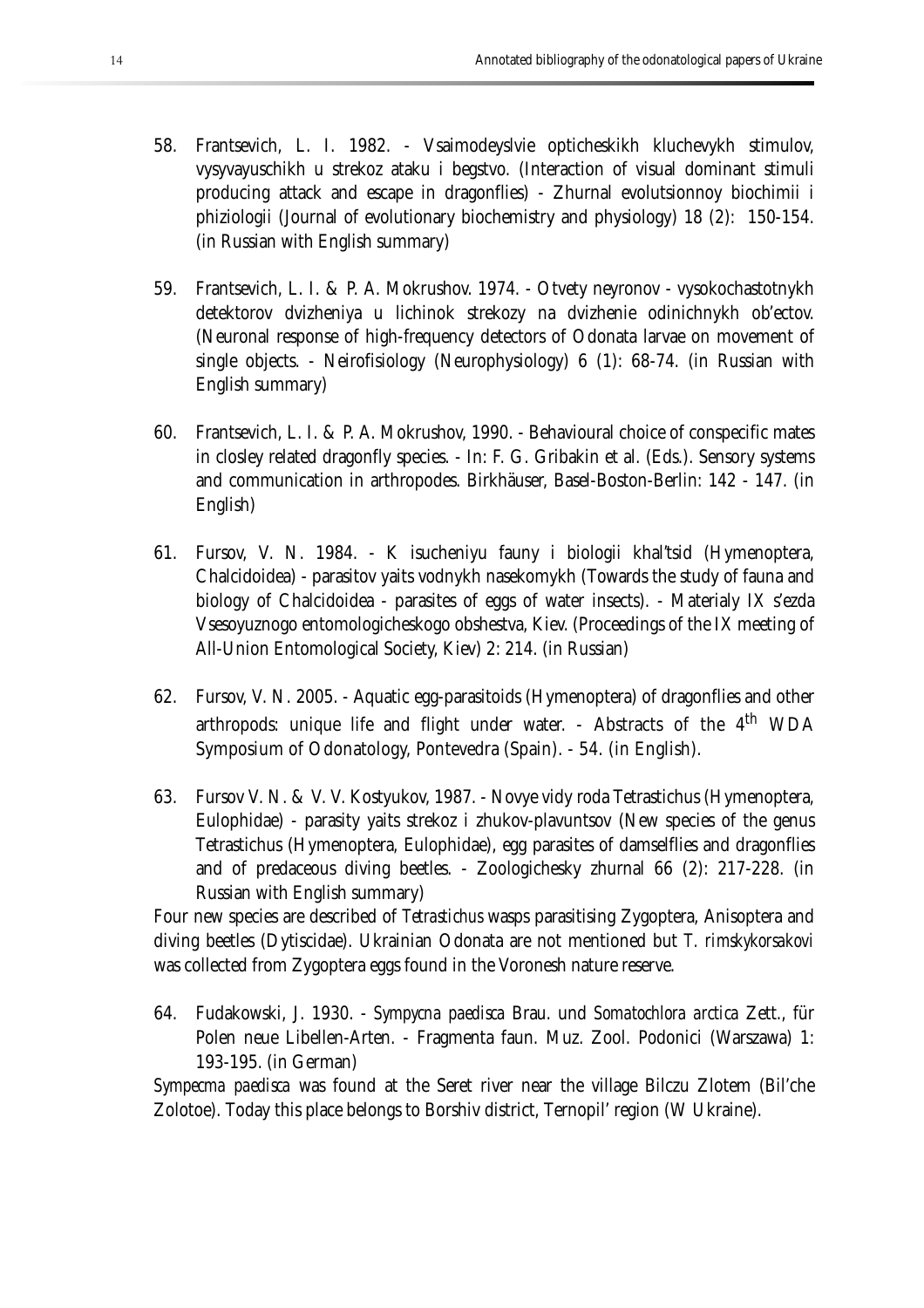58. Frantsevich, L. I. 1982. - Vsaimodeyslvie opticheskikh kluchevykh stimulov, vysyvayuschikh u strekoz ataku i begstvo. (Interaction of visual dominant stimuli producing attack and escape in dragonflies) - Zhurnal evolutsionnoy biochimii i phiziologii (Journal of evolutionary biochemistry and physiology) 18 (2): 150-154. (in Russian with English summary)

59. Frantsevich, L. I. & P. A. Mokrushov. 1974. - Otvety neyronov - vysokochastotnykh detektorov dvizheniya u lichinok strekozy na dvizhenie odinichnykh ob'ectov. (Neuronal response of high-frequency detectors of Odonata larvae on movement of single objects. - Neirofisiology (Neurophysiology) 6 (1): 68-74. (in Russian with English summary)

60. Frantsevich, L. I. & P. A. Mokrushov, 1990. - Behavioural choice of conspecific mates in closley related dragonfly species. - In: F. G. Gribakin et al. (Eds.). Sensory systems and communication in arthropodes. Birkhäuser, Basel-Boston-Berlin: 142 - 147. (in English)

61. Fursov, V. N. 1984. - K isucheniyu fauny i biologii khal'tsid (Hymenoptera, Chalcidoidea) - parasitov yaits vodnykh nasekomykh (Towards the study of fauna and biology of Chalcidoidea - parasites of eggs of water insects). - Materialy IX s'ezda Vsesoyuznogo entomologicheskogo obshestva, Kiev. (Proceedings of the IX meeting of All-Union Entomological Society, Kiev) 2: 214. (in Russian)

62. Fursov, V. N. 2005. - Aquatic egg-parasitoids (Hymenoptera) of dragonflies and other arthropods: unique life and flight under water. - Abstracts of the 4th WDA Symposium of Odonatology, Pontevedra (Spain). - 54. (in English).

63. Fursov V. N. & V. V. Kostyukov, 1987. - Novye vidy roda Tetrastichus (Hymenoptera, Eulophidae) - parasity yaits strekoz i zhukov-plavuntsov (New species of the genus Tetrastichus (Hymenoptera, Eulophidae), egg parasites of damselflies and dragonflies and of predaceous diving beetles. - Zoologichesky zhurnal 66 (2): 217-228. (in Russian with English summary)

Four new species are described of *Tetrastichus* wasps parasitising Zygoptera, Anisoptera and diving beetles (Dytiscidae). Ukrainian Odonata are not mentioned but *T. rimskykorsakovi* was collected from Zygoptera eggs found in the Voronesh nature reserve.

64. Fudakowski, J. 1930. - *Sympycna paedisca* Brau. und *Somatochlora arctica* Zett., für Polen neue Libellen-Arten. - Fragmenta faun. Muz. Zool. Podonici (Warszawa) 1: 193-195. (in German)

*Sympecma paedisca* was found at the Seret river near the village Bilczu Zlotem (Bil'che Zolotoe). Today this place belongs to Borshiv district, Ternopil' region (W Ukraine).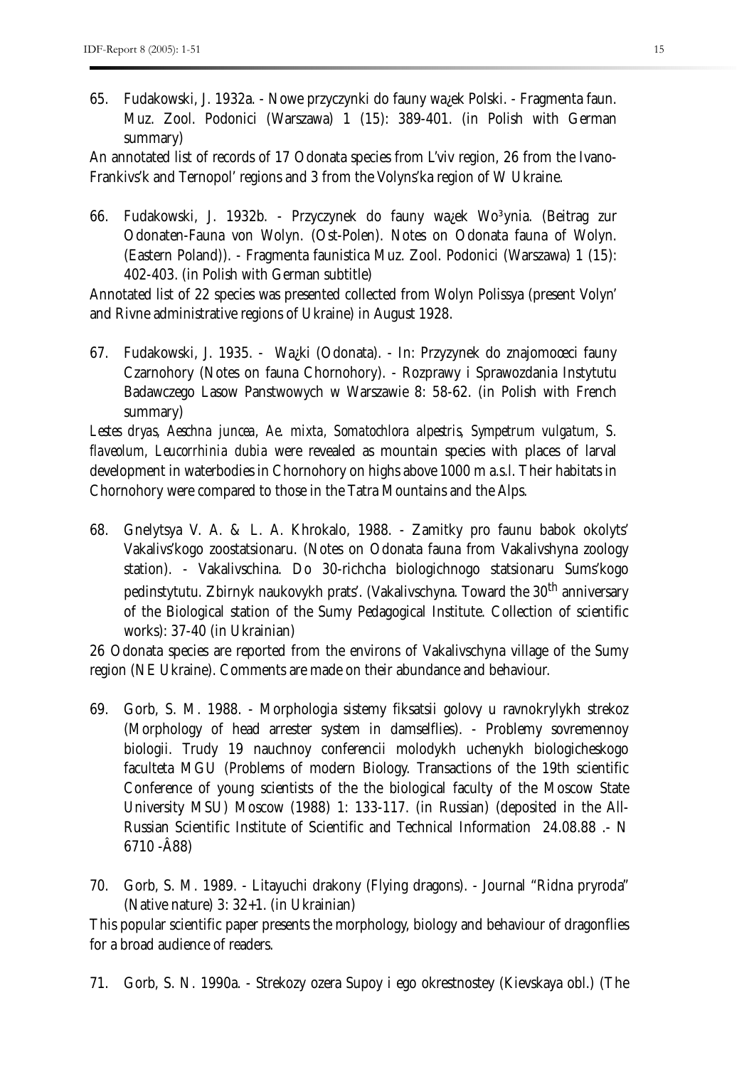65. Fudakowski, J. 1932a. - Nowe przyczynki do fauny wa¿ek Polski. - Fragmenta faun. Muz. Zool. Podonici (Warszawa) 1 (15): 389-401. (in Polish with German summary)

An annotated list of records of 17 Odonata species from L'viv region, 26 from the Ivano-Frankivs'k and Ternopol' regions and 3 from the Volyns'ka region of W Ukraine.

66. Fudakowski, J. 1932b. - Przyczynek do fauny wa¿ek Wo³ynia. (Beitrag zur Odonaten-Fauna von Wolyn. (Ost-Polen). Notes on Odonata fauna of Wolyn. (Eastern Poland)). - Fragmenta faunistica Muz. Zool. Podonici (Warszawa) 1 (15): 402-403. (in Polish with German subtitle)

Annotated list of 22 species was presented collected from Wolyn Polissya (present Volyn' and Rivne administrative regions of Ukraine) in August 1928.

67. Fudakowski, J. 1935. - Wa¿ki (Odonata). - In: Przyzynek do znajomoœci fauny Czarnohory (Notes on fauna Chornohory). - Rozprawy i Sprawozdania Instytutu Badawczego Lasow Panstwowych w Warszawie 8: 58-62. (in Polish with French summary)

*Lestes dryas*, *Aeschna juncea*, *Ae. mixta*, *Somatochlora alpestris*, *Sympetrum vulgatum*, *S. flaveolum*, *Leucorrhinia dubia* were revealed as mountain species with places of larval development in waterbodies in Chornohory on highs above 1000 m a.s.l. Their habitats in Chornohory were compared to those in the Tatra Mountains and the Alps.

68. Gnelytsya V. A. & L. A. Khrokalo, 1988. - Zamitky pro faunu babok okolyts' Vakalivs'kogo zoostatsionaru. (Notes on Odonata fauna from Vakalivshyna zoology station). - Vakalivschina. Do 30-richcha biologichnogo statsionaru Sums'kogo pedinstytutu. Zbirnyk naukovykh prats'. (Vakalivschyna. Toward the 30th anniversary of the Biological station of the Sumy Pedagogical Institute. Collection of scientific works): 37-40 (in Ukrainian)

26 Odonata species are reported from the environs of Vakalivschyna village of the Sumy region (NE Ukraine). Comments are made on their abundance and behaviour.

69. Gorb, S. M. 1988. - Morphologia sistemy fiksatsii golovy u ravnokrylykh strekoz (Morphology of head arrester system in damselflies). - Problemy sovremennoy biologii. Trudy 19 nauchnoy conferencii molodykh uchenykh biologicheskogo faculteta MGU (Problems of modern Biology. Transactions of the 19th scientific Conference of young scientists of the the biological faculty of the Moscow State University MSU) Moscow (1988) 1: 133-117. (in Russian) (deposited in the All-Russian Scientific Institute of Scientific and Technical Information 24.08.88 .- N 6710 -Â88)

70. Gorb, S. M. 1989. - Litayuchi drakony (Flying dragons). - Journal "Ridna pryroda" (Native nature) 3: 32+1. (in Ukrainian)

This popular scientific paper presents the morphology, biology and behaviour of dragonflies for a broad audience of readers.

71. Gorb, S. N. 1990a. - Strekozy ozera Supoy i ego okrestnostey (Kievskaya obl.) (The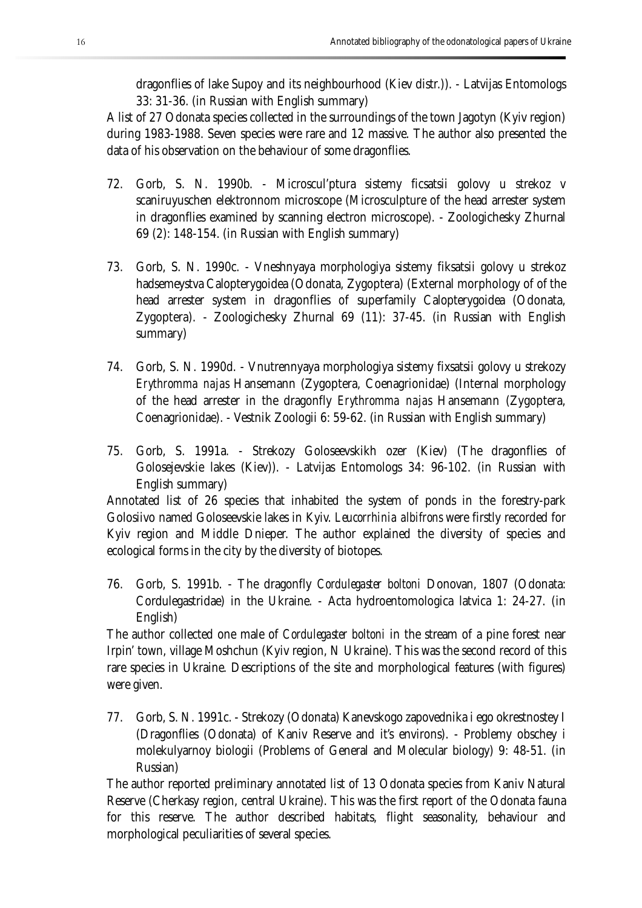dragonflies of lake Supoy and its neighbourhood (Kiev distr.)). - Latvijas Entomologs 33: 31-36. (in Russian with English summary)

A list of 27 Odonata species collected in the surroundings of the town Jagotyn (Kyiv region) during 1983-1988. Seven species were rare and 12 massive. The author also presented the data of his observation on the behaviour of some dragonflies.

72. Gorb, S. N. 1990b. - Microscul'ptura sistemy ficsatsii golovy u strekoz v scaniruyuschen elektronnom microscope (Microsculpture of the head arrester system in dragonflies examined by scanning electron microscope). - Zoologichesky Zhurnal 69 (2): 148-154. (in Russian with English summary)

73. Gorb, S. N. 1990c. - Vneshnyaya morphologiya sistemy fiksatsii golovy u strekoz hadsemeystva Calopterygoidea (Odonata, Zygoptera) (External morphology of of the head arrester system in dragonflies of superfamily Calopterygoidea (Odonata, Zygoptera). - Zoologichesky Zhurnal 69 (11): 37-45. (in Russian with English summary)

74. Gorb, S. N. 1990d. - Vnutrennyaya morphologiya sistemy fixsatsii golovy u strekozy *Erythromma najas* Hansemann (Zygoptera, Coenagrionidae) (Internal morphology of the head arrester in the dragonfly *Erythromma najas* Hansemann (Zygoptera, Coenagrionidae). - Vestnik Zoologii 6: 59-62. (in Russian with English summary)

75. Gorb, S. 1991a. - Strekozy Goloseevskikh ozer (Kiev) (The dragonflies of Golosejevskie lakes (Kiev)). - Latvijas Entomologs 34: 96-102. (in Russian with English summary)

Annotated list of 26 species that inhabited the system of ponds in the forestry-park Golosiivo named Goloseevskie lakes in Kyiv. *Leucorrhinia albifrons* were firstly recorded for Kyiv region and Middle Dnieper. The author explained the diversity of species and ecological forms in the city by the diversity of biotopes.

76. Gorb, S. 1991b. - The dragonfly *Cordulegaster boltoni* Donovan, 1807 (Odonata: Cordulegastridae) in the Ukraine. - Acta hydroentomologica latvica 1: 24-27. (in English)

The author collected one male of *Cordulegaster boltoni* in the stream of a pine forest near Irpin' town, village Moshchun (Kyiv region, N Ukraine). This was the second record of this rare species in Ukraine. Descriptions of the site and morphological features (with figures) were given.

77. Gorb, S. N. 1991c. - Strekozy (Odonata) Kanevskogo zapovednika i ego okrestnostey I (Dragonflies (Odonata) of Kaniv Reserve and it's environs). - Problemy obschey i molekulyarnoy biologii (Problems of General and Molecular biology) 9: 48-51. (in Russian)

The author reported preliminary annotated list of 13 Odonata species from Kaniv Natural Reserve (Cherkasy region, central Ukraine). This was the first report of the Odonata fauna for this reserve. The author described habitats, flight seasonality, behaviour and morphological peculiarities of several species.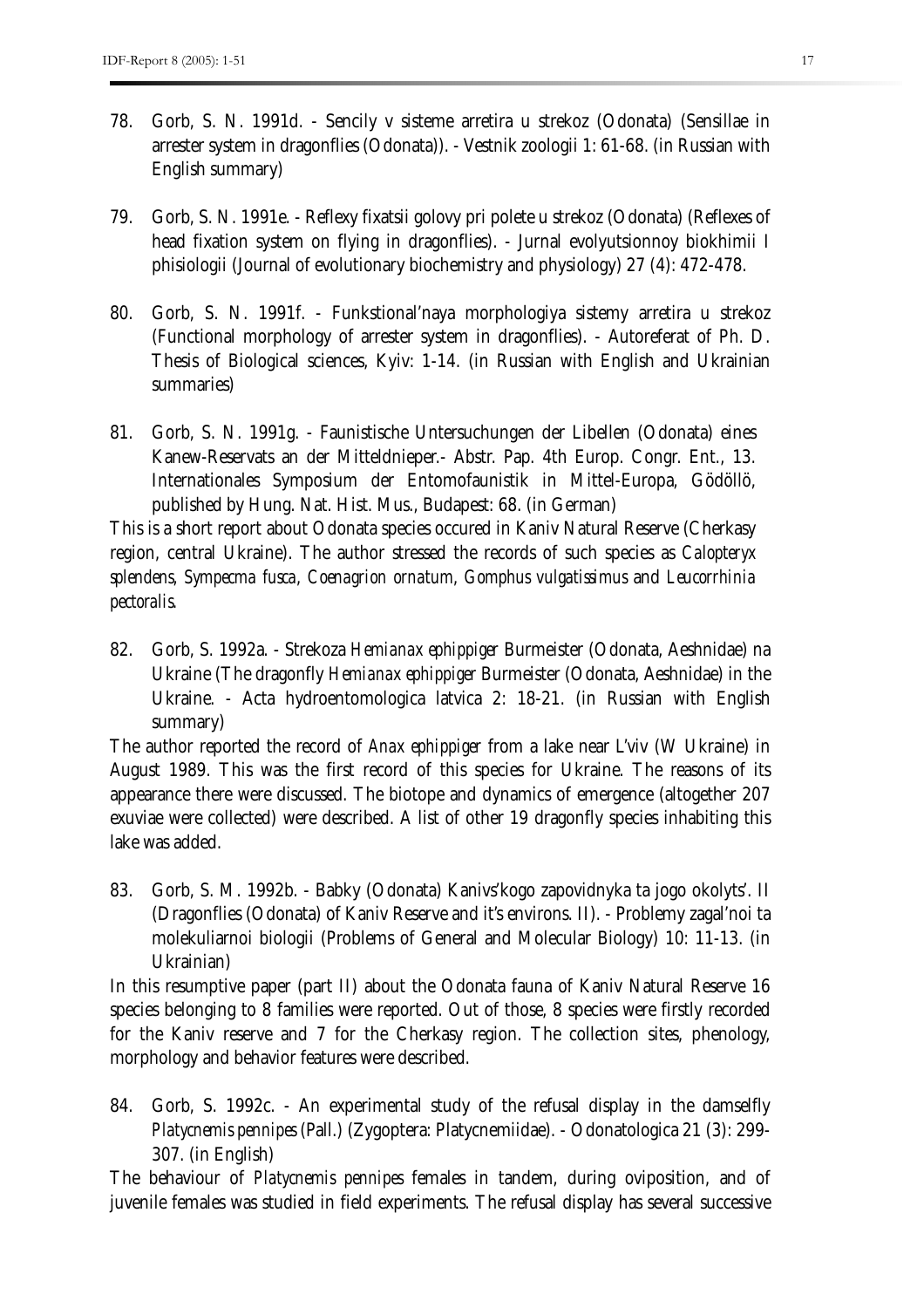78. Gorb, S. N. 1991d. - Sencily v sisteme arretira u strekoz (Odonata) (Sensillae in arrester system in dragonflies (Odonata)). - Vestnik zoologii 1: 61-68. (in Russian with English summary)

79. Gorb, S. N. 1991e. - Reflexy fixatsii golovy pri polete u strekoz (Odonata) (Reflexes of head fixation system on flying in dragonflies). - Jurnal evolyutsionnoy biokhimii I phisiologii (Journal of evolutionary biochemistry and physiology) 27 (4): 472-478.

80. Gorb, S. N. 1991f. - Funkstional'naya morphologiya sistemy arretira u strekoz (Functional morphology of arrester system in dragonflies). - Autoreferat of Ph. D. Thesis of Biological sciences, Kyiv: 1-14. (in Russian with English and Ukrainian summaries)

81. Gorb, S. N. 1991g. - Faunistische Untersuchungen der Libellen (Odonata) eines Kanew-Reservats an der Mitteldnieper.- Abstr. Pap. 4th Europ. Congr. Ent., 13. Internationales Symposium der Entomofaunistik in Mittel-Europa, Gödöllö, published by Hung. Nat. Hist. Mus., Budapest: 68. (in German)

This is a short report about Odonata species occured in Kaniv Natural Reserve (Cherkasy region, central Ukraine). The author stressed the records of such species as *Calopteryx splendens*, *Sympecma fusca*, *Coenagrion ornatum*, *Gomphus vulgatissimus* and *Leucorrhinia pectoralis*.

82. Gorb, S. 1992a. - Strekoza *Hemianax ephippiger* Burmeister (Odonata, Aeshnidae) na Ukraine (The dragonfly *Hemianax ephippiger* Burmeister (Odonata, Aeshnidae) in the Ukraine. - Acta hydroentomologica latvica 2: 18-21. (in Russian with English summary)

The author reported the record of *Anax ephippiger* from a lake near L'viv (W Ukraine) in August 1989. This was the first record of this species for Ukraine. The reasons of its appearance there were discussed. The biotope and dynamics of emergence (altogether 207 exuviae were collected) were described. A list of other 19 dragonfly species inhabiting this lake was added.

83. Gorb, S. M. 1992b. - Babky (Odonata) Kanivs'kogo zapovidnyka ta jogo okolyts'. II (Dragonflies (Odonata) of Kaniv Reserve and it's environs. II). - Problemy zagal'noi ta molekuliarnoi biologii (Problems of General and Molecular Biology) 10: 11-13. (in Ukrainian)

In this resumptive paper (part II) about the Odonata fauna of Kaniv Natural Reserve 16 species belonging to 8 families were reported. Out of those, 8 species were firstly recorded for the Kaniv reserve and 7 for the Cherkasy region. The collection sites, phenology, morphology and behavior features were described.

84. Gorb, S. 1992c. - An experimental study of the refusal display in the damselfly *Platycnemis pennipes* (Pall.) (Zygoptera: Platycnemiidae). - Odonatologica 21 (3): 299-307. (in English)

The behaviour of *Platycnemis pennipes* females in tandem, during oviposition, and of juvenile females was studied in field experiments. The refusal display has several successive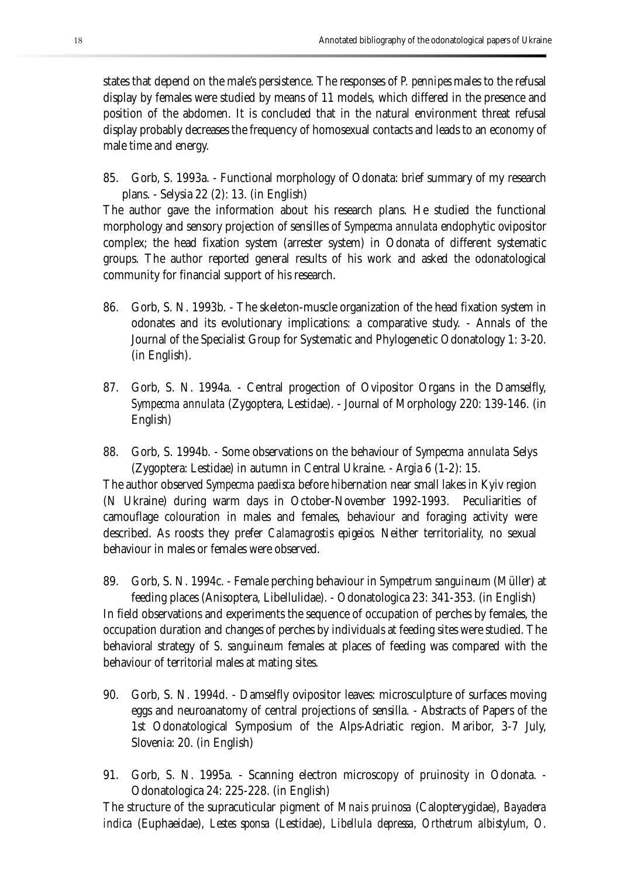states that depend on the male's persistence. The responses of *P. pennipes* males to the refusal display by females were studied by means of 11 models, which differed in the presence and position of the abdomen. It is concluded that in the natural environment threat refusal display probably decreases the frequency of homosexual contacts and leads to an economy of male time and energy.

85. Gorb, S. 1993a. - Functional morphology of Odonata: brief summary of my research plans. - Selysia 22 (2): 13. (in English)

The author gave the information about his research plans. He studied the functional morphology and sensory projection of sensilles of *Sympecma annulata* endophytic ovipositor complex; the head fixation system (arrester system) in Odonata of different systematic groups. The author reported general results of his work and asked the odonatological community for financial support of his research.

86. Gorb, S. N. 1993b. - The skeleton-muscle organization of the head fixation system in odonates and its evolutionary implications: a comparative study. - Annals of the Journal of the Specialist Group for Systematic and Phylogenetic Odonatology 1: 3-20. (in English).

87. Gorb, S. N. 1994a. - Central progection of Ovipositor Organs in the Damselfly, *Sympecma annulata* (Zygoptera, Lestidae). - Journal of Morphology 220: 139-146. (in English)

88. Gorb, S. 1994b. - Some observations on the behaviour of *Sympecma annulata* Selys (Zygoptera: Lestidae) in autumn in Central Ukraine. - Argia 6 (1-2): 15.

The author observed *Sympecma paedisca* before hibernation near small lakes in Kyiv region (N Ukraine) during warm days in October-November 1992-1993. Peculiarities of camouflage colouration in males and females, behaviour and foraging activity were described. As roosts they prefer *Calamagrostis epigeios*. Neither territoriality, no sexual behaviour in males or females were observed.

89. Gorb, S. N. 1994c. - Female perching behaviour in *Sympetrum sanguineum* (Müller) at feeding places (Anisoptera, Libellulidae). - Odonatologica 23: 341-353. (in English)

In field observations and experiments the sequence of occupation of perches by females, the occupation duration and changes of perches by individuals at feeding sites were studied. The behavioral strategy of *S. sanguineum* females at places of feeding was compared with the behaviour of territorial males at mating sites.

90. Gorb, S. N. 1994d. - Damselfly ovipositor leaves: microsculpture of surfaces moving eggs and neuroanatomy of central projections of sensilla. - Abstracts of Papers of the 1st Odonatological Symposium of the Alps-Adriatic region. Maribor, 3-7 July, Slovenia: 20. (in English)

91. Gorb, S. N. 1995a. - Scanning electron microscopy of pruinosity in Odonata. - Odonatologica 24: 225-228. (in English)

The structure of the supracuticular pigment of *Mnais pruinosa* (Calopterygidae), *Bayadera indica* (Euphaeidae), *Lestes sponsa* (Lestidae), *Libellula depressa*, *Orthetrum albistylum*, *O.*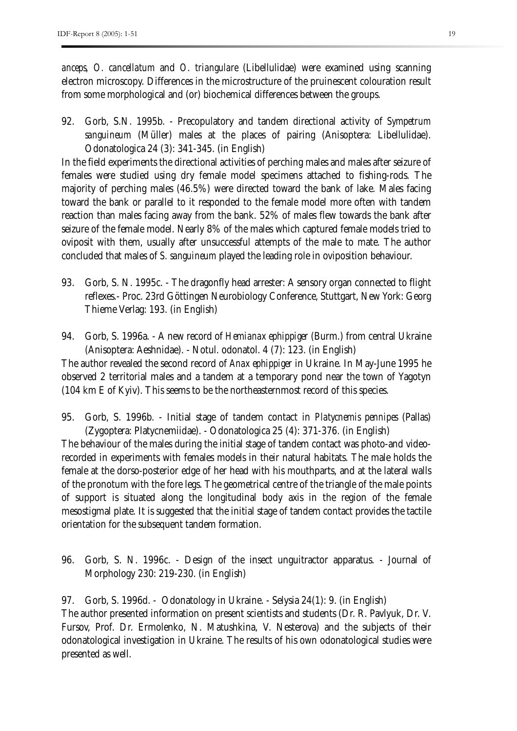*anceps, O. cancellatum* and *O. triangulare* (Libellulidae) were examined using scanning electron microscopy. Differences in the microstructure of the pruinescent colouration result from some morphological and (or) biochemical differences between the groups.

92. Gorb, S.N. 1995b. - Precopulatory and tandem directional activity of *Sympetrum sanguineum* (Müller) males at the places of pairing (Anisoptera: Libellulidae). Odonatologica 24 (3): 341-345. (in English)

In the field experiments the directional activities of perching males and males after seizure of females were studied using dry female model specimens attached to fishing-rods. The majority of perching males (46.5%) were directed toward the bank of lake. Males facing toward the bank or parallel to it responded to the female model more often with tandem reaction than males facing away from the bank. 52% of males flew towards the bank after seizure of the female model. Nearly 8% of the males which captured female models tried to oviposit with them, usually after unsuccessful attempts of the male to mate. The author concluded that males of *S. sanguineum* played the leading role in oviposition behaviour.

93. Gorb, S. N. 1995c. - The dragonfly head arrester: A sensory organ connected to flight reflexes.- Proc. 23rd Göttingen Neurobiology Conference, Stuttgart, New York: Georg Thieme Verlag: 193. (in English)

94. Gorb, S. 1996a. - A new record of *Hemianax ephippiger* (Burm.) from central Ukraine (Anisoptera: Aeshnidae). - Notul. odonatol. 4 (7): 123. (in English)

The author revealed the second record of *Anax ephippiger* in Ukraine. In May-June 1995 he observed 2 territorial males and a tandem at a temporary pond near the town of Yagotyn (104 km E of Kyiv). This seems to be the northeasternmost record of this species.

95. Gorb, S. 1996b. - Initial stage of tandem contact in *Platycnemis pennipes* (Pallas) (Zygoptera: Platycnemiidae). - Odonatologica 25 (4): 371-376. (in English)

The behaviour of the males during the initial stage of tandem contact was photo-and video-recorded in experiments with females models in their natural habitats. The male holds the female at the dorso-posterior edge of her head with his mouthparts, and at the lateral walls of the pronotum with the fore legs. The geometrical centre of the triangle of the male points of support is situated along the longitudinal body axis in the region of the female mesostigmal plate. It is suggested that the initial stage of tandem contact provides the tactile orientation for the subsequent tandem formation.

96. Gorb, S. N. 1996c. - Design of the insect unguitractor apparatus. - Journal of Morphology 230: 219-230. (in English)

97. Gorb, S. 1996d. - Odonatology in Ukraine. - Selysia 24(1): 9. (in English)

The author presented information on present scientists and students (Dr. R. Pavlyuk, Dr. V. Fursov, Prof. Dr. Ermolenko, N. Matushkina, V. Nesterova) and the subjects of their odonatological investigation in Ukraine. The results of his own odonatological studies were presented as well.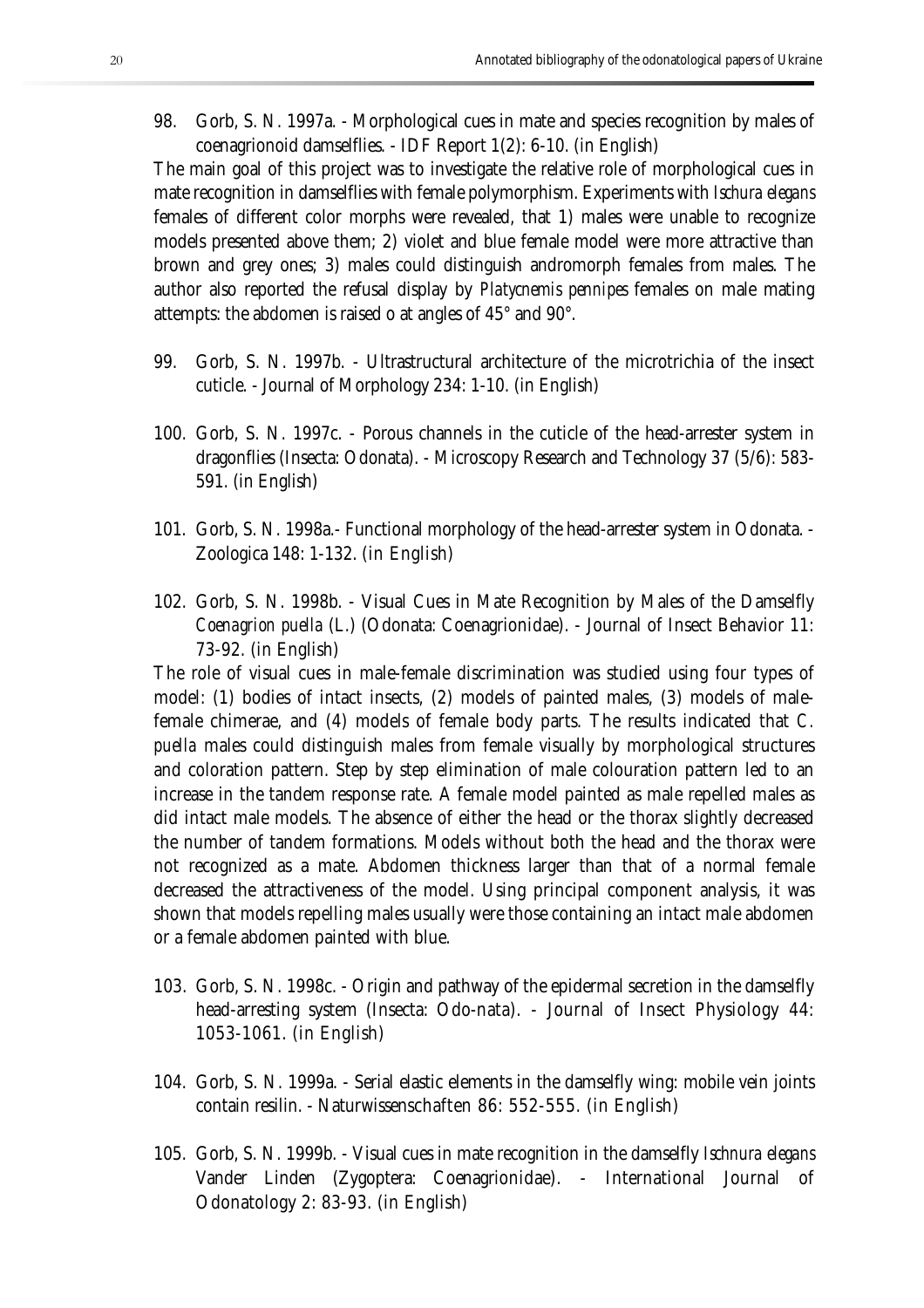98. Gorb, S. N. 1997a. - Morphological cues in mate and species recognition by males of coenagrionoid damselflies. - IDF Report 1(2): 6-10. (in English)

The main goal of this project was to investigate the relative role of morphological cues in mate recognition in damselflies with female polymorphism. Experiments with *Ischura elegans* females of different color morphs were revealed, that 1) males were unable to recognize models presented above them; 2) violet and blue female model were more attractive than brown and grey ones; 3) males could distinguish andromorph females from males. The author also reported the refusal display by *Platycnemis pennipes* females on male mating attempts: the abdomen is raised o at angles of 45° and 90°.

99. Gorb, S. N. 1997b. - Ultrastructural architecture of the microtrichia of the insect cuticle. - Journal of Morphology 234: 1-10. (in English)

100. Gorb, S. N. 1997c. - Porous channels in the cuticle of the head-arrester system in dragonflies (Insecta: Odonata). - Microscopy Research and Technology 37 (5/6): 583-591. (in English)

101. Gorb, S. N. 1998a.- Functional morphology of the head-arrester system in Odonata. - Zoologica 148: 1-132. (in English)

102. Gorb, S. N. 1998b. - Visual Cues in Mate Recognition by Males of the Damselfly *Coenagrion puella* (L.) (Odonata: Coenagrionidae). - Journal of Insect Behavior 11: 73-92. (in English)

The role of visual cues in male-female discrimination was studied using four types of model: (1) bodies of intact insects, (2) models of painted males, (3) models of male-female chimerae, and (4) models of female body parts. The results indicated that *C. puella* males could distinguish males from female visually by morphological structures and coloration pattern. Step by step elimination of male colouration pattern led to an increase in the tandem response rate. A female model painted as male repelled males as did intact male models. The absence of either the head or the thorax slightly decreased the number of tandem formations. Models without both the head and the thorax were not recognized as a mate. Abdomen thickness larger than that of a normal female decreased the attractiveness of the model. Using principal component analysis, it was shown that models repelling males usually were those containing an intact male abdomen or a female abdomen painted with blue.

103. Gorb, S. N. 1998c. - Origin and pathway of the epidermal secretion in the damselfly head-arresting system (Insecta: Odo-nata). - Journal of Insect Physiology 44: 1053-1061. (in English)

104. Gorb, S. N. 1999a. - Serial elastic elements in the damselfly wing: mobile vein joints contain resilin. - Naturwissenschaften 86: 552-555. (in English)

105. Gorb, S. N. 1999b. - Visual cues in mate recognition in the damselfly *Ischnura elegans* Vander Linden (Zygoptera: Coenagrionidae). - International Journal of Odonatology 2: 83-93. (in English)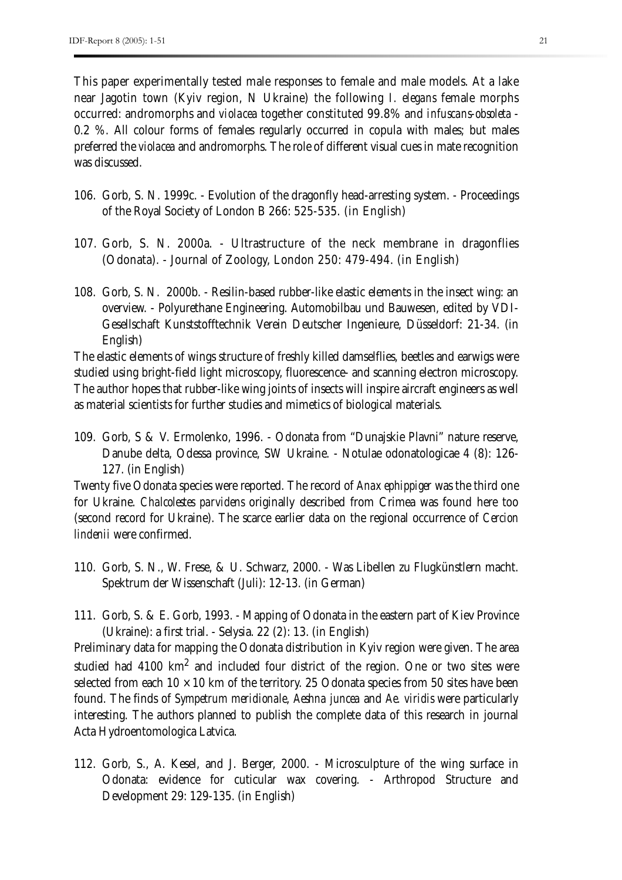This paper experimentally tested male responses to female and male models. At a lake near Jagotin town (Kyiv region, N Ukraine) the following *I. elegans* female morphs occurred: andromorphs and *violacea* together constituted 99.8% and *infuscans-obsoleta* - 0.2 %. All colour forms of females regularly occurred in copula with males; but males preferred the *violacea* and andromorphs. The role of different visual cues in mate recognition was discussed.

106. Gorb, S. N. 1999c. - Evolution of the dragonfly head-arresting system. - Proceedings of the Royal Society of London B 266: 525-535. (in English)

107. Gorb, S. N. 2000a. - Ultrastructure of the neck membrane in dragonflies (Odonata). - Journal of Zoology, London 250: 479-494. (in English)

108. Gorb, S. N. 2000b. - Resilin-based rubber-like elastic elements in the insect wing: an overview. - Polyurethane Engineering. Automobilbau und Bauwesen, edited by VDI-Gesellschaft Kunststofftechnik Verein Deutscher Ingenieure, Düsseldorf: 21-34. (in English)

The elastic elements of wings structure of freshly killed damselflies, beetles and earwigs were studied using bright-field light microscopy, fluorescence- and scanning electron microscopy. The author hopes that rubber-like wing joints of insects will inspire aircraft engineers as well as material scientists for further studies and mimetics of biological materials.

109. Gorb, S & V. Ermolenko, 1996. - Odonata from "Dunajskie Plavni" nature reserve, Danube delta, Odessa province, SW Ukraine. - Notulae odonatologicae 4 (8): 126-127. (in English)

Twenty five Odonata species were reported. The record of *Anax ephippiger* was the third one for Ukraine. *Chalcolestes parvidens* originally described from Crimea was found here too (second record for Ukraine). The scarce earlier data on the regional occurrence of *Cercion lindenii* were confirmed.

110. Gorb, S. N., W. Frese, & U. Schwarz, 2000. - Was Libellen zu Flugkünstlern macht. Spektrum der Wissenschaft (Juli): 12-13. (in German)

111. Gorb, S. & E. Gorb, 1993. - Mapping of Odonata in the eastern part of Kiev Province (Ukraine): a first trial. - Selysia. 22 (2): 13. (in English)

Preliminary data for mapping the Odonata distribution in Kyiv region were given. The area studied had 4100 $km^2$ and included four district of the region. One or two sites were selected from each $10 \times 10$ km of the territory. 25 Odonata species from 50 sites have been found. The finds of *Sympetrum meridionale*, *Aeshna juncea* and *Ae. viridis* were particularly interesting. The authors planned to publish the complete data of this research in journal Acta Hydroentomologica Latvica.

112. Gorb, S., A. Kesel, and J. Berger, 2000. - Microsculpture of the wing surface in Odonata: evidence for cuticular wax covering. - Arthropod Structure and Development 29: 129-135. (in English)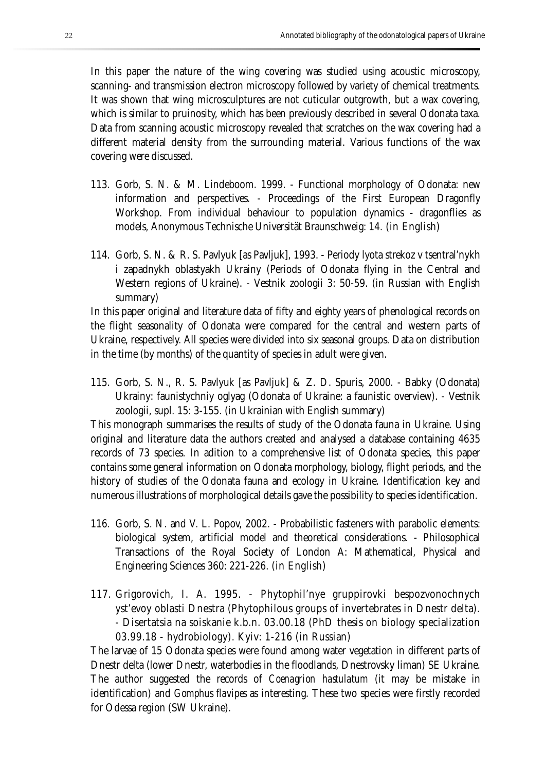In this paper the nature of the wing covering was studied using acoustic microscopy, scanning- and transmission electron microscopy followed by variety of chemical treatments. It was shown that wing microsculptures are not cuticular outgrowth, but a wax covering, which is similar to pruinosity, which has been previously described in several Odonata taxa. Data from scanning acoustic microscopy revealed that scratches on the wax covering had a different material density from the surrounding material. Various functions of the wax covering were discussed.

113. Gorb, S. N. & M. Lindeboom. 1999. - Functional morphology of Odonata: new information and perspectives. - Proceedings of the First European Dragonfly Workshop. From individual behaviour to population dynamics - dragonflies as models, Anonymous Technische Universität Braunschweig: 14. (in English)

114. Gorb, S. N. & R. S. Pavlyuk [as Pavljuk], 1993. - Periody lyota strekoz v tsentral'nykh i zapadnykh oblastyakh Ukrainy (Periods of Odonata flying in the Central and Western regions of Ukraine). - Vestnik zoologii 3: 50-59. (in Russian with English summary)

In this paper original and literature data of fifty and eighty years of phenological records on the flight seasonality of Odonata were compared for the central and western parts of Ukraine, respectively. All species were divided into six seasonal groups. Data on distribution in the time (by months) of the quantity of species in adult were given.

115. Gorb, S. N., R. S. Pavlyuk [as Pavljuk] & Z. D. Spuris, 2000. - Babky (Odonata) Ukrainy: faunistychniy oglyag (Odonata of Ukraine: a faunistic overview). - Vestnik zoologii, supl. 15: 3-155. (in Ukrainian with English summary)

This monograph summarises the results of study of the Odonata fauna in Ukraine. Using original and literature data the authors created and analysed a database containing 4635 records of 73 species. In adition to a comprehensive list of Odonata species, this paper contains some general information on Odonata morphology, biology, flight periods, and the history of studies of the Odonata fauna and ecology in Ukraine. Identification key and numerous illustrations of morphological details gave the possibility to species identification.

116. Gorb, S. N. and V. L. Popov, 2002. - Probabilistic fasteners with parabolic elements: biological system, artificial model and theoretical considerations. - Philosophical Transactions of the Royal Society of London A: Mathematical, Physical and Engineering Sciences 360: 221-226. (in English)

117. Grigorovich, I. A. 1995. - Phytophil'nye gruppirovki bespozvonochnych yst'evoy oblasti Dnestra (Phytophilous groups of invertebrates in Dnestr delta). - Disertatsia na soiskanie k.b.n. 03.00.18 (PhD thesis on biology specialization 03.99.18 - hydrobiology). Kyiv: 1-216 (in Russian)

The larvae of 15 Odonata species were found among water vegetation in different parts of Dnestr delta (lower Dnestr, waterbodies in the floodlands, Dnestrovsky liman) SE Ukraine. The author suggested the records of *Coenagrion hastulatum* (it may be mistake in identification) and *Gomphus flavipes* as interesting. These two species were firstly recorded for Odessa region (SW Ukraine).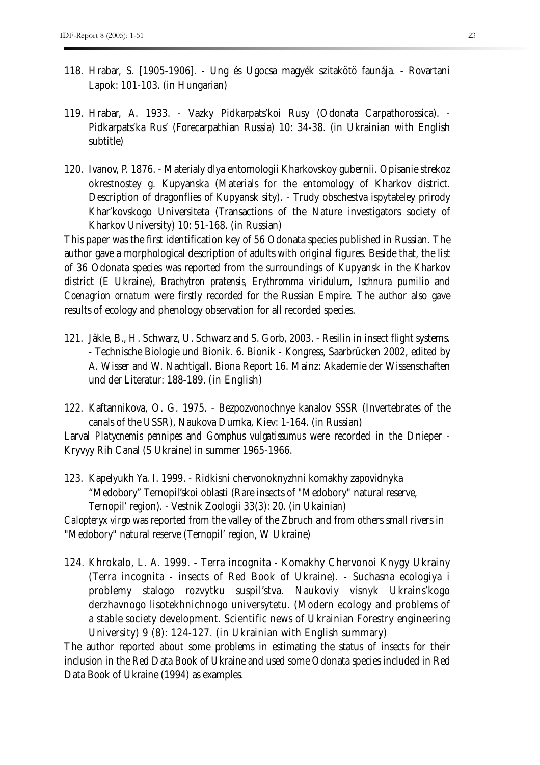118. Hrabar, S. [1905-1906]. - Ung és Ugocsa magyék szitakötö faunája. - Rovartani Lapok: 101-103. (in Hungarian)

119. Hrabar, A. 1933. - Vazky Pidkarpats'koi Rusy (Odonata Carpathorossica). - Pidkarpats'ka Rus' (Forecarpathian Russia) 10: 34-38. (in Ukrainian with English subtitle)

120. Ivanov, P. 1876. - Materialy dlya entomologii Kharkovskoy gubernii. Opisanie strekoz okrestnostey g. Kupyanska (Materials for the entomology of Kharkov district. Description of dragonflies of Kupyansk sity). - Trudy obschestva ispytateley prirody Khar'kovskogo Universiteta (Transactions of the Nature investigators society of Kharkov University) 10: 51-168. (in Russian)

This paper was the first identification key of 56 Odonata species published in Russian. The author gave a morphological description of adults with original figures. Beside that, the list of 36 Odonata species was reported from the surroundings of Kupyansk in the Kharkov district (E Ukraine), *Brachytron pratensis*, *Erythromma viridulum*, *Ischnura pumilio* and *Coenagrion ornatum* were firstly recorded for the Russian Empire. The author also gave results of ecology and phenology observation for all recorded species.

121. Jäkle, B., H. Schwarz, U. Schwarz and S. Gorb, 2003. - Resilin in insect flight systems. - Technische Biologie und Bionik. 6. Bionik - Kongress, Saarbrücken 2002, edited by A. Wisser and W. Nachtigall. Biona Report 16. Mainz: Akademie der Wissenschaften und der Literatur: 188-189. (in English)

122. Kaftannikova, O. G. 1975. - Bezpozvonochnye kanalov SSSR (Invertebrates of the canals of the USSR), Naukova Dumka, Kiev: 1-164. (in Russian)

Larval *Platycnemis pennipes* and *Gomphus vulgatissumus* were recorded in the Dnieper - Kryvyy Rih Canal (S Ukraine) in summer 1965-1966.

123. Kapelyukh Ya. I. 1999. - Ridkisni chervonoknyzhni komakhy zapovidnyka "Medobory" Ternopil'skoi oblasti (Rare insects of "Medobory" natural reserve, Ternopil' region). - Vestnik Zoologii 33(3): 20. (in Ukainian)

*Calopteryx virgo* was reported from the valley of the Zbruch and from others small rivers in "Medobory" natural reserve (Ternopil' region, W Ukraine)

124. Khrokalo, L. A. 1999. - Terra incognita - Komakhy Chervonoi Knygy Ukrainy (Terra incognita - insects of Red Book of Ukraine). - Suchasna ecologiya i problemy stalogo rozvytku suspil'stva. Naukoviy visnyk Ukrains'kogo derzhavnogo lisotekhnichnogo universytetu. (Modern ecology and problems of a stable society development. Scientific news of Ukrainian Forestry engineering University) 9 (8): 124-127. (in Ukrainian with English summary)

The author reported about some problems in estimating the status of insects for their inclusion in the Red Data Book of Ukraine and used some Odonata species included in Red Data Book of Ukraine (1994) as examples.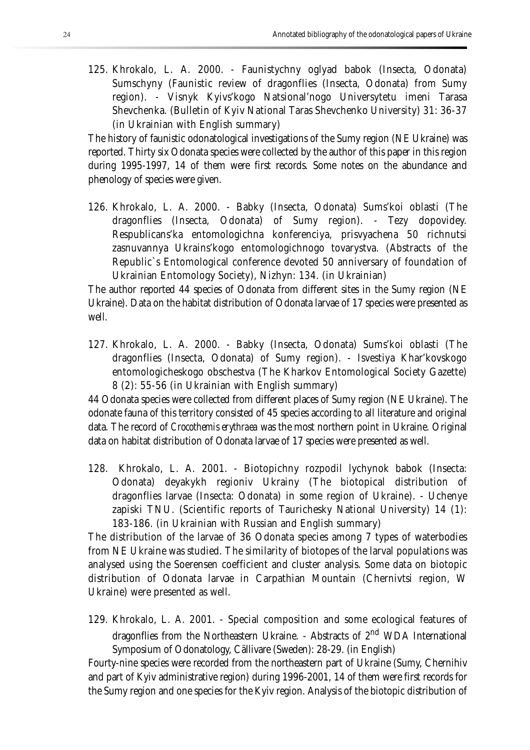125. Khrokalo, L. A. 2000. - Faunistychny oglyad babok (Insecta, Odonata) Sumschyny (Faunistic review of dragonflies (Insecta, Odonata) from Sumy region). - Visnyk Kyivs'kogo Natsional'nogo Universytetu imeni Tarasa Shevchenka. (Bulletin of Kyiv National Taras Shevchenko University) 31: 36-37 (in Ukrainian with English summary)

The history of faunistic odonatological investigations of the Sumy region (NE Ukraine) was reported. Thirty six Odonata species were collected by the author of this paper in this region during 1995-1997, 14 of them were first records. Some notes on the abundance and phenology of species were given.

126. Khrokalo, L. A. 2000. - Babky (Insecta, Odonata) Sums'koi oblasti (The dragonflies (Insecta, Odonata) of Sumy region). - Tezy dopovidey. Respublicans'ka entomologichna konferenciya, prisvyachena 50 richnutsi zasnuvannya Ukrains'kogo entomologichnogo tovarystva. (Abstracts of the Republic`s Entomological conference devoted 50 anniversary of foundation of Ukrainian Entomology Society), Nizhyn: 134. (in Ukrainian)

The author reported 44 species of Odonata from different sites in the Sumy region (NE Ukraine). Data on the habitat distribution of Odonata larvae of 17 species were presented as well.

127. Khrokalo, L. A. 2000. - Babky (Insecta, Odonata) Sums'koi oblasti (The dragonflies (Insecta, Odonata) of Sumy region). - Isvestiya Khar'kovskogo entomologicheskogo obschestva (The Kharkov Entomological Society Gazette) 8 (2): 55-56 (in Ukrainian with English summary)

44 Odonata species were collected from different places of Sumy region (NE Ukraine). The odonate fauna of this territory consisted of 45 species according to all literature and original data. The record of *Crocothemis erythraea* was the most northern point in Ukraine. Original data on habitat distribution of Odonata larvae of 17 species were presented as well.

128. Khrokalo, L. A. 2001. - Biotopichny rozpodil lychynok babok (Insecta: Odonata) deyakykh regioniv Ukrainy (The biotopical distribution of dragonflies larvae (Insecta: Odonata) in some region of Ukraine). - Uchenye zapiski TNU. (Scientific reports of Taurichesky National University) 14 (1): 183-186. (in Ukrainian with Russian and English summary)

The distribution of the larvae of 36 Odonata species among 7 types of waterbodies from NE Ukraine was studied. The similarity of biotopes of the larval populations was analysed using the Soerensen coefficient and cluster analysis. Some data on biotopic distribution of Odonata larvae in Carpathian Mountain (Chernivtsi region, W Ukraine) were presented as well.

129. Khrokalo, L. A. 2001. - Special composition and some ecological features of dragonflies from the Northeastern Ukraine. - Abstracts of 2nd WDA International Symposium of Odonatology, Cällivare (Sweden): 28-29. (in English)

Fourty-nine species were recorded from the northeastern part of Ukraine (Sumy, Chernihiv and part of Kyiv administrative region) during 1996-2001, 14 of them were first records for the Sumy region and one species for the Kyiv region. Analysis of the biotopic distribution of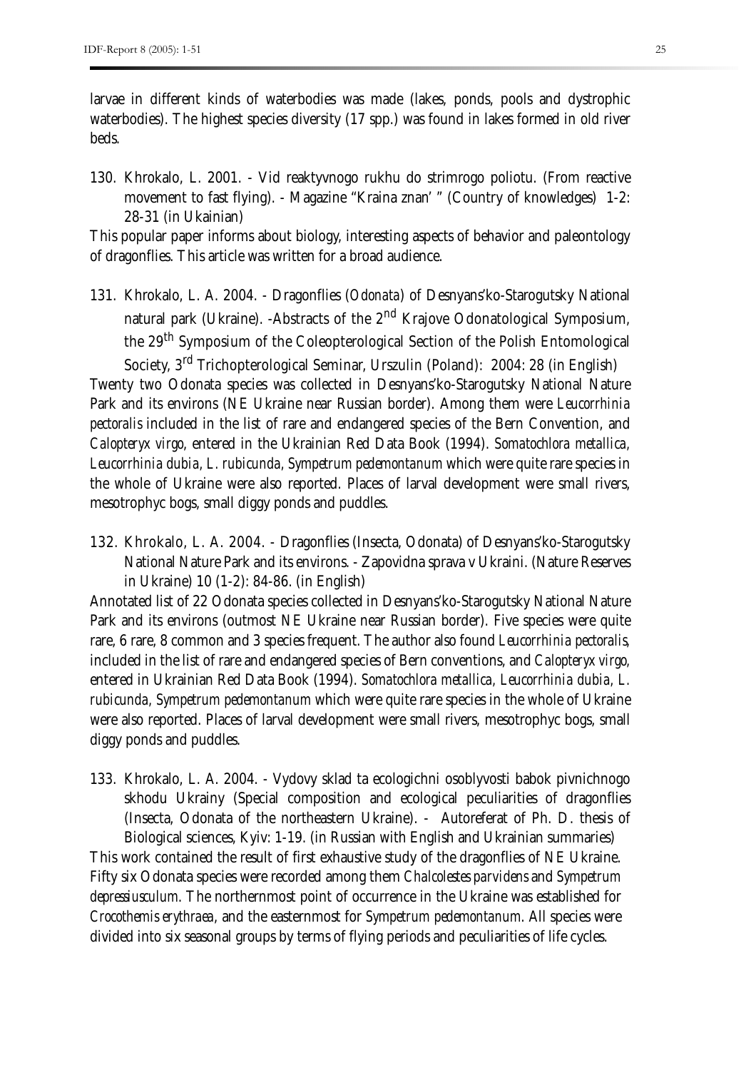larvae in different kinds of waterbodies was made (lakes, ponds, pools and dystrophic waterbodies). The highest species diversity (17 spp.) was found in lakes formed in old river beds.

130. Khrokalo, L. 2001. - Vid reaktyvnogo rukhu do strimrogo poliotu. (From reactive movement to fast flying). - Magazine "Kraina znan' " (Country of knowledges) 1-2: 28-31 (in Ukainian)

This popular paper informs about biology, interesting aspects of behavior and paleontology of dragonflies. This article was written for a broad audience.

131. Khrokalo, L. A. 2004. - Dragonflies (*Odonata*) of Desnyans'ko-Starogutsky National natural park (Ukraine). -Abstracts of the 2[nd] Krajove Odonatological Symposium, the 29[th] Symposium of the Coleopterological Section of the Polish Entomological Society, 3[rd] Trichopterological Seminar, Urszulin (Poland): 2004: 28 (in English)

Twenty two Odonata species was collected in Desnyans'ko-Starogutsky National Nature Park and its environs (NE Ukraine near Russian border). Among them were *Leucorrhinia pectoralis* included in the list of rare and endangered species of the Bern Convention, and *Calopteryx virgo*, entered in the Ukrainian Red Data Book (1994). *Somatochlora metallica*, *Leucorrhinia dubia*, *L. rubicunda*, *Sympetrum pedemontanum* which were quite rare species in the whole of Ukraine were also reported. Places of larval development were small rivers, mesotrophyc bogs, small diggy ponds and puddles.

132. Khrokalo, L. A. 2004. - Dragonflies (Insecta, Odonata) of Desnyans'ko-Starogutsky National Nature Park and its environs. - Zapovidna sprava v Ukraini. (Nature Reserves in Ukraine) 10 (1-2): 84-86. (in English)

Annotated list of 22 Odonata species collected in Desnyans'ko-Starogutsky National Nature Park and its environs (outmost NE Ukraine near Russian border). Five species were quite rare, 6 rare, 8 common and 3 species frequent. The author also found *Leucorrhinia pectoralis*, included in the list of rare and endangered species of Bern conventions, and *Calopteryx virgo*, entered in Ukrainian Red Data Book (1994). *Somatochlora metallica*, *Leucorrhinia dubia*, *L. rubicunda*, *Sympetrum pedemontanum* which were quite rare species in the whole of Ukraine were also reported. Places of larval development were small rivers, mesotrophyc bogs, small diggy ponds and puddles.

133. Khrokalo, L. A. 2004. - Vydovy sklad ta ecologichni osoblyvosti babok pivnichnogo skhodu Ukrainy (Special composition and ecological peculiarities of dragonflies (Insecta, Odonata of the northeastern Ukraine). - Autoreferat of Ph. D. thesis of Biological sciences, Kyiv: 1-19. (in Russian with English and Ukrainian summaries)

This work contained the result of first exhaustive study of the dragonflies of NE Ukraine. Fifty six Odonata species were recorded among them *Chalcolestes parvidens* and *Sympetrum depressiusculum*. The northernmost point of occurrence in the Ukraine was established for *Crocothemis erythraea*, and the easternmost for *Sympetrum pedemontanum*. All species were divided into six seasonal groups by terms of flying periods and peculiarities of life cycles.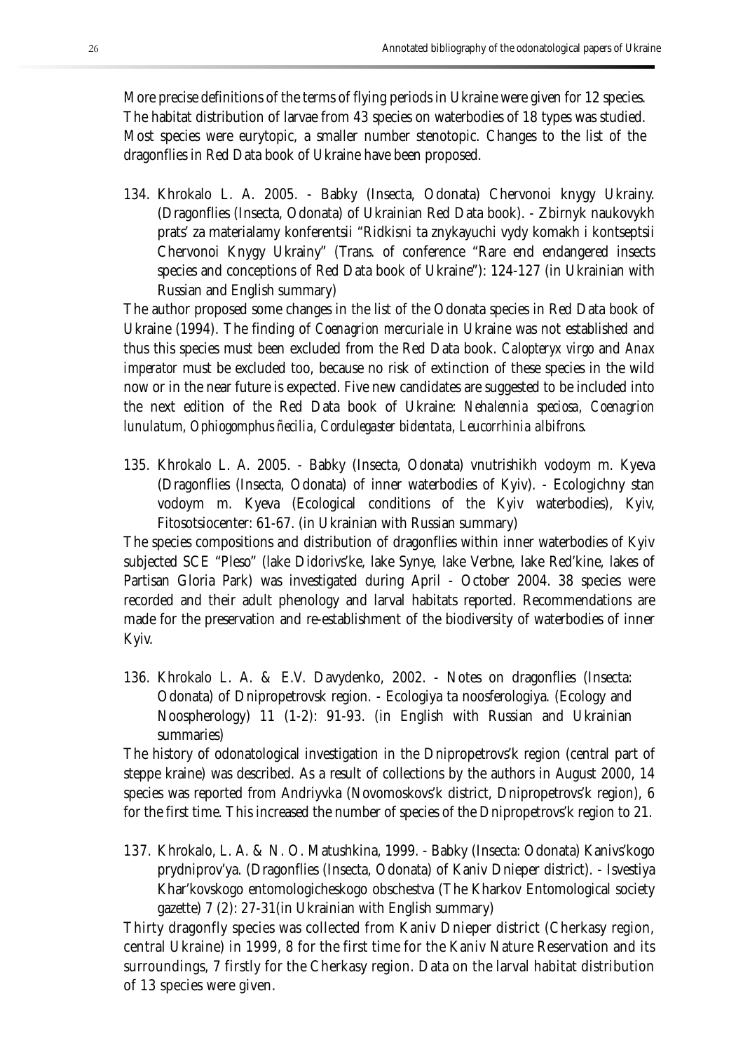More precise definitions of the terms of flying periods in Ukraine were given for 12 species. The habitat distribution of larvae from 43 species on waterbodies of 18 types was studied. Most species were eurytopic, a smaller number stenotopic. Changes to the list of the dragonflies in Red Data book of Ukraine have been proposed.

134. Khrokalo L. A. 2005. - Babky (Insecta, Odonata) Chervonoi knygy Ukrainy. (Dragonflies (Insecta, Odonata) of Ukrainian Red Data book). - Zbirnyk naukovykh prats' za materialamy konferentsii "Ridkisni ta znykayuchi vydy komakh i kontseptsii Chervonoi Knygy Ukrainy" (Trans. of conference "Rare end endangered insects species and conceptions of Red Data book of Ukraine"): 124-127 (in Ukrainian with Russian and English summary)

The author proposed some changes in the list of the Odonata species in Red Data book of Ukraine (1994). The finding of *Coenagrion mercuriale* in Ukraine was not established and thus this species must been excluded from the Red Data book. *Calopteryx virgo* and *Anax imperator* must be excluded too, because no risk of extinction of these species in the wild now or in the near future is expected. Five new candidates are suggested to be included into the next edition of the Red Data book of Ukraine: *Nehalennia speciosa, Coenagrion lunulatum, Ophiogomphus ñecilia, Cordulegaster bidentata, Leucorrhinia albifrons*.

135. Khrokalo L. A. 2005. - Babky (Insecta, Odonata) vnutrishikh vodoym m. Kyeva (Dragonflies (Insecta, Odonata) of inner waterbodies of Kyiv). - Ecologichny stan vodoym m. Kyeva (Ecological conditions of the Kyiv waterbodies), Kyiv, Fitosotsiocenter: 61-67. (in Ukrainian with Russian summary)

The species compositions and distribution of dragonflies within inner waterbodies of Kyiv subjected SCE "Pleso" (lake Didorivs'ke, lake Synye, lake Verbne, lake Red'kine, lakes of Partisan Gloria Park) was investigated during April - October 2004. 38 species were recorded and their adult phenology and larval habitats reported. Recommendations are made for the preservation and re-establishment of the biodiversity of waterbodies of inner Kyiv.

136. Khrokalo L. A. & E.V. Davydenko, 2002. - Notes on dragonflies (Insecta: Odonata) of Dnipropetrovsk region. - Ecologiya ta noosferologiya. (Ecology and Noospherology) 11 (1-2): 91-93. (in English with Russian and Ukrainian summaries)

The history of odonatological investigation in the Dnipropetrovs'k region (central part of steppe kraine) was described. As a result of collections by the authors in August 2000, 14 species was reported from Andriyvka (Novomoskovs'k district, Dnipropetrovs'k region), 6 for the first time. This increased the number of species of the Dnipropetrovs'k region to 21.

137. Khrokalo, L. A. & N. O. Matushkina, 1999. - Babky (Insecta: Odonata) Kanivs'kogo prydniprov'ya. (Dragonflies (Insecta, Odonata) of Kaniv Dnieper district). - Isvestiya Khar'kovskogo entomologicheskogo obschestva (The Kharkov Entomological society gazette) 7 (2): 27-31(in Ukrainian with English summary)

Thirty dragonfly species was collected from Kaniv Dnieper district (Cherkasy region, central Ukraine) in 1999, 8 for the first time for the Kaniv Nature Reservation and its surroundings, 7 firstly for the Cherkasy region. Data on the larval habitat distribution of 13 species were given.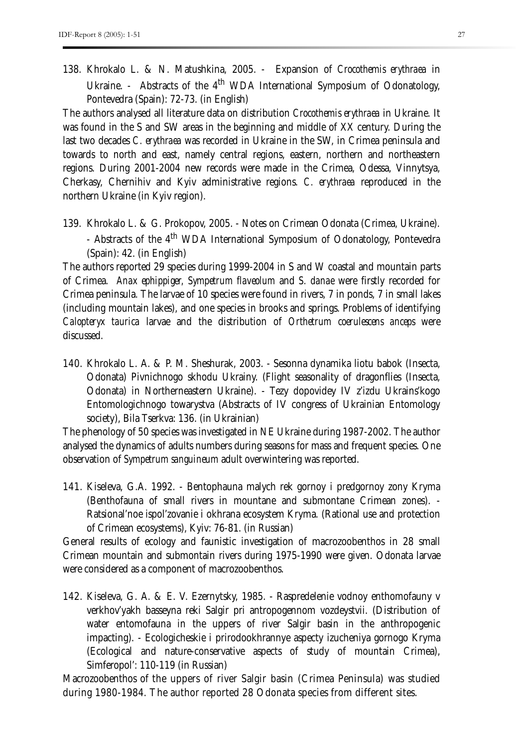138. Khrokalo L. & N. Matushkina, 2005. - Expansion of *Crocothemis erythraea* in Ukraine. - Abstracts of the 4th WDA International Symposium of Odonatology, Pontevedra (Spain): 72-73. (in English)

The authors analysed all literature data on distribution *Crocothemis erythraea* in Ukraine. It was found in the S and SW areas in the beginning and middle of XX century. During the last two decades *C. erythraea* was recorded in Ukraine in the SW, in Crimea peninsula and towards to north and east, namely central regions, eastern, northern and northeastern regions. During 2001-2004 new records were made in the Crimea, Odessa, Vinnytsya, Cherkasy, Chernihiv and Kyiv administrative regions. *C. erythraea* reproduced in the northern Ukraine (in Kyiv region).

139. Khrokalo L. & G. Prokopov, 2005. - Notes on Crimean Odonata (Crimea, Ukraine). - Abstracts of the 4th WDA International Symposium of Odonatology, Pontevedra (Spain): 42. (in English)

The authors reported 29 species during 1999-2004 in S and W coastal and mountain parts of Crimea. *Anax ephippiger, Sympetrum flaveolum* and *S. danae* were firstly recorded for Crimea peninsula. The larvae of 10 species were found in rivers, 7 in ponds, 7 in small lakes (including mountain lakes), and one species in brooks and springs. Problems of identifying *Calopteryx taurica* larvae and the distribution of *Orthetrum coerulescens anceps* were discussed.

140. Khrokalo L. A. & P. M. Sheshurak, 2003. - Sesonna dynamika liotu babok (Insecta, Odonata) Pivnichnogo skhodu Ukrainy. (Flight seasonality of dragonflies (Insecta, Odonata) in Northerneastern Ukraine). - Tezy dopovidey IV z'izdu Ukrains'kogo Entomologichnogo towarystva (Abstracts of IV congress of Ukrainian Entomology society), Bila Tserkva: 136. (in Ukrainian)

The phenology of 50 species was investigated in NE Ukraine during 1987-2002. The author analysed the dynamics of adults numbers during seasons for mass and frequent species. One observation of *Sympetrum sanguineum* adult overwintering was reported.

141. Kiseleva, G.A. 1992. - Bentophauna malych rek gornoy i predgornoy zony Kryma (Benthofauna of small rivers in mountane and submontane Crimean zones). - Ratsional'noe ispol'zovanie i okhrana ecosystem Kryma. (Rational use and protection of Crimean ecosystems), Kyiv: 76-81. (in Russian)

General results of ecology and faunistic investigation of macrozoobenthos in 28 small Crimean mountain and submontain rivers during 1975-1990 were given. Odonata larvae were considered as a component of macrozoobenthos.

142. Kiseleva, G. A. & E. V. Ezernytsky, 1985. - Raspredelenie vodnoy enthomofauny v verkhov'yakh basseyna reki Salgir pri antropogennom vozdeystvii. (Distribution of water entomofauna in the uppers of river Salgir basin in the anthropogenic impacting). - Ecologicheskie i prirodookhrannye aspecty izucheniya gornogo Kryma (Ecological and nature-conservative aspects of study of mountain Crimea), Simferopol': 110-119 (in Russian)

Macrozoobenthos of the uppers of river Salgir basin (Crimea Peninsula) was studied during 1980-1984. The author reported 28 Odonata species from different sites.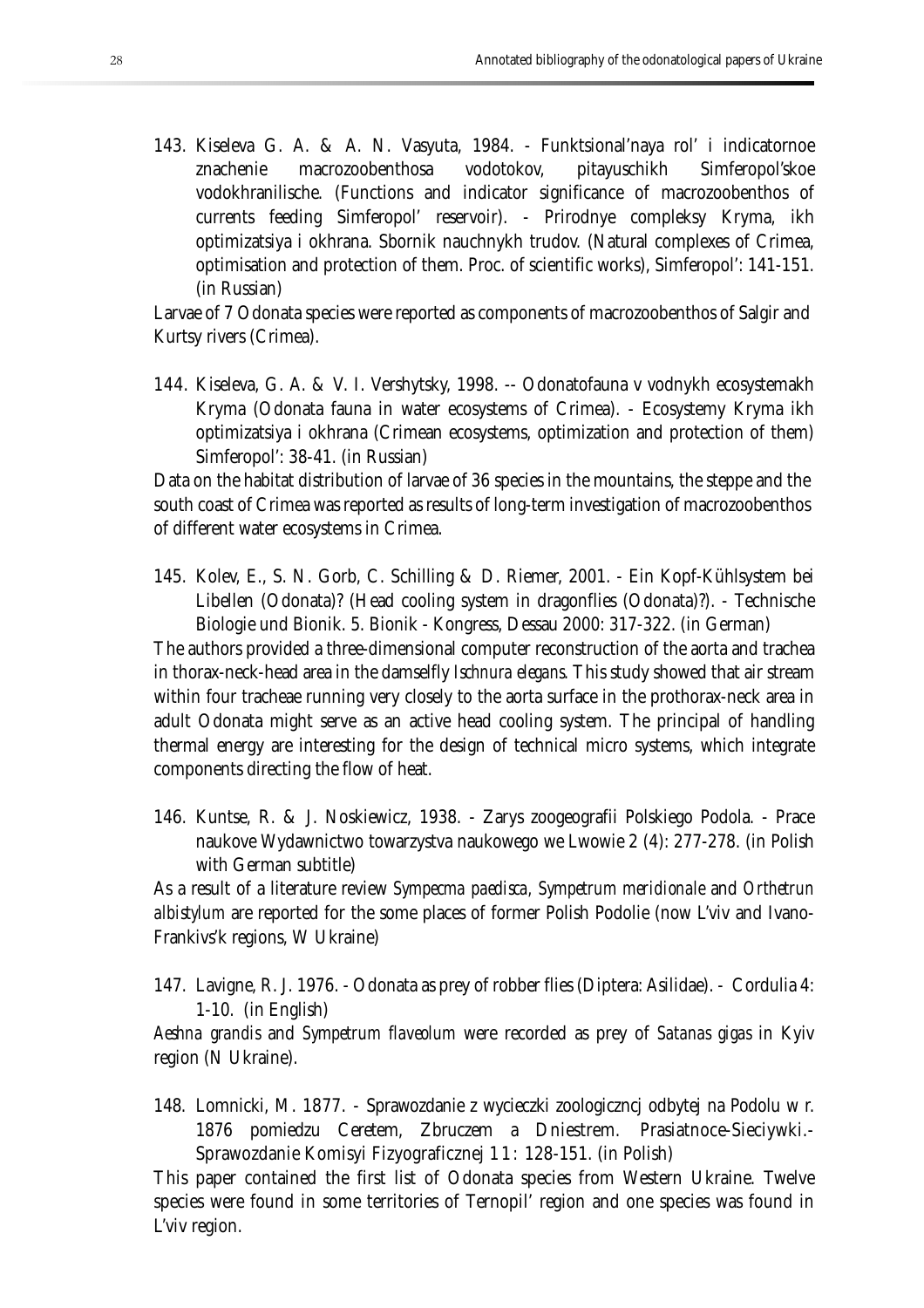143. Kiseleva G. A. & A. N. Vasyuta, 1984. - Funktsional'naya rol' i indicatornoe znachenie macrozoobenthosa vodotokov, pitayuschikh Simferopol'skoe vodokhranilische. (Functions and indicator significance of macrozoobenthos of currents feeding Simferopol' reservoir). - Prirodnye compleksy Kryma, ikh optimizatsiya i okhrana. Sbornik nauchnykh trudov. (Natural complexes of Crimea, optimisation and protection of them. Proc. of scientific works), Simferopol': 141-151. (in Russian)

Larvae of 7 Odonata species were reported as components of macrozoobenthos of Salgir and Kurtsy rivers (Crimea).

144. Kiseleva, G. A. & V. I. Vershytsky, 1998. -- Odonatofauna v vodnykh ecosystemakh Kryma (Odonata fauna in water ecosystems of Crimea). - Ecosystemy Kryma ikh optimizatsiya i okhrana (Crimean ecosystems, optimization and protection of them) Simferopol': 38-41. (in Russian)

Data on the habitat distribution of larvae of 36 species in the mountains, the steppe and the south coast of Crimea was reported as results of long-term investigation of macrozoobenthos of different water ecosystems in Crimea.

145. Kolev, E., S. N. Gorb, C. Schilling & D. Riemer, 2001. - Ein Kopf-Kühlsystem bei Libellen (Odonata)? (Head cooling system in dragonflies (Odonata)?). - Technische Biologie und Bionik. 5. Bionik - Kongress, Dessau 2000: 317-322. (in German)

The authors provided a three-dimensional computer reconstruction of the aorta and trachea in thorax-neck-head area in the damselfly *Ischnura elegans*. This study showed that air stream within four tracheae running very closely to the aorta surface in the prothorax-neck area in adult Odonata might serve as an active head cooling system. The principal of handling thermal energy are interesting for the design of technical micro systems, which integrate components directing the flow of heat.

146. Kuntse, R. & J. Noskiewicz, 1938. - Zarys zoogeografii Polskiego Podola. - Prace naukove Wydawnictwo towarzystva naukowego we Lwowie 2 (4): 277-278. (in Polish with German subtitle)

As a result of a literature review *Sympecma paedisca*, *Sympetrum meridionale* and *Orthetrun albistylum* are reported for the some places of former Polish Podolie (now L'viv and Ivano-Frankivs'k regions, W Ukraine)

147. Lavigne, R. J. 1976. - Odonata as prey of robber flies (Diptera: Asilidae). - Cordulia 4: 1-10. (in English)

*Aeshna grandis* and *Sympetrum flaveolum* were recorded as prey of *Satanas gigas* in Kyiv region (N Ukraine).

148. Lomnicki, M. 1877. - Sprawozdanie z wycieczki zoologicznej odbytej na Podolu w r. 1876 pomiedzu Ceretem, Zbruczem a Dniestrem. Prasiatnoce-Sieciywki.- Sprawozdanie Komisyi Fizyograficznej 11: 128-151. (in Polish)

This paper contained the first list of Odonata species from Western Ukraine. Twelve species were found in some territories of Ternopil' region and one species was found in L'viv region.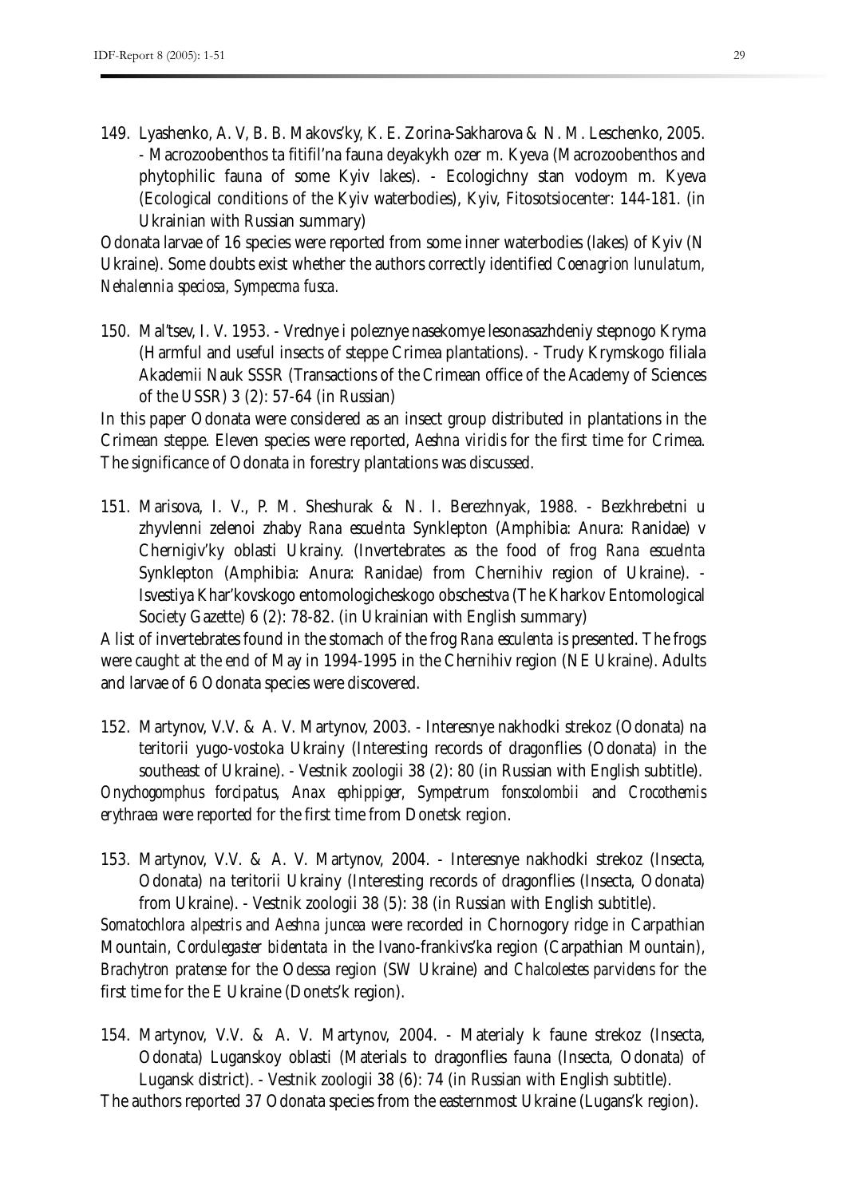149. Lyashenko, A. V, B. B. Makovs'ky, K. E. Zorina-Sakharova & N. M. Leschenko, 2005. - Macrozoobenthos ta fitifil'na fauna deyakykh ozer m. Kyeva (Macrozoobenthos and phytophilic fauna of some Kyiv lakes). - Ecologichny stan vodoym m. Kyeva (Ecological conditions of the Kyiv waterbodies), Kyiv, Fitosotsiocenter: 144-181. (in Ukrainian with Russian summary)

Odonata larvae of 16 species were reported from some inner waterbodies (lakes) of Kyiv (N Ukraine). Some doubts exist whether the authors correctly identified *Coenagrion lunulatum*, *Nehalennia speciosa*, *Sympecma fusca*.

150. Mal'tsev, I. V. 1953. - Vrednye i poleznye nasekomye lesonasazhdeniy stepnogo Kryma (Harmful and useful insects of steppe Crimea plantations). - Trudy Krymskogo filiala Akademii Nauk SSSR (Transactions of the Crimean office of the Academy of Sciences of the USSR) 3 (2): 57-64 (in Russian)

In this paper Odonata were considered as an insect group distributed in plantations in the Crimean steppe. Eleven species were reported, *Aeshna viridis* for the first time for Crimea. The significance of Odonata in forestry plantations was discussed.

151. Marisova, I. V., P. M. Sheshurak & N. I. Berezhnyak, 1988. - Bezkhrebetni u zhyvlenni zelenoi zhaby *Rana escuelnta* Synklepton (Amphibia: Anura: Ranidae) v Chernigiv'ky oblasti Ukrainy. (Invertebrates as the food of frog *Rana escuelnta* Synklepton (Amphibia: Anura: Ranidae) from Chernihiv region of Ukraine). - Isvestiya Khar'kovskogo entomologicheskogo obschestva (The Kharkov Entomological Society Gazette) 6 (2): 78-82. (in Ukrainian with English summary)

A list of invertebrates found in the stomach of the frog *Rana esculenta* is presented. The frogs were caught at the end of May in 1994-1995 in the Chernihiv region (NE Ukraine). Adults and larvae of 6 Odonata species were discovered.

152. Martynov, V.V. & A. V. Martynov, 2003. - Interesnye nakhodki strekoz (Odonata) na teritorii yugo-vostoka Ukrainy (Interesting records of dragonflies (Odonata) in the southeast of Ukraine). - Vestnik zoologii 38 (2): 80 (in Russian with English subtitle).

*Onychogomphus forcipatus*, *Anax ephippiger*, *Sympetrum fonscolombii* and *Crocothemis erythraea* were reported for the first time from Donetsk region.

153. Martynov, V.V. & A. V. Martynov, 2004. - Interesnye nakhodki strekoz (Insecta, Odonata) na teritorii Ukrainy (Interesting records of dragonflies (Insecta, Odonata) from Ukraine). - Vestnik zoologii 38 (5): 38 (in Russian with English subtitle).

*Somatochlora alpestris* and *Aeshna juncea* were recorded in Chornogory ridge in Carpathian Mountain, *Cordulegaster bidentata* in the Ivano-frankivs'ka region (Carpathian Mountain), *Brachytron pratense* for the Odessa region (SW Ukraine) and *Chalcolestes parvidens* for the first time for the E Ukraine (Donets'k region).

154. Martynov, V.V. & A. V. Martynov, 2004. - Materialy k faune strekoz (Insecta, Odonata) Luganskoy oblasti (Materials to dragonflies fauna (Insecta, Odonata) of Lugansk district). - Vestnik zoologii 38 (6): 74 (in Russian with English subtitle).

The authors reported 37 Odonata species from the easternmost Ukraine (Lugans'k region).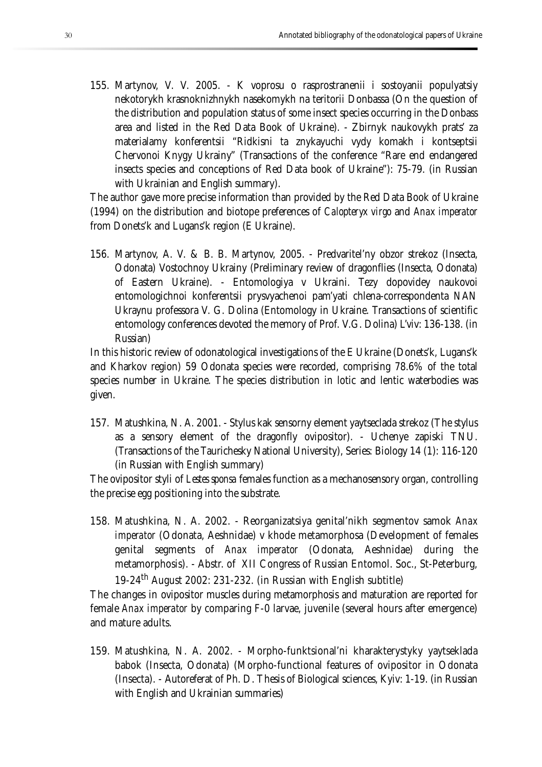155. Martynov, V. V. 2005. - K voprosu o rasprostranenii i sostoyanii populyatsiy nekotorykh krasnoknizhnykh nasekomykh na teritorii Donbassa (On the question of the distribution and population status of some insect species occurring in the Donbass area and listed in the Red Data Book of Ukraine). - Zbirnyk naukovykh prats' za materialamy konferentsii "Ridkisni ta znykayuchi vydy komakh i kontseptsii Chervonoi Knygy Ukrainy" (Transactions of the conference "Rare end endangered insects species and conceptions of Red Data book of Ukraine"): 75-79. (in Russian with Ukrainian and English summary).

The author gave more precise information than provided by the Red Data Book of Ukraine (1994) on the distribution and biotope preferences of *Calopteryx virgo* and *Anax imperator* from Donets'k and Lugans'k region (E Ukraine).

156. Martynov, A. V. & B. B. Martynov, 2005. - Predvaritel'ny obzor strekoz (Insecta, Odonata) Vostochnoy Ukrainy (Preliminary review of dragonflies (Insecta, Odonata) of Eastern Ukraine). - Entomologiya v Ukraini. Tezy dopovidey naukovoi entomologichnoi konferentsii prysvyachenoi pam'yati chlena-correspondenta NAN Ukraynu professora V. G. Dolina (Entomology in Ukraine. Transactions of scientific entomology conferences devoted the memory of Prof. V.G. Dolina) L'viv: 136-138. (in Russian)

In this historic review of odonatological investigations of the E Ukraine (Donets'k, Lugans'k and Kharkov region) 59 Odonata species were recorded, comprising 78.6% of the total species number in Ukraine. The species distribution in lotic and lentic waterbodies was given.

157. Matushkina, N. A. 2001. - Stylus kak sensorny element yaytseclada strekoz (The stylus as a sensory element of the dragonfly ovipositor). - Uchenye zapiski TNU. (Transactions of the Taurichesky National University), Series: Biology 14 (1): 116-120 (in Russian with English summary)

The ovipositor styli of *Lestes sponsa* females function as a mechanosensory organ, controlling the precise egg positioning into the substrate.

158. Matushkina, N. A. 2002. - Reorganizatsiya genital'nikh segmentov samok *Anax imperator* (Odonata, Aeshnidae) v khode metamorphosa (Development of females genital segments of *Anax imperator* (Odonata, Aeshnidae) during the metamorphosis). - Abstr. of XII Congress of Russian Entomol. Soc., St-Peterburg, 19-24$^{th}$ August 2002: 231-232. (in Russian with English subtitle)

The changes in ovipositor muscles during metamorphosis and maturation are reported for female *Anax imperator* by comparing F-0 larvae, juvenile (several hours after emergence) and mature adults.

159. Matushkina, N. A. 2002. - Morpho-funktsional'ni kharakterystyky yaytseklada babok (Insecta, Odonata) (Morpho-functional features of ovipositor in Odonata (Insecta). - Autoreferat of Ph. D. Thesis of Biological sciences, Kyiv: 1-19. (in Russian with English and Ukrainian summaries)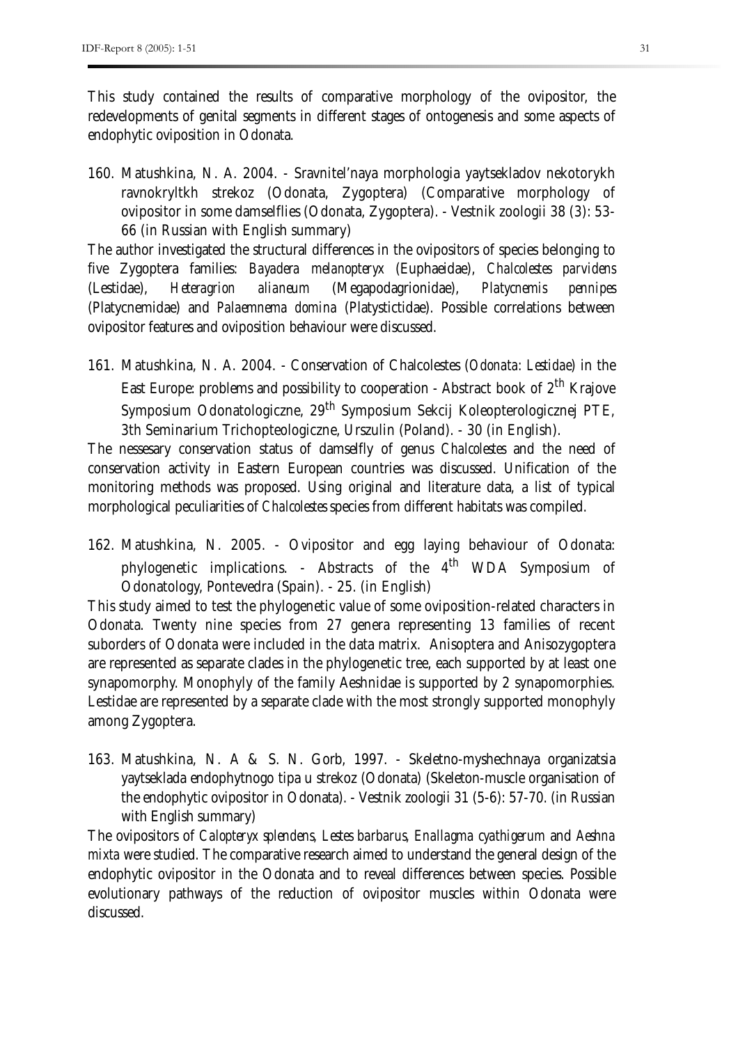This study contained the results of comparative morphology of the ovipositor, the redevelopments of genital segments in different stages of ontogenesis and some aspects of endophytic oviposition in Odonata.

160. Matushkina, N. A. 2004. - Sravnitel'naya morphologia yaytsekladov nekotorykh ravnokryltkh strekoz (Odonata, Zygoptera) (Comparative morphology of ovipositor in some damselflies (Odonata, Zygoptera). - Vestnik zoologii 38 (3): 53-66 (in Russian with English summary)

The author investigated the structural differences in the ovipositors of species belonging to five Zygoptera families: *Bayadera melanopteryx* (Euphaeidae), *Chalcolestes parvidens* (Lestidae), *Heteragrion alianeum* (Megapodagrionidae), *Platycnemis pennipes* (Platycnemidae) and *Palaemnema domina* (Platystictidae). Possible correlations between ovipositor features and oviposition behaviour were discussed.

161. Matushkina, N. A. 2004. - Conservation of Chalcolestes (*Odonata: Lestidae*) in the East Europe: problems and possibility to cooperation - Abstract book of 2[th] Krajove Symposium Odonatologiczne, 29[th] Symposium Sekcij Koleopterologicznej PTE, 3th Seminarium Trichopteologiczne, Urszulin (Poland). - 30 (in English).

The nessesary conservation status of damselfly of genus *Chalcolestes* and the need of conservation activity in Eastern European countries was discussed. Unification of the monitoring methods was proposed. Using original and literature data, a list of typical morphological peculiarities of *Chalcolestes* species from different habitats was compiled.

162. Matushkina, N. 2005. - Ovipositor and egg laying behaviour of Odonata: phylogenetic implications. - Abstracts of the 4[th] WDA Symposium of Odonatology, Pontevedra (Spain). - 25. (in English)

This study aimed to test the phylogenetic value of some oviposition-related characters in Odonata. Twenty nine species from 27 genera representing 13 families of recent suborders of Odonata were included in the data matrix. Anisoptera and Anisozygoptera are represented as separate clades in the phylogenetic tree, each supported by at least one synapomorphy. Monophyly of the family Aeshnidae is supported by 2 synapomorphies. Lestidae are represented by a separate clade with the most strongly supported monophyly among Zygoptera.

163. Matushkina, N. A & S. N. Gorb, 1997. - Skeletno-myshechnaya organizatsia yaytseklada endophytnogo tipa u strekoz (Odonata) (Skeleton-muscle organisation of the endophytic ovipositor in Odonata). - Vestnik zoologii 31 (5-6): 57-70. (in Russian with English summary)

The ovipositors of *Calopteryx splendens*, *Lestes barbarus*, *Enallagma cyathigerum* and *Aeshna mixta* were studied. The comparative research aimed to understand the general design of the endophytic ovipositor in the Odonata and to reveal differences between species. Possible evolutionary pathways of the reduction of ovipositor muscles within Odonata were discussed.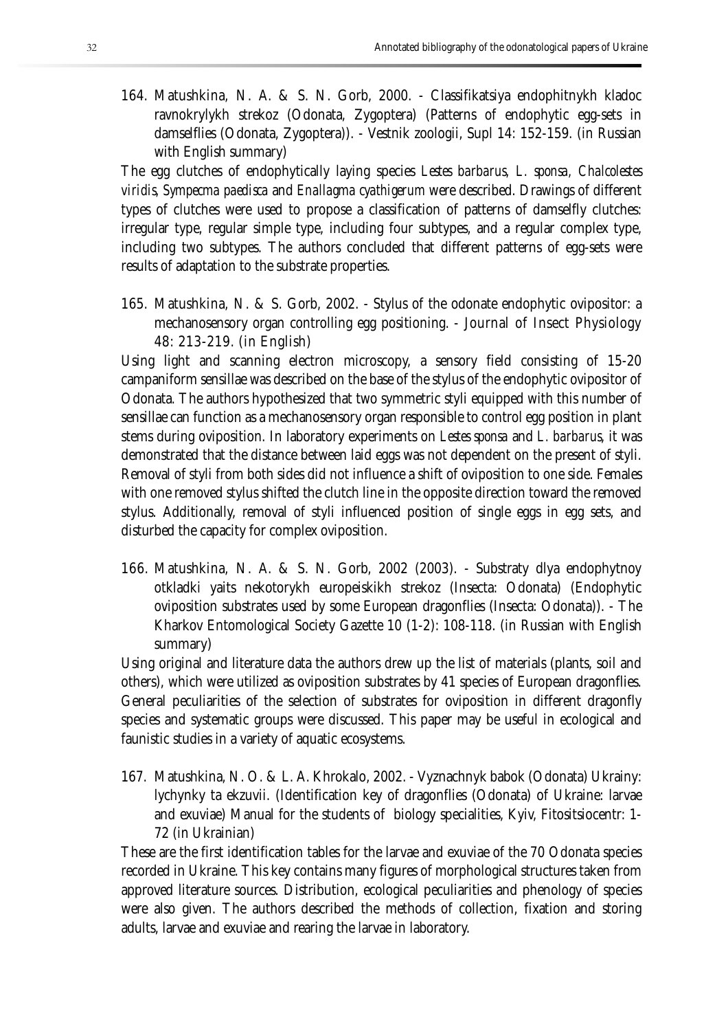164. Matushkina, N. A. & S. N. Gorb, 2000. - Classifikatsiya endophitnykh kladoc ravnokrylykh strekoz (Odonata, Zygoptera) (Patterns of endophytic egg-sets in damselflies (Odonata, Zygoptera)). - Vestnik zoologii, Supl 14: 152-159. (in Russian with English summary)

The egg clutches of endophytically laying species *Lestes barbarus*, *L. sponsa*, *Chalcolestes viridis*, *Sympecma paedisca* and *Enallagma cyathigerum* were described. Drawings of different types of clutches were used to propose a classification of patterns of damselfly clutches: irregular type, regular simple type, including four subtypes, and a regular complex type, including two subtypes. The authors concluded that different patterns of egg-sets were results of adaptation to the substrate properties.

165. Matushkina, N. & S. Gorb, 2002. - Stylus of the odonate endophytic ovipositor: a mechanosensory organ controlling egg positioning. - Journal of Insect Physiology 48: 213-219. (in English)

Using light and scanning electron microscopy, a sensory field consisting of 15-20 campaniform sensillae was described on the base of the stylus of the endophytic ovipositor of Odonata. The authors hypothesized that two symmetric styli equipped with this number of sensillae can function as a mechanosensory organ responsible to control egg position in plant stems during oviposition. In laboratory experiments on *Lestes sponsa* and *L. barbarus*, it was demonstrated that the distance between laid eggs was not dependent on the present of styli. Removal of styli from both sides did not influence a shift of oviposition to one side. Females with one removed stylus shifted the clutch line in the opposite direction toward the removed stylus. Additionally, removal of styli influenced position of single eggs in egg sets, and disturbed the capacity for complex oviposition.

166. Matushkina, N. A. & S. N. Gorb, 2002 (2003). - Substraty dlya endophytnoy otkladki yaits nekotorykh europeiskikh strekoz (Insecta: Odonata) (Endophytic oviposition substrates used by some European dragonflies (Insecta: Odonata)). - The Kharkov Entomological Society Gazette 10 (1-2): 108-118. (in Russian with English summary)

Using original and literature data the authors drew up the list of materials (plants, soil and others), which were utilized as oviposition substrates by 41 species of European dragonflies. General peculiarities of the selection of substrates for oviposition in different dragonfly species and systematic groups were discussed. This paper may be useful in ecological and faunistic studies in a variety of aquatic ecosystems.

167. Matushkina, N. O. & L. A. Khrokalo, 2002. - Vyznachnyk babok (Odonata) Ukrainy: lychynky ta ekzuvii. (Identification key of dragonflies (Odonata) of Ukraine: larvae and exuviae) Manual for the students of biology specialities, Kyiv, Fitositsiocentr: 1-72 (in Ukrainian)

These are the first identification tables for the larvae and exuviae of the 70 Odonata species recorded in Ukraine. This key contains many figures of morphological structures taken from approved literature sources. Distribution, ecological peculiarities and phenology of species were also given. The authors described the methods of collection, fixation and storing adults, larvae and exuviae and rearing the larvae in laboratory.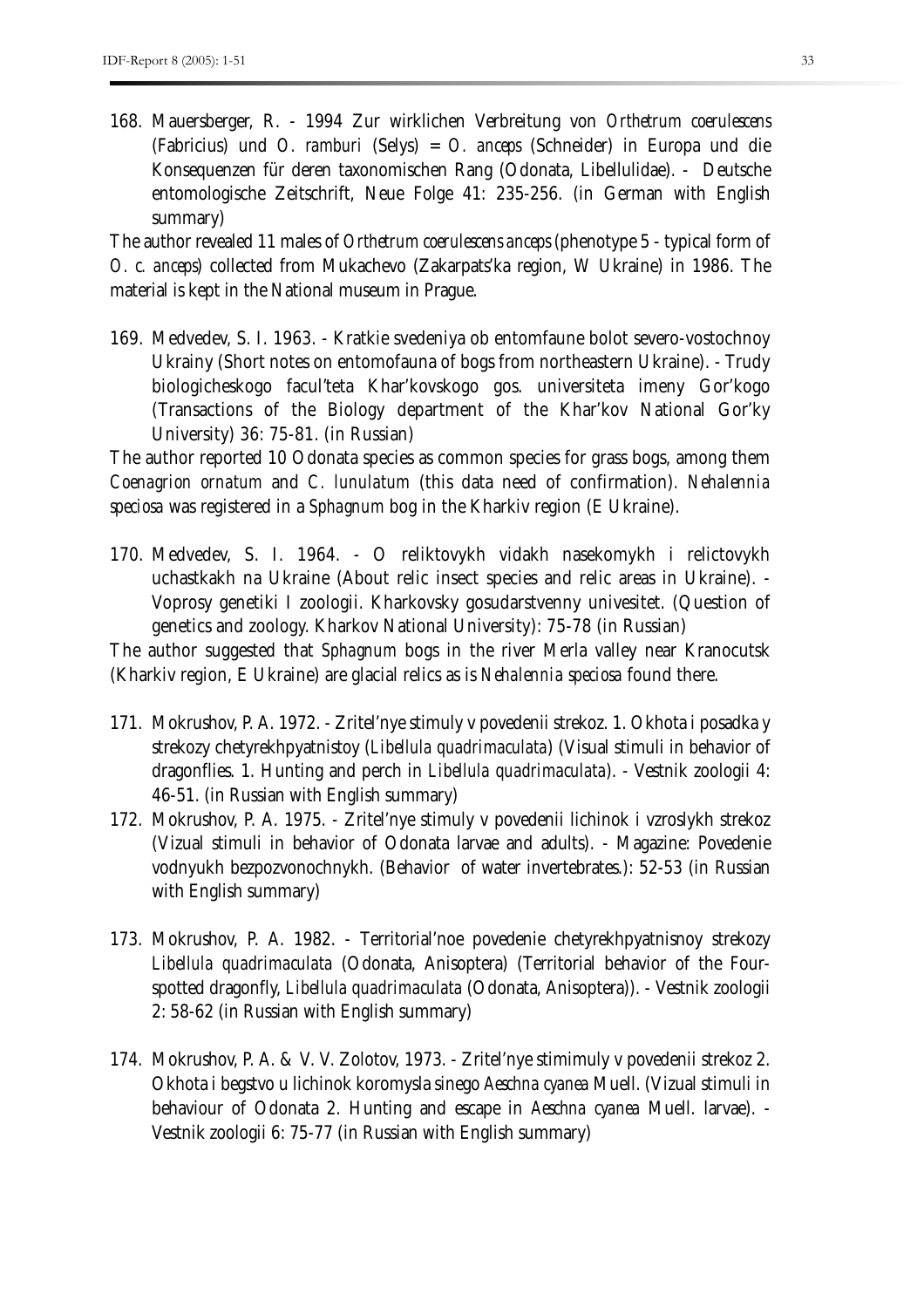168. Mauersberger, R. - 1994 Zur wirklichen Verbreitung von *Orthetrum coerulescens* (Fabricius) und *O. ramburi* (Selys) = *O. anceps* (Schneider) in Europa und die Konsequenzen für deren taxonomischen Rang (Odonata, Libellulidae). - Deutsche entomologische Zeitschrift, Neue Folge 41: 235-256. (in German with English summary)

The author revealed 11 males of *Orthetrum coerulescens anceps* (phenotype 5 - typical form of *O. c. anceps*) collected from Mukachevo (Zakarpats'ka region, W Ukraine) in 1986. The material is kept in the National museum in Prague.

169. Medvedev, S. I. 1963. - Kratkie svedeniya ob entomfaune bolot severo-vostochnoy Ukrainy (Short notes on entomofauna of bogs from northeastern Ukraine). - Trudy biologicheskogo facul'teta Khar'kovskogo gos. universiteta imeny Gor'kogo (Transactions of the Biology department of the Khar'kov National Gor'ky University) 36: 75-81. (in Russian)

The author reported 10 Odonata species as common species for grass bogs, among them *Coenagrion ornatum* and *C. lunulatum* (this data need of confirmation). *Nehalennia speciosa* was registered in a *Sphagnum* bog in the Kharkiv region (E Ukraine).

170. Medvedev, S. I. 1964. - O reliktovykh vidakh nasekomykh i relictovykh uchastkakh na Ukraine (About relic insect species and relic areas in Ukraine). - Voprosy genetiki I zoologii. Kharkovsky gosudarstvenny univesitet. (Question of genetics and zoology. Kharkov National University): 75-78 (in Russian)

The author suggested that *Sphagnum* bogs in the river Merla valley near Kranocutsk (Kharkiv region, E Ukraine) are glacial relics as is *Nehalennia speciosa* found there.

171. Mokrushov, P. A. 1972. - Zritel'nye stimuly v povedenii strekoz. 1. Okhota i posadka y strekozy chetyrekhpyatnistoy (*Libellula quadrimaculata*) (Visual stimuli in behavior of dragonflies. 1. Hunting and perch in *Libellula quadrimaculata*). - Vestnik zoologii 4: 46-51. (in Russian with English summary)

172. Mokrushov, P. A. 1975. - Zritel'nye stimuly v povedenii lichinok i vzroslykh strekoz (Vizual stimuli in behavior of Odonata larvae and adults). - Magazine: Povedenie vodnyukh bezpozvonochnykh. (Behavior of water invertebrates.): 52-53 (in Russian with English summary)

173. Mokrushov, P. A. 1982. - Territorial'noe povedenie chetyrekhpyatnisnoy strekozy *Libellula quadrimaculata* (Odonata, Anisoptera) (Territorial behavior of the Four-spotted dragonfly, *Libellula quadrimaculata* (Odonata, Anisoptera)). - Vestnik zoologii 2: 58-62 (in Russian with English summary)

174. Mokrushov, P. A. & V. V. Zolotov, 1973. - Zritel'nye stimimuly v povedenii strekoz 2. Okhota i begstvo u lichinok koromysla sinego *Aeschna cyanea* Muell. (Vizual stimuli in behaviour of Odonata 2. Hunting and escape in *Aeschna cyanea* Muell. larvae). - Vestnik zoologii 6: 75-77 (in Russian with English summary)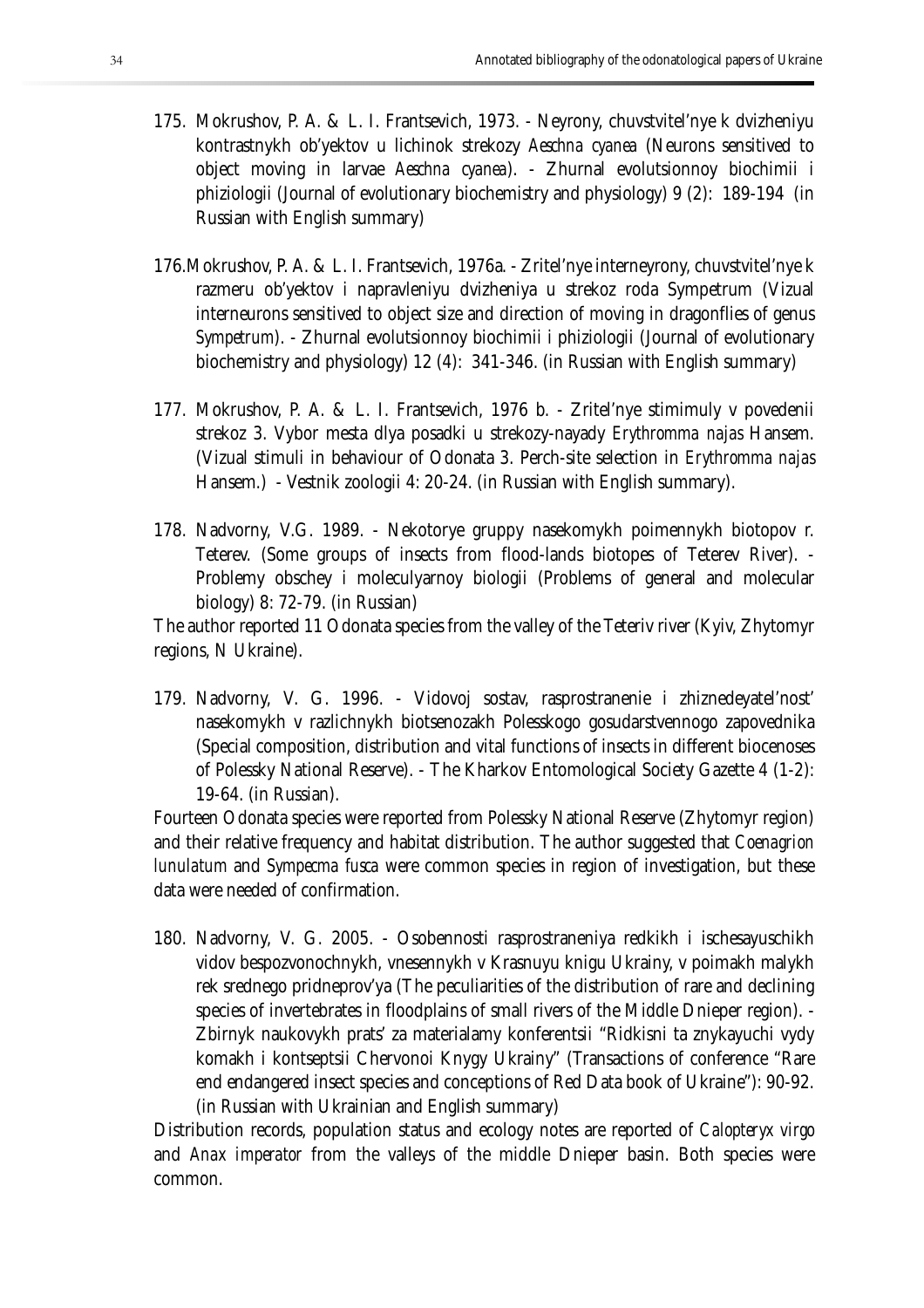175. Mokrushov, P. A. & L. I. Frantsevich, 1973. - Neyrony, chuvstvitel'nye k dvizheniyu kontrastnykh ob'yektov u lichinok strekozy *Aeschna cyanea* (Neurons sensitived to object moving in larvae *Aeschna cyanea*). - Zhurnal evolutsionnoy biochimii i phiziologii (Journal of evolutionary biochemistry and physiology) 9 (2): 189-194 (in Russian with English summary)

176. Mokrushov, P. A. & L. I. Frantsevich, 1976a. - Zritel'nye interneyrony, chuvstvitel'nye k razmeru ob'yektov i napravleniyu dvizheniya u strekoz roda Sympetrum (Vizual interneurons sensitived to object size and direction of moving in dragonflies of genus *Sympetrum*). - Zhurnal evolutsionnoy biochimii i phiziologii (Journal of evolutionary biochemistry and physiology) 12 (4): 341-346. (in Russian with English summary)

177. Mokrushov, P. A. & L. I. Frantsevich, 1976 b. - Zritel'nye stimimuly v povedenii strekoz 3. Vybor mesta dlya posadki u strekozy-nayady *Erythromma najas* Hansem. (Vizual stimuli in behaviour of Odonata 3. Perch-site selection in *Erythromma najas* Hansem.) - Vestnik zoologii 4: 20-24. (in Russian with English summary).

178. Nadvorny, V.G. 1989. - Nekotorye gruppy nasekomykh poimennykh biotopov r. Teterev. (Some groups of insects from flood-lands biotopes of Teterev River). - Problemy obschey i moleculyarnoy biologii (Problems of general and molecular biology) 8: 72-79. (in Russian)

The author reported 11 Odonata species from the valley of the Teteriv river (Kyiv, Zhytomyr regions, N Ukraine).

179. Nadvorny, V. G. 1996. - Vidovoj sostav, rasprostranenie i zhiznedeyatel'nost' nasekomykh v razlichnykh biotsenozakh Polesskogo gosudarstvennogo zapovednika (Special composition, distribution and vital functions of insects in different biocenoses of Polessky National Reserve). - The Kharkov Entomological Society Gazette 4 (1-2): 19-64. (in Russian).

Fourteen Odonata species were reported from Polessky National Reserve (Zhytomyr region) and their relative frequency and habitat distribution. The author suggested that *Coenagrion lunulatum* and *Sympecma fusca* were common species in region of investigation, but these data were needed of confirmation.

180. Nadvorny, V. G. 2005. - Osobennosti rasprostraneniya redkikh i ischesayuschikh vidov bespozvonochnykh, vnesennykh v Krasnuyu knigu Ukrainy, v poimakh malykh rek srednego pridneprov'ya (The peculiarities of the distribution of rare and declining species of invertebrates in floodplains of small rivers of the Middle Dnieper region). - Zbirnyk naukovykh prats' za materialamy konferentsii "Ridkisni ta znykayuchi vydy komakh i kontseptsii Chervonoi Knygy Ukrainy" (Transactions of conference "Rare end endangered insect species and conceptions of Red Data book of Ukraine"): 90-92. (in Russian with Ukrainian and English summary)

Distribution records, population status and ecology notes are reported of *Calopteryx virgo* and *Anax imperator* from the valleys of the middle Dnieper basin. Both species were common.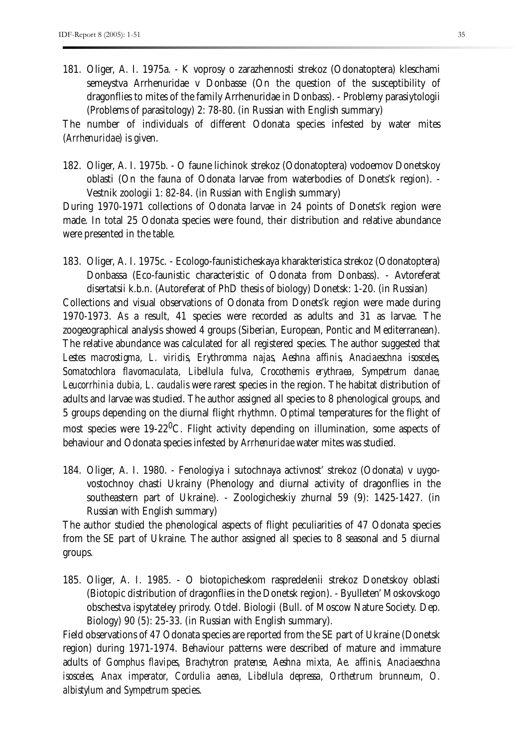181. Oliger, A. I. 1975a. - K voprosy o zarazhennosti strekoz (Odonatoptera) kleschami semeystva Arrhenuridae v Donbasse (On the question of the susceptibility of dragonflies to mites of the family Arrhenuridae in Donbass). - Problemy parasiytologii (Problems of parasitology) 2: 78-80. (in Russian with English summary)

The number of individuals of different Odonata species infested by water mites (*Arrhenuridae*) is given.

182. Oliger, A. I. 1975b. - O faune lichinok strekoz (Odonatoptera) vodoemov Donetskoy oblasti (On the fauna of Odonata larvae from waterbodies of Donets'k region). - Vestnik zoologii 1: 82-84. (in Russian with English summary)

During 1970-1971 collections of Odonata larvae in 24 points of Donets'k region were made. In total 25 Odonata species were found, their distribution and relative abundance were presented in the table.

183. Oliger, A. I. 1975c. - Ecologo-faunisticheskaya kharakteristica strekoz (Odonatoptera) Donbassa (Eco-faunistic characteristic of Odonata from Donbass). - Avtoreferat disertatsii k.b.n. (Autoreferat of PhD thesis of biology) Donetsk: 1-20. (in Russian)

Collections and visual observations of Odonata from Donets'k region were made during 1970-1973. As a result, 41 species were recorded as adults and 31 as larvae. The zoogeographical analysis showed 4 groups (Siberian, European, Pontic and Mediterranean). The relative abundance was calculated for all registered species. The author suggested that *Lestes macrostigma*, *L. viridis*, *Erythromma najas*, *Aeshna affinis*, *Anaciaeschna isosceles*, *Somatochlora flavomaculata*, *Libellula fulva*, *Crocothemis erythraea*, *Sympetrum danae*, *Leucorrhinia dubia*, *L. caudalis* were rarest species in the region. The habitat distribution of adults and larvae was studied. The author assigned all species to 8 phenological groups, and 5 groups depending on the diurnal flight rhythmn. Optimal temperatures for the flight of most species were 19-22$^{0}$C. Flight activity depending on illumination, some aspects of behaviour and Odonata species infested by *Arrhenuridae* water mites was studied.

184. Oliger, A. I. 1980. - Fenologiya i sutochnaya activnost' strekoz (Odonata) v uygo-vostochnoy chasti Ukrainy (Phenology and diurnal activity of dragonflies in the southeastern part of Ukraine). - Zoologicheskiy zhurnal 59 (9): 1425-1427. (in Russian with English summary)

The author studied the phenological aspects of flight peculiarities of 47 Odonata species from the SE part of Ukraine. The author assigned all species to 8 seasonal and 5 diurnal groups.

185. Oliger, A. I. 1985. - O biotopicheskom raspredelenii strekoz Donetskoy oblasti (Biotopic distribution of dragonflies in the Donetsk region). - Byulleten' Moskovskogo obschestva ispytateley prirody. Otdel. Biologii (Bull. of Moscow Nature Society. Dep. Biology) 90 (5): 25-33. (in Russian with English summary).

Field observations of 47 Odonata species are reported from the SE part of Ukraine (Donetsk region) during 1971-1974. Behaviour patterns were described of mature and immature adults of *Gomphus flavipes*, *Brachytron pratense*, *Aeshna mixta*, *Ae. affinis*, *Anaciaeschna isosceles*, *Anax imperator*, *Cordulia aenea*, *Libellula depressa*, *Orthetrum brunneum*, *O. albistylum* and *Sympetrum* species.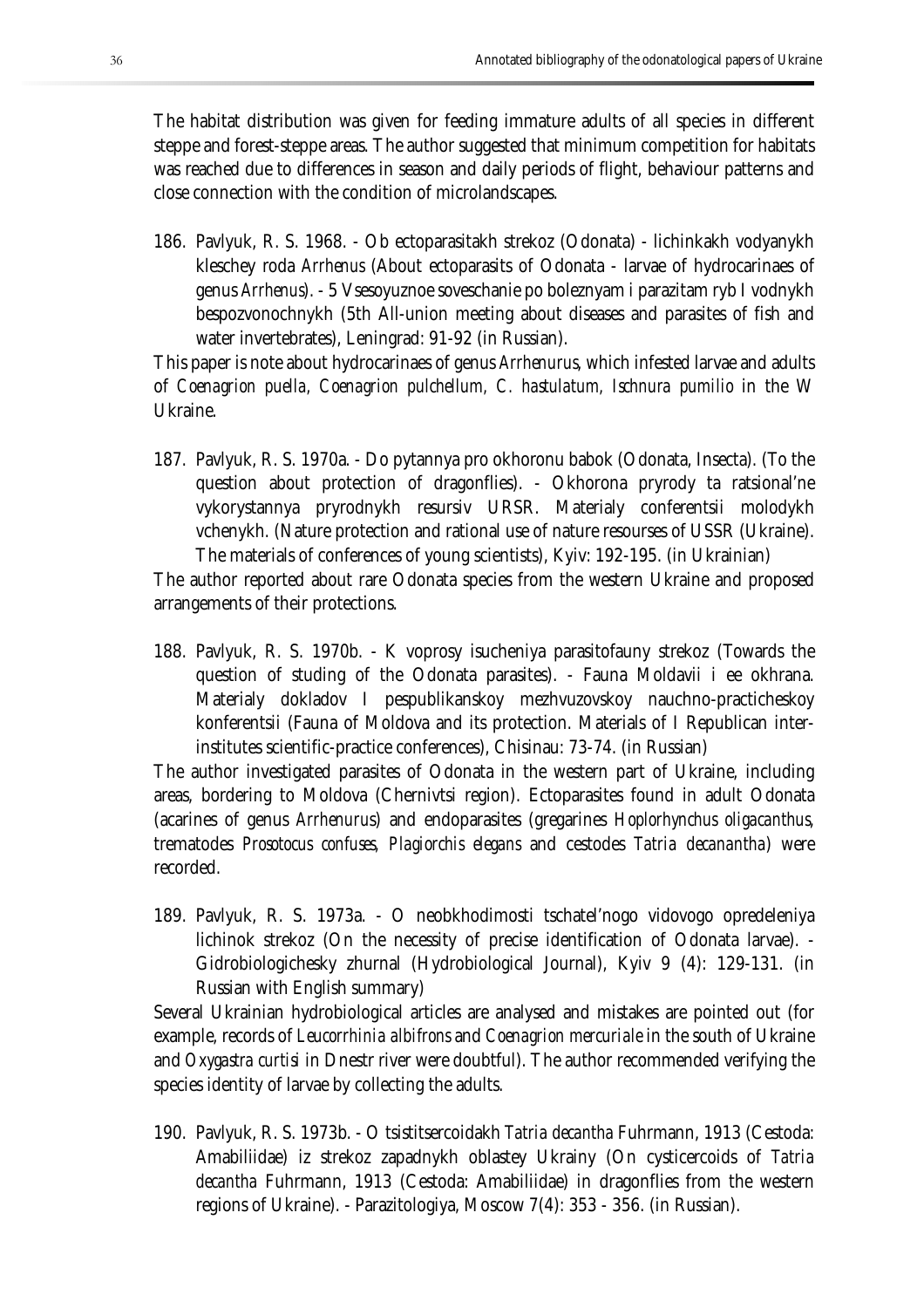The habitat distribution was given for feeding immature adults of all species in different steppe and forest-steppe areas. The author suggested that minimum competition for habitats was reached due to differences in season and daily periods of flight, behaviour patterns and close connection with the condition of microlandscapes.

186. Pavlyuk, R. S. 1968. - Ob ectoparasitakh strekoz (Odonata) - lichinkakh vodyanykh kleschey roda *Arrhenus* (About ectoparasits of Odonata - larvae of hydrocarinaes of genus *Arrhenus*). - 5 Vsesoyuznoe soveschanie po boleznyam i parazitam ryb I vodnykh bespozvonochnykh (5th All-union meeting about diseases and parasites of fish and water invertebrates), Leningrad: 91-92 (in Russian).

This paper is note about hydrocarinaes of genus *Arrhenurus*, which infested larvae and adults of *Coenagrion puella*, *Coenagrion pulchellum*, *C. hastulatum*, *Ischnura pumilio* in the W Ukraine.

187. Pavlyuk, R. S. 1970a. - Do pytannya pro okhoronu babok (Odonata, Insecta). (To the question about protection of dragonflies). - Okhorona pryrody ta ratsional'ne vykorystannya pryrodnykh resursiv URSR. Materialy conferentsii molodykh vchenykh. (Nature protection and rational use of nature resourses of USSR (Ukraine). The materials of conferences of young scientists), Kyiv: 192-195. (in Ukrainian)

The author reported about rare Odonata species from the western Ukraine and proposed arrangements of their protections.

188. Pavlyuk, R. S. 1970b. - K voprosy isucheniya parasitofauny strekoz (Towards the question of studing of the Odonata parasites). - Fauna Moldavii i ee okhrana. Materialy dokladov I pespublikanskoy mezhvuzovskoy nauchno-practicheskoy konferentsii (Fauna of Moldova and its protection. Materials of I Republican inter-institutes scientific-practice conferences), Chisinau: 73-74. (in Russian)

The author investigated parasites of Odonata in the western part of Ukraine, including areas, bordering to Moldova (Chernivtsi region). Ectoparasites found in adult Odonata (acarines of genus *Arrhenurus*) and endoparasites (gregarines *Hoplorhynchus oligacanthus*, trematodes *Prosotocus confuses*, *Plagiorchis elegans* and cestodes *Tatria decanantha*) were recorded.

189. Pavlyuk, R. S. 1973a. - O neobkhodimosti tschatel'nogo vidovogo opredeleniya lichinok strekoz (On the necessity of precise identification of Odonata larvae). - Gidrobiologichesky zhurnal (Hydrobiological Journal), Kyiv 9 (4): 129-131. (in Russian with English summary)

Several Ukrainian hydrobiological articles are analysed and mistakes are pointed out (for example, records of *Leucorrhinia albifrons* and *Coenagrion mercuriale* in the south of Ukraine and *Oxygastra curtisi* in Dnestr river were doubtful). The author recommended verifying the species identity of larvae by collecting the adults.

190. Pavlyuk, R. S. 1973b. - O tsistitsercoidakh *Tatria decantha* Fuhrmann, 1913 (Cestoda: Amabiliidae) iz strekoz zapadnykh oblastey Ukrainy (On cysticercoids of *Tatria decantha* Fuhrmann, 1913 (Cestoda: Amabiliidae) in dragonflies from the western regions of Ukraine). - Parazitologiya, Moscow 7(4): 353 - 356. (in Russian).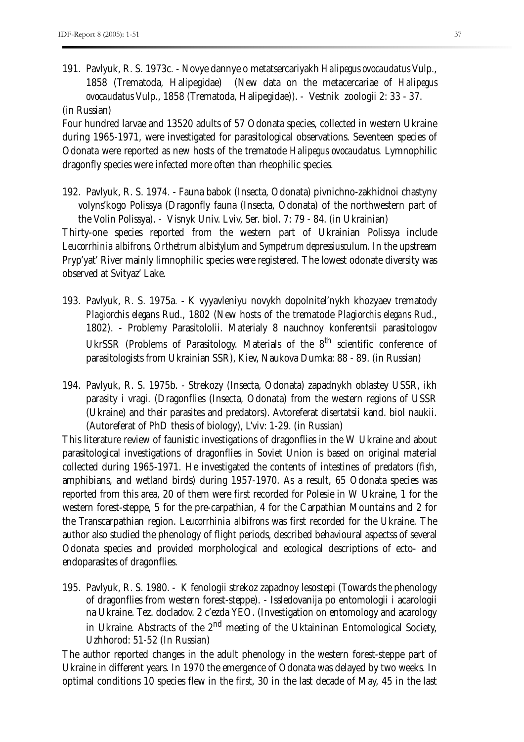191. Pavlyuk, R. S. 1973c. - Novye dannye o metatsercariyakh *Halipegus ovocaudatus* Vulp., 1858 (Trematoda, Halipegidae) (New data on the metacercariae of *Halipegus ovocaudatus* Vulp., 1858 (Trematoda, Halipegidae)). - Vestnik zoologii 2: 33 - 37. (in Russian)

Four hundred larvae and 13520 adults of 57 Odonata species, collected in western Ukraine during 1965-1971, were investigated for parasitological observations. Seventeen species of Odonata were reported as new hosts of the trematode *Halipegus ovocaudatus*. Lymnophilic dragonfly species were infected more often than rheophilic species.

192. Pavlyuk, R. S. 1974. - Fauna babok (Insecta, Odonata) pivnichno-zakhidnoi chastyny volyns'kogo Polissya (Dragonfly fauna (Insecta, Odonata) of the northwestern part of the Volin Polissya). - Visnyk Univ. Lviv, Ser. biol. 7: 79 - 84. (in Ukrainian)

Thirty-one species reported from the western part of Ukrainian Polissya include *Leucorrhinia albifrons*, *Orthetrum albistylum* and *Sympetrum depressiusculum*. In the upstream Pryp'yat' River mainly limnophilic species were registered. The lowest odonate diversity was observed at Svityaz' Lake.

193. Pavlyuk, R. S. 1975a. - K vyyavleniyu novykh dopolnitel'nykh khozyaev trematody *Plagiorchis elegans* Rud., 1802 (New hosts of the trematode *Plagiorchis elegans* Rud., 1802). - Problemy Parasitololii. Materialy 8 nauchnoy konferentsii parasitologov UkrSSR (Problems of Parasitology. Materials of the 8th scientific conference of parasitologists from Ukrainian SSR), Kiev, Naukova Dumka: 88 - 89. (in Russian)

194. Pavlyuk, R. S. 1975b. - Strekozy (Insecta, Odonata) zapadnykh oblastey USSR, ikh parasity i vragi. (Dragonflies (Insecta, Odonata) from the western regions of USSR (Ukraine) and their parasites and predators). Avtoreferat disertatsii kand. biol naukii. (Autoreferat of PhD thesis of biology), L'viv: 1-29. (in Russian)

This literature review of faunistic investigations of dragonflies in the W Ukraine and about parasitological investigations of dragonflies in Soviet Union is based on original material collected during 1965-1971. He investigated the contents of intestines of predators (fish, amphibians, and wetland birds) during 1957-1970. As a result, 65 Odonata species was reported from this area, 20 of them were first recorded for Polesie in W Ukraine, 1 for the western forest-steppe, 5 for the pre-carpathian, 4 for the Carpathian Mountains and 2 for the Transcarpathian region. *Leucorrhinia albifrons* was first recorded for the Ukraine. The author also studied the phenology of flight periods, described behavioural aspectss of several Odonata species and provided morphological and ecological descriptions of ecto- and endoparasites of dragonflies.

195. Pavlyuk, R. S. 1980. - K fenologii strekoz zapadnoy lesostepi (Towards the phenology of dragonflies from western forest-steppe). - Issledovanija po entomologii i acarologii na Ukraine. Tez. docladov. 2 c'ezda YEO. (Investigation on entomology and acarology in Ukraine. Abstracts of the 2nd meeting of the Uktaininan Entomological Society, Uzhhorod: 51-52 (In Russian)

The author reported changes in the adult phenology in the western forest-steppe part of Ukraine in different years. In 1970 the emergence of Odonata was delayed by two weeks. In optimal conditions 10 species flew in the first, 30 in the last decade of May, 45 in the last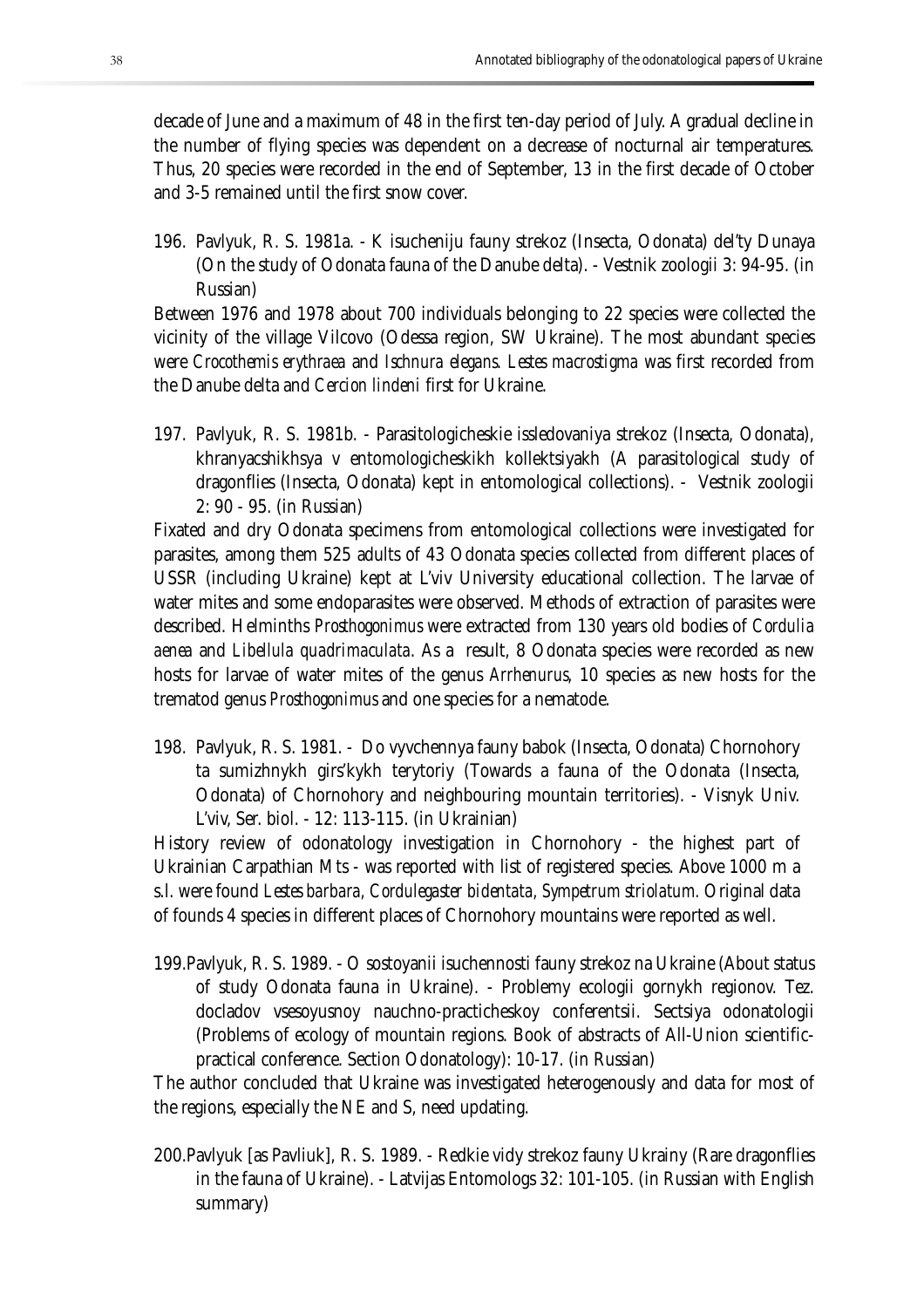decade of June and a maximum of 48 in the first ten-day period of July. A gradual decline in the number of flying species was dependent on a decrease of nocturnal air temperatures. Thus, 20 species were recorded in the end of September, 13 in the first decade of October and 3-5 remained until the first snow cover.

196. Pavlyuk, R. S. 1981a. - K isucheniju fauny strekoz (Insecta, Odonata) del'ty Dunaya (On the study of Odonata fauna of the Danube delta). - Vestnik zoologii 3: 94-95. (in Russian)

Between 1976 and 1978 about 700 individuals belonging to 22 species were collected the vicinity of the village Vilcovo (Odessa region, SW Ukraine). The most abundant species were *Crocothemis erythraea* and *Ischnura elegans*. *Lestes macrostigma* was first recorded from the Danube delta and *Cercion lindeni* first for Ukraine.

197. Pavlyuk, R. S. 1981b. - Parasitologicheskie issledovaniya strekoz (Insecta, Odonata), khranyacshikhsya v entomologicheskikh kollektsiyakh (A parasitological study of dragonflies (Insecta, Odonata) kept in entomological collections). - Vestnik zoologii 2: 90 - 95. (in Russian)

Fixated and dry Odonata specimens from entomological collections were investigated for parasites, among them 525 adults of 43 Odonata species collected from different places of USSR (including Ukraine) kept at L'viv University educational collection. The larvae of water mites and some endoparasites were observed. Methods of extraction of parasites were described. Helminths *Prosthogonimus* were extracted from 130 years old bodies of *Cordulia aenea* and *Libellula quadrimaculata*. As a result, 8 Odonata species were recorded as new hosts for larvae of water mites of the genus *Arrhenurus*, 10 species as new hosts for the trematod genus *Prosthogonimus* and one species for a nematode.

198. Pavlyuk, R. S. 1981. - Do vyvchennya fauny babok (Insecta, Odonata) Chornohory ta sumizhnykh girs'kykh terytoriy (Towards a fauna of the Odonata (Insecta, Odonata) of Chornohory and neighbouring mountain territories). - Visnyk Univ. L'viv, Ser. biol. - 12: 113-115. (in Ukrainian)

History review of odonatology investigation in Chornohory - the highest part of Ukrainian Carpathian Mts - was reported with list of registered species. Above 1000 m a s.l. were found *Lestes barbara*, *Cordulegaster bidentata*, *Sympetrum striolatum*. Original data of founds 4 species in different places of Chornohory mountains were reported as well.

199. Pavlyuk, R. S. 1989. - O sostoyanii isuchennosti fauny strekoz na Ukraine (About status of study Odonata fauna in Ukraine). - Problemy ecologii gornykh regionov. Tez. docladov vsesoyusnoy nauchno-practicheskoy conferentsii. Sectsiya odonatologii (Problems of ecology of mountain regions. Book of abstracts of All-Union scientific-practical conference. Section Odonatology): 10-17. (in Russian)

The author concluded that Ukraine was investigated heterogenously and data for most of the regions, especially the NE and S, need updating.

200. Pavlyuk [as Pavliuk], R. S. 1989. - Redkie vidy strekoz fauny Ukrainy (Rare dragonflies in the fauna of Ukraine). - Latvijas Entomologs 32: 101-105. (in Russian with English summary)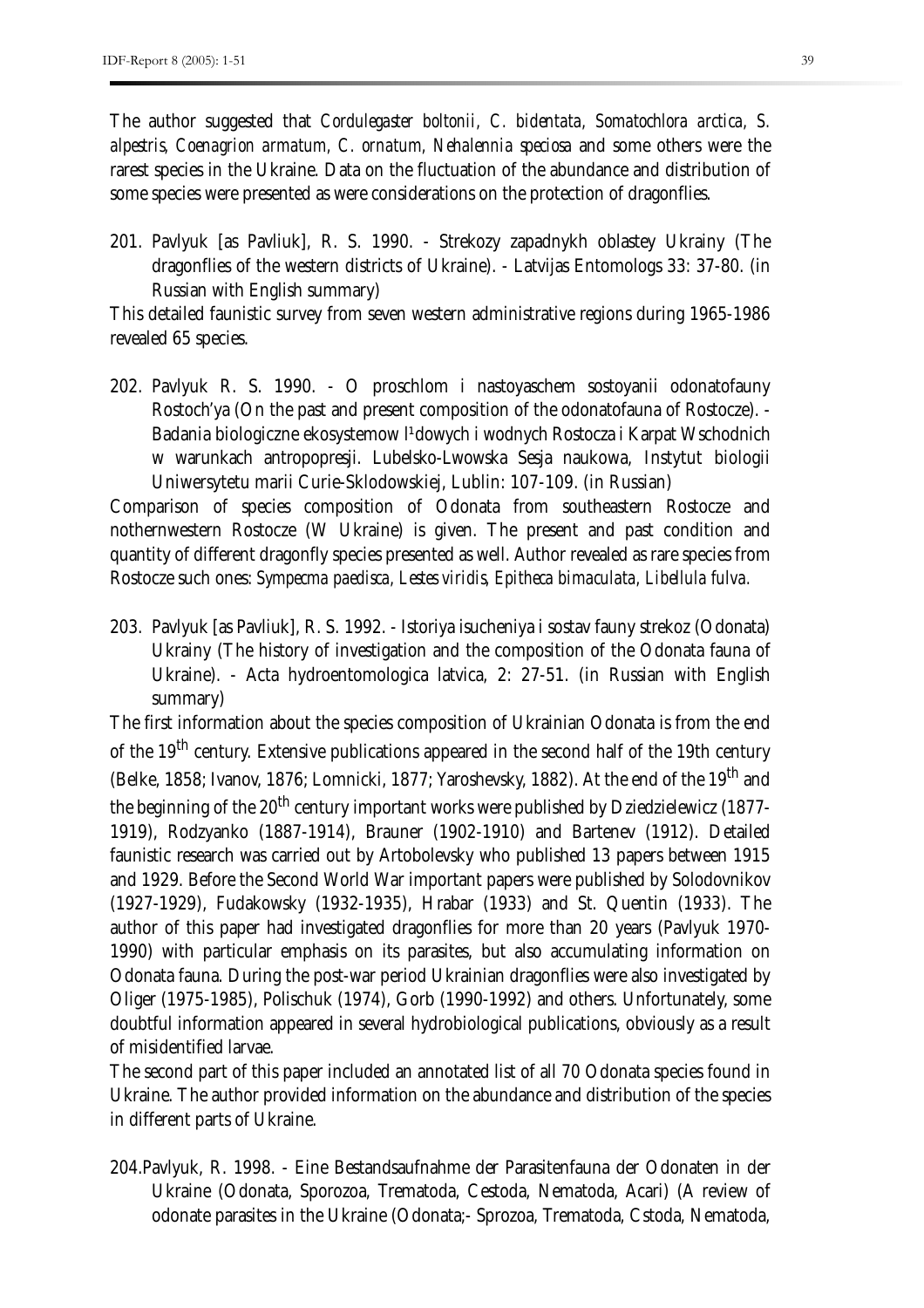The author suggested that *Cordulegaster boltonii*, *C. bidentata*, *Somatochlora arctica*, *S. alpestris*, *Coenagrion armatum*, *C. ornatum*, *Nehalennia speciosa* and some others were the rarest species in the Ukraine. Data on the fluctuation of the abundance and distribution of some species were presented as were considerations on the protection of dragonflies.

201. Pavlyuk [as Pavliuk], R. S. 1990. - Strekozy zapadnykh oblastey Ukrainy (The dragonflies of the western districts of Ukraine). - Latvijas Entomologs 33: 37-80. (in Russian with English summary)

This detailed faunistic survey from seven western administrative regions during 1965-1986 revealed 65 species.

202. Pavlyuk R. S. 1990. - O proschlom i nastoyaschem sostoyanii odonatofauny Rostoch'ya (On the past and present composition of the odonatofauna of Rostocze). - Badania biologiczne ekosystemow l¹dowych i wodnych Rostocza i Karpat Wschodnich w warunkach antropopresji. Lubelsko-Lwowska Sesja naukowa, Instytut biologii Uniwersytetu marii Curie-Sklodowskiej, Lublin: 107-109. (in Russian)

Comparison of species composition of Odonata from southeastern Rostocze and nothernwestern Rostocze (W Ukraine) is given. The present and past condition and quantity of different dragonfly species presented as well. Author revealed as rare species from Rostocze such ones: *Sympecma paedisca*, *Lestes viridis*, *Epitheca bimaculata*, *Libellula fulva*.

203. Pavlyuk [as Pavliuk], R. S. 1992. - Istoriya isucheniya i sostav fauny strekoz (Odonata) Ukrainy (The history of investigation and the composition of the Odonata fauna of Ukraine). - Acta hydroentomologica latvica, 2: 27-51. (in Russian with English summary)

The first information about the species composition of Ukrainian Odonata is from the end of the 19th century. Extensive publications appeared in the second half of the 19th century (Belke, 1858; Ivanov, 1876; Lomnicki, 1877; Yaroshevsky, 1882). At the end of the 19th and the beginning of the 20th century important works were published by Dziedzielewicz (1877-1919), Rodzyanko (1887-1914), Brauner (1902-1910) and Bartenev (1912). Detailed faunistic research was carried out by Artobolevsky who published 13 papers between 1915 and 1929. Before the Second World War important papers were published by Solodovnikov (1927-1929), Fudakowsky (1932-1935), Hrabar (1933) and St. Quentin (1933). The author of this paper had investigated dragonflies for more than 20 years (Pavlyuk 1970-1990) with particular emphasis on its parasites, but also accumulating information on Odonata fauna. During the post-war period Ukrainian dragonflies were also investigated by Oliger (1975-1985), Polischuk (1974), Gorb (1990-1992) and others. Unfortunately, some doubtful information appeared in several hydrobiological publications, obviously as a result of misidentified larvae.

The second part of this paper included an annotated list of all 70 Odonata species found in Ukraine. The author provided information on the abundance and distribution of the species in different parts of Ukraine.

204. Pavlyuk, R. 1998. - Eine Bestandsaufnahme der Parasitenfauna der Odonaten in der Ukraine (Odonata, Sporozoa, Trematoda, Cestoda, Nematoda, Acari) (A review of odonate parasites in the Ukraine (Odonata;- Sprozoa, Trematoda, Cstoda, Nematoda,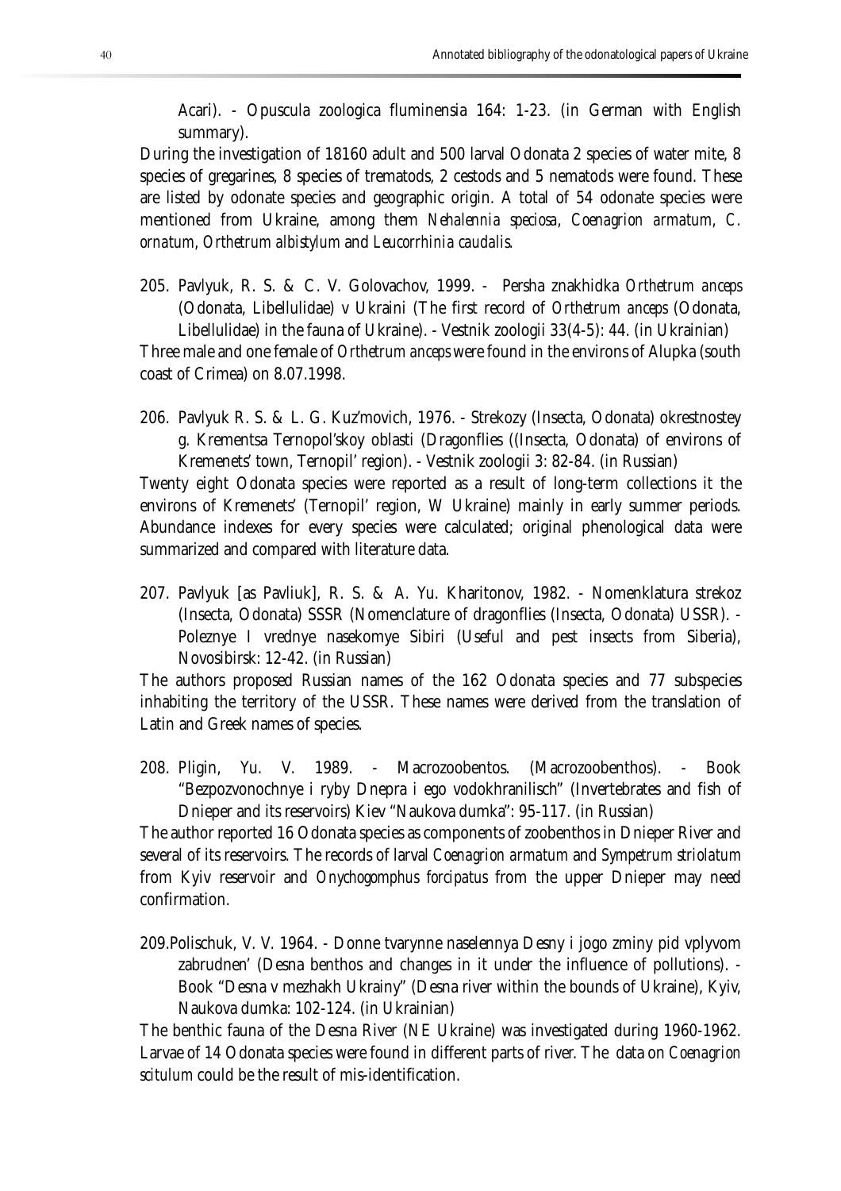Acari). - Opuscula zoologica fluminensia 164: 1-23. (in German with English summary).

During the investigation of 18160 adult and 500 larval Odonata 2 species of water mite, 8 species of gregarines, 8 species of trematods, 2 cestods and 5 nematods were found. These are listed by odonate species and geographic origin. A total of 54 odonate species were mentioned from Ukraine, among them *Nehalennia speciosa*, *Coenagrion armatum*, *C. ornatum*, *Orthetrum albistylum* and *Leucorrhinia caudalis*.

205. Pavlyuk, R. S. & C. V. Golovachov, 1999. - Persha znakhidka *Orthetrum anceps* (Odonata, Libellulidae) v Ukraini (The first record of *Orthetrum anceps* (Odonata, Libellulidae) in the fauna of Ukraine). - Vestnik zoologii 33(4-5): 44. (in Ukrainian)

Three male and one female of *Orthetrum anceps* were found in the environs of Alupka (south coast of Crimea) on 8.07.1998.

206. Pavlyuk R. S. & L. G. Kuz'movich, 1976. - Strekozy (Insecta, Odonata) okrestnostey g. Krementsa Ternopol'skoy oblasti (Dragonflies ((Insecta, Odonata) of environs of Kremenets' town, Ternopil' region). - Vestnik zoologii 3: 82-84. (in Russian)

Twenty eight Odonata species were reported as a result of long-term collections it the environs of Kremenets' (Ternopil' region, W Ukraine) mainly in early summer periods. Abundance indexes for every species were calculated; original phenological data were summarized and compared with literature data.

207. Pavlyuk [as Pavliuk], R. S. & A. Yu. Kharitonov, 1982. - Nomenklatura strekoz (Insecta, Odonata) SSSR (Nomenclature of dragonflies (Insecta, Odonata) USSR). - Poleznye I vrednye nasekomye Sibiri (Useful and pest insects from Siberia), Novosibirsk: 12-42. (in Russian)

The authors proposed Russian names of the 162 Odonata species and 77 subspecies inhabiting the territory of the USSR. These names were derived from the translation of Latin and Greek names of species.

208. Pligin, Yu. V. 1989. - Macrozoobentos. (Macrozoobenthos). - Book "Bezpozvonochnye i ryby Dnepra i ego vodokhranilisch" (Invertebrates and fish of Dnieper and its reservoirs) Kiev "Naukova dumka": 95-117. (in Russian)

The author reported 16 Odonata species as components of zoobenthos in Dnieper River and several of its reservoirs. The records of larval *Coenagrion armatum* and *Sympetrum striolatum* from Kyiv reservoir and *Onychogomphus forcipatus* from the upper Dnieper may need confirmation.

209. Polischuk, V. V. 1964. - Donne tvarynne naselennya Desny i jogo zminy pid vplyvom zabrudnen' (Desna benthos and changes in it under the influence of pollutions). - Book "Desna v mezhakh Ukrainy" (Desna river within the bounds of Ukraine), Kyiv, Naukova dumka: 102-124. (in Ukrainian)

The benthic fauna of the Desna River (NE Ukraine) was investigated during 1960-1962. Larvae of 14 Odonata species were found in different parts of river. The data on *Coenagrion scitulum* could be the result of mis-identification.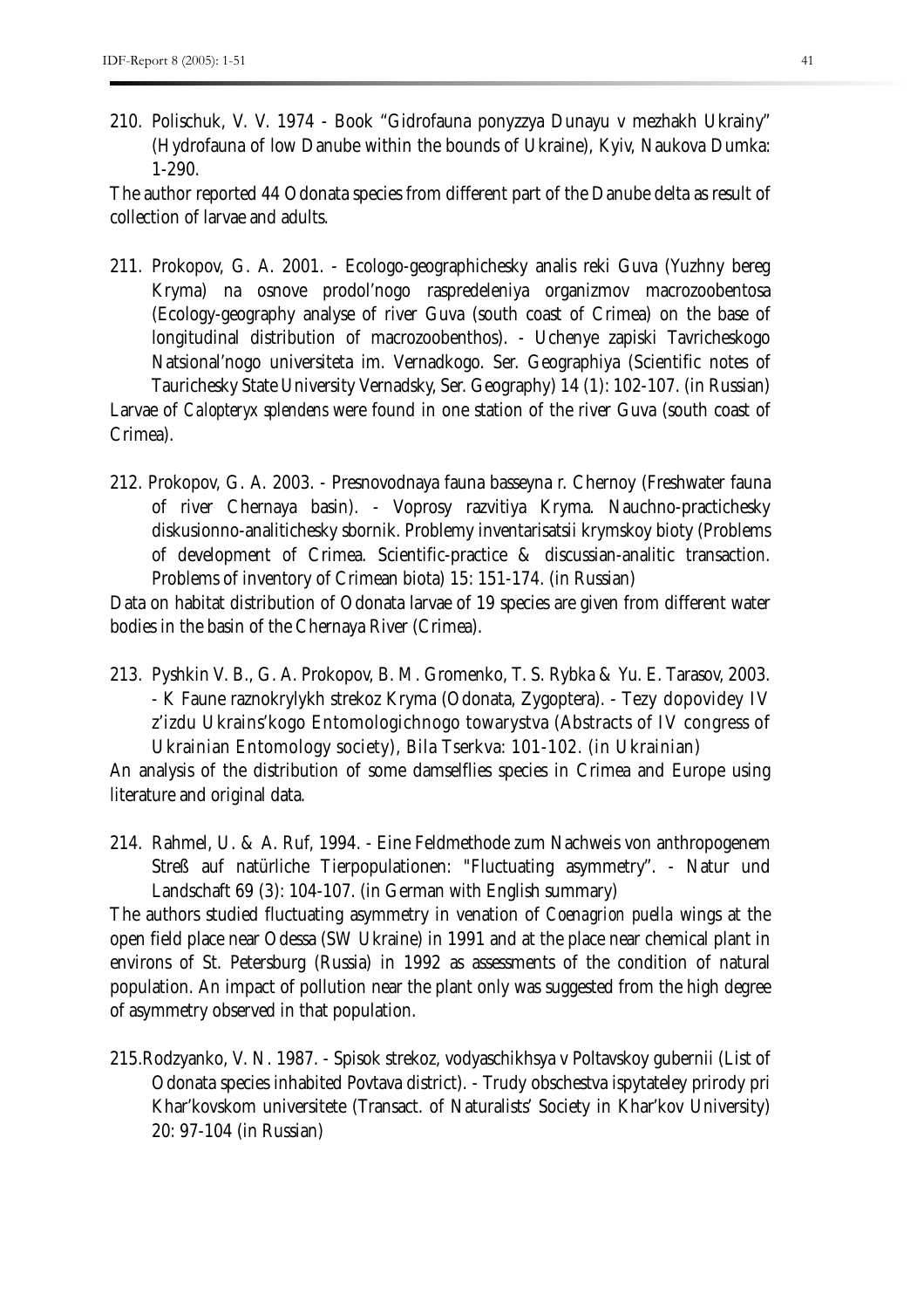210. Polischuk, V. V. 1974 - Book "Gidrofauna ponyzzya Dunayu v mezhakh Ukrainy" (Hydrofauna of low Danube within the bounds of Ukraine), Kyiv, Naukova Dumka: 1-290.

The author reported 44 Odonata species from different part of the Danube delta as result of collection of larvae and adults.

211. Prokopov, G. A. 2001. - Ecologo-geographichesky analis reki Guva (Yuzhny bereg Kryma) na osnove prodol'nogo raspredeleniya organizmov macrozoobentosa (Ecology-geography analyse of river Guva (south coast of Crimea) on the base of longitudinal distribution of macrozoobenthos). - Uchenye zapiski Tavricheskogo Natsional'nogo universiteta im. Vernadkogo. Ser. Geographiya (Scientific notes of Taurichesky State University Vernadsky, Ser. Geography) 14 (1): 102-107. (in Russian)

Larvae of *Calopteryx splendens* were found in one station of the river Guva (south coast of Crimea).

212. Prokopov, G. A. 2003. - Presnovodnaya fauna basseyna r. Chernoy (Freshwater fauna of river Chernaya basin). - Voprosy razvitiya Kryma. Nauchno-practichesky diskusionno-analitichesky sbornik. Problemy inventarisatsii krymskoy bioty (Problems of development of Crimea. Scientific-practice & discussian-analitic transaction. Problems of inventory of Crimean biota) 15: 151-174. (in Russian)

Data on habitat distribution of Odonata larvae of 19 species are given from different water bodies in the basin of the Chernaya River (Crimea).

213. Pyshkin V. B., G. A. Prokopov, B. M. Gromenko, T. S. Rybka & Yu. E. Tarasov, 2003. - K Faune raznokrylykh strekoz Kryma (Odonata, Zygoptera). - Tezy dopovidey IV z'izdu Ukrains'kogo Entomologichnogo towarystva (Abstracts of IV congress of Ukrainian Entomology society), Bila Tserkva: 101-102. (in Ukrainian)

An analysis of the distribution of some damselflies species in Crimea and Europe using literature and original data.

214. Rahmel, U. & A. Ruf, 1994. - Eine Feldmethode zum Nachweis von anthropogenem Streß auf natürliche Tierpopulationen: "Fluctuating asymmetry". - Natur und Landschaft 69 (3): 104-107. (in German with English summary)

The authors studied fluctuating asymmetry in venation of *Coenagrion puella* wings at the open field place near Odessa (SW Ukraine) in 1991 and at the place near chemical plant in environs of St. Petersburg (Russia) in 1992 as assessments of the condition of natural population. An impact of pollution near the plant only was suggested from the high degree of asymmetry observed in that population.

215. Rodzyanko, V. N. 1987. - Spisok strekoz, vodyaschikhsya v Poltavskoy gubernii (List of Odonata species inhabited Povtava district). - Trudy obschestva ispytateley prirody pri Khar'kovskom universitete (Transact. of Naturalists' Society in Khar'kov University) 20: 97-104 (in Russian)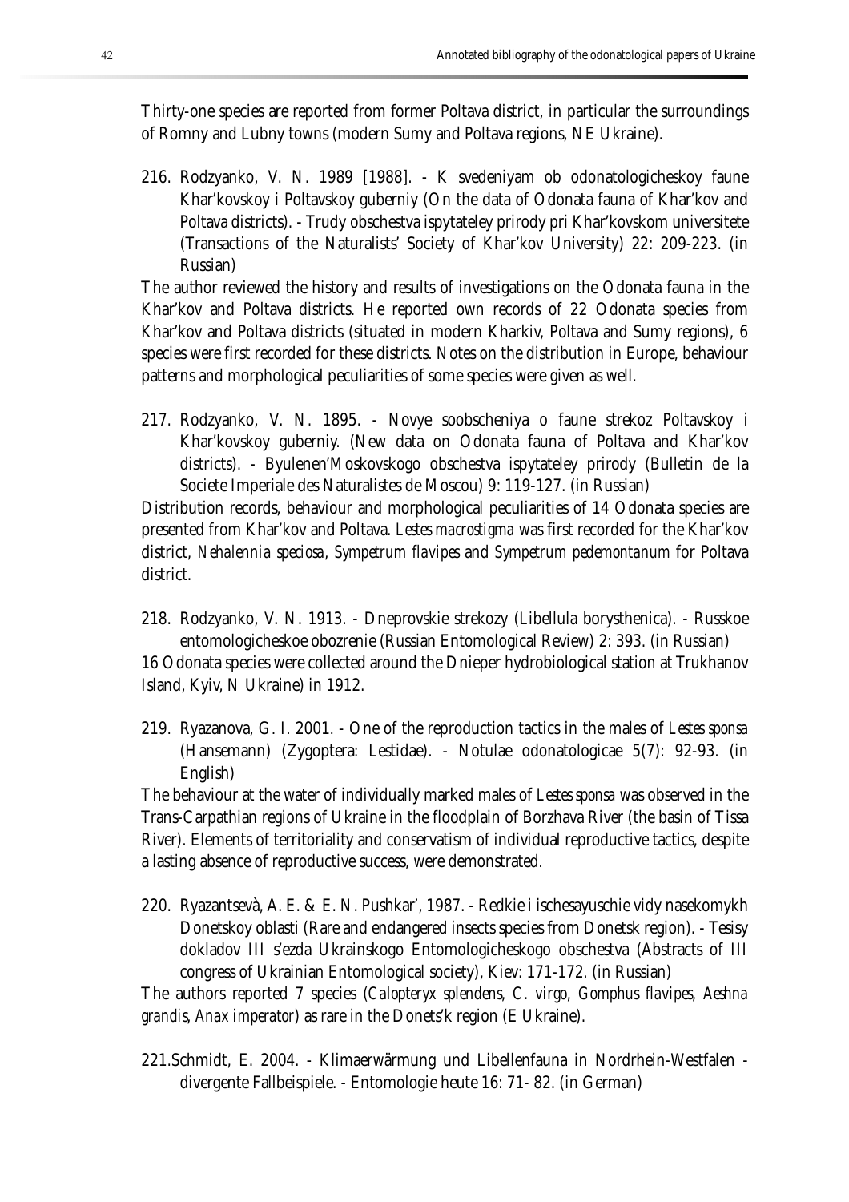Thirty-one species are reported from former Poltava district, in particular the surroundings of Romny and Lubny towns (modern Sumy and Poltava regions, NE Ukraine).

216. Rodzyanko, V. N. 1989 [1988]. - K svedeniyam ob odonatologicheskoy faune Khar'kovskoy i Poltavskoy guberniy (On the data of Odonata fauna of Khar'kov and Poltava districts). - Trudy obschestva ispytateley prirody pri Khar'kovskom universitete (Transactions of the Naturalists' Society of Khar'kov University) 22: 209-223. (in Russian)

The author reviewed the history and results of investigations on the Odonata fauna in the Khar'kov and Poltava districts. He reported own records of 22 Odonata species from Khar'kov and Poltava districts (situated in modern Kharkiv, Poltava and Sumy regions), 6 species were first recorded for these districts. Notes on the distribution in Europe, behaviour patterns and morphological peculiarities of some species were given as well.

217. Rodzyanko, V. N. 1895. - Novye soobscheniya o faune strekoz Poltavskoy i Khar'kovskoy guberniy. (New data on Odonata fauna of Poltava and Khar'kov districts). - Byulenen'Moskovskogo obschestva ispytateley prirody (Bulletin de la Societe Imperiale des Naturalistes de Moscou) 9: 119-127. (in Russian)

Distribution records, behaviour and morphological peculiarities of 14 Odonata species are presented from Khar'kov and Poltava. *Lestes macrostigma* was first recorded for the Khar'kov district, *Nehalennia speciosa*, *Sympetrum flavipes* and *Sympetrum pedemontanum* for Poltava district.

218. Rodzyanko, V. N. 1913. - Dneprovskie strekozy (Libellula borysthenica). - Russkoe entomologicheskoe obozrenie (Russian Entomological Review) 2: 393. (in Russian)

16 Odonata species were collected around the Dnieper hydrobiological station at Trukhanov Island, Kyiv, N Ukraine) in 1912.

219. Ryazanova, G. I. 2001. - One of the reproduction tactics in the males of *Lestes sponsa* (Hansemann) (Zygoptera: Lestidae). - Notulae odonatologicae 5(7): 92-93. (in English)

The behaviour at the water of individually marked males of *Lestes sponsa* was observed in the Trans-Carpathian regions of Ukraine in the floodplain of Borzhava River (the basin of Tissa River). Elements of territoriality and conservatism of individual reproductive tactics, despite a lasting absence of reproductive success, were demonstrated.

220. Ryazantsevà, A. E. & E. N. Pushkar', 1987. - Redkie i ischesayuschie vidy nasekomykh Donetskoy oblasti (Rare and endangered insects species from Donetsk region). - Tesisy dokladov III s'ezda Ukrainskogo Entomologicheskogo obschestva (Abstracts of III congress of Ukrainian Entomological society), Kiev: 171-172. (in Russian)

The authors reported 7 species (*Calopteryx splendens*, *C. virgo*, *Gomphus flavipes*, *Aeshna grandis*, *Anax imperator*) as rare in the Donets'k region (E Ukraine).

221. Schmidt, E. 2004. - Klimaerwärmung und Libellenfauna in Nordrhein-Westfalen - divergente Fallbeispiele. - Entomologie heute 16: 71- 82. (in German)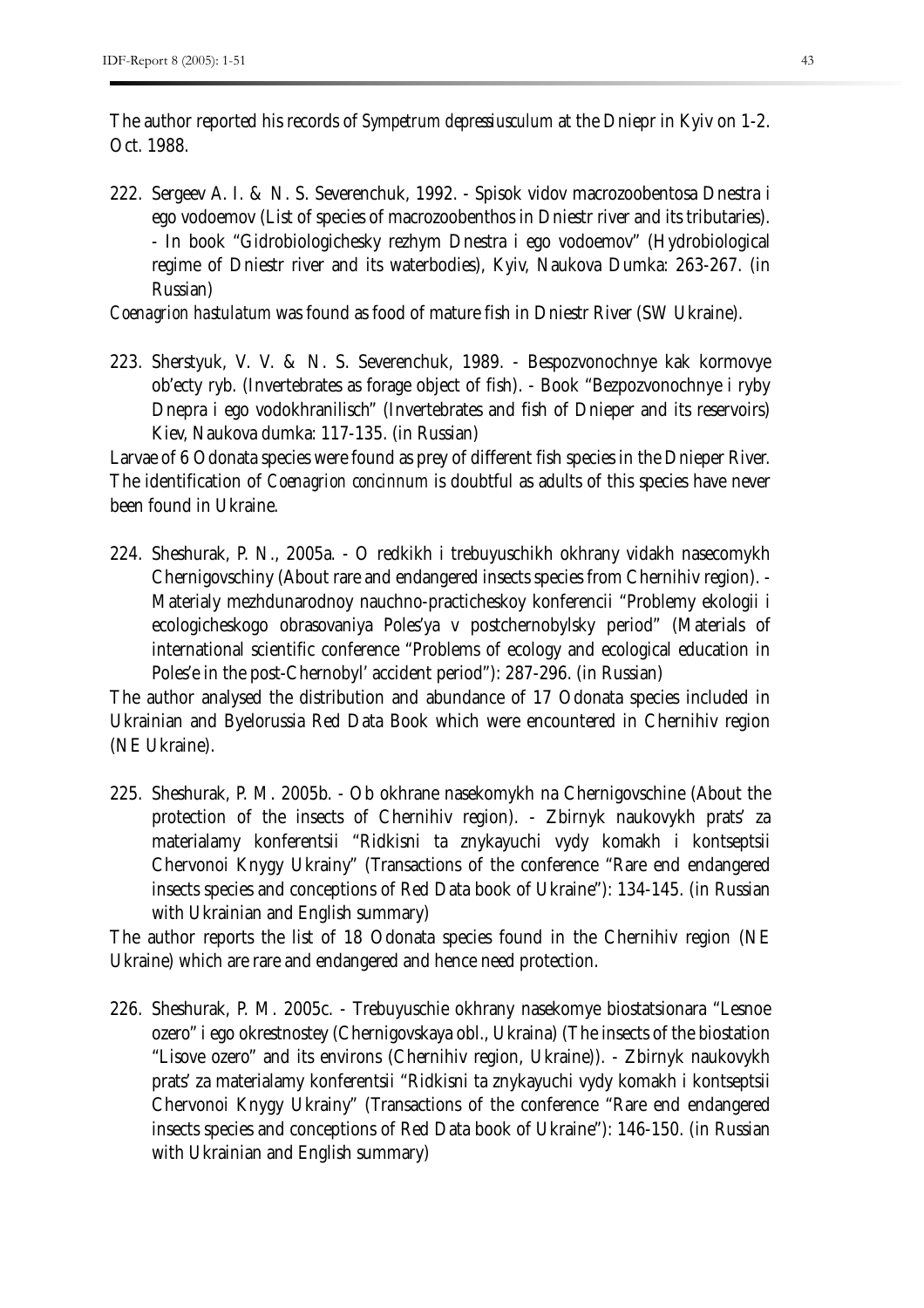The author reported his records of *Sympetrum depressiusculum* at the Dniepr in Kyiv on 1-2. Oct. 1988.

222. Sergeev A. I. & N. S. Severenchuk, 1992. - Spisok vidov macrozoobentosa Dnestra i ego vodoemov (List of species of macrozoobenthos in Dniestr river and its tributaries). - In book "Gidrobiologichesky rezhym Dnestra i ego vodoemov" (Hydrobiological regime of Dniestr river and its waterbodies), Kyiv, Naukova Dumka: 263-267. (in Russian)

*Coenagrion hastulatum* was found as food of mature fish in Dniestr River (SW Ukraine).

223. Sherstyuk, V. V. & N. S. Severenchuk, 1989. - Bespozvonochnye kak kormovye ob'ecty ryb. (Invertebrates as forage object of fish). - Book "Bezpozvonochnye i ryby Dnepra i ego vodokhranilisch" (Invertebrates and fish of Dnieper and its reservoirs) Kiev, Naukova dumka: 117-135. (in Russian)

Larvae of 6 Odonata species were found as prey of different fish species in the Dnieper River. The identification of *Coenagrion concinnum* is doubtful as adults of this species have never been found in Ukraine.

224. Sheshurak, P. N., 2005a. - O redkikh i trebuyuschikh okhrany vidakh nasecomykh Chernigovschiny (About rare and endangered insects species from Chernihiv region). - Materialy mezhdunarodnoy nauchno-practicheskoy konferencii "Problemy ekologii i ecologicheskogo obrasovaniya Poles'ya v postchernobylsky period" (Materials of international scientific conference "Problems of ecology and ecological education in Poles'e in the post-Chernobyl' accident period"): 287-296. (in Russian)

The author analysed the distribution and abundance of 17 Odonata species included in Ukrainian and Byelorussia Red Data Book which were encountered in Chernihiv region (NE Ukraine).

225. Sheshurak, P. M. 2005b. - Ob okhrane nasekomykh na Chernigovschine (About the protection of the insects of Chernihiv region). - Zbirnyk naukovykh prats' za materialamy konferentsii "Ridkisni ta znykayuchi vydy komakh i kontseptsii Chervonoi Knygy Ukrainy" (Transactions of the conference "Rare end endangered insects species and conceptions of Red Data book of Ukraine"): 134-145. (in Russian with Ukrainian and English summary)

The author reports the list of 18 Odonata species found in the Chernihiv region (NE Ukraine) which are rare and endangered and hence need protection.

226. Sheshurak, P. M. 2005c. - Trebuyuschie okhrany nasekomye biostatsionara "Lesnoe ozero" i ego okrestnostey (Chernigovskaya obl., Ukraina) (The insects of the biostation "Lisove ozero" and its environs (Chernihiv region, Ukraine)). - Zbirnyk naukovykh prats' za materialamy konferentsii "Ridkisni ta znykayuchi vydy komakh i kontseptsii Chervonoi Knygy Ukrainy" (Transactions of the conference "Rare end endangered insects species and conceptions of Red Data book of Ukraine"): 146-150. (in Russian with Ukrainian and English summary)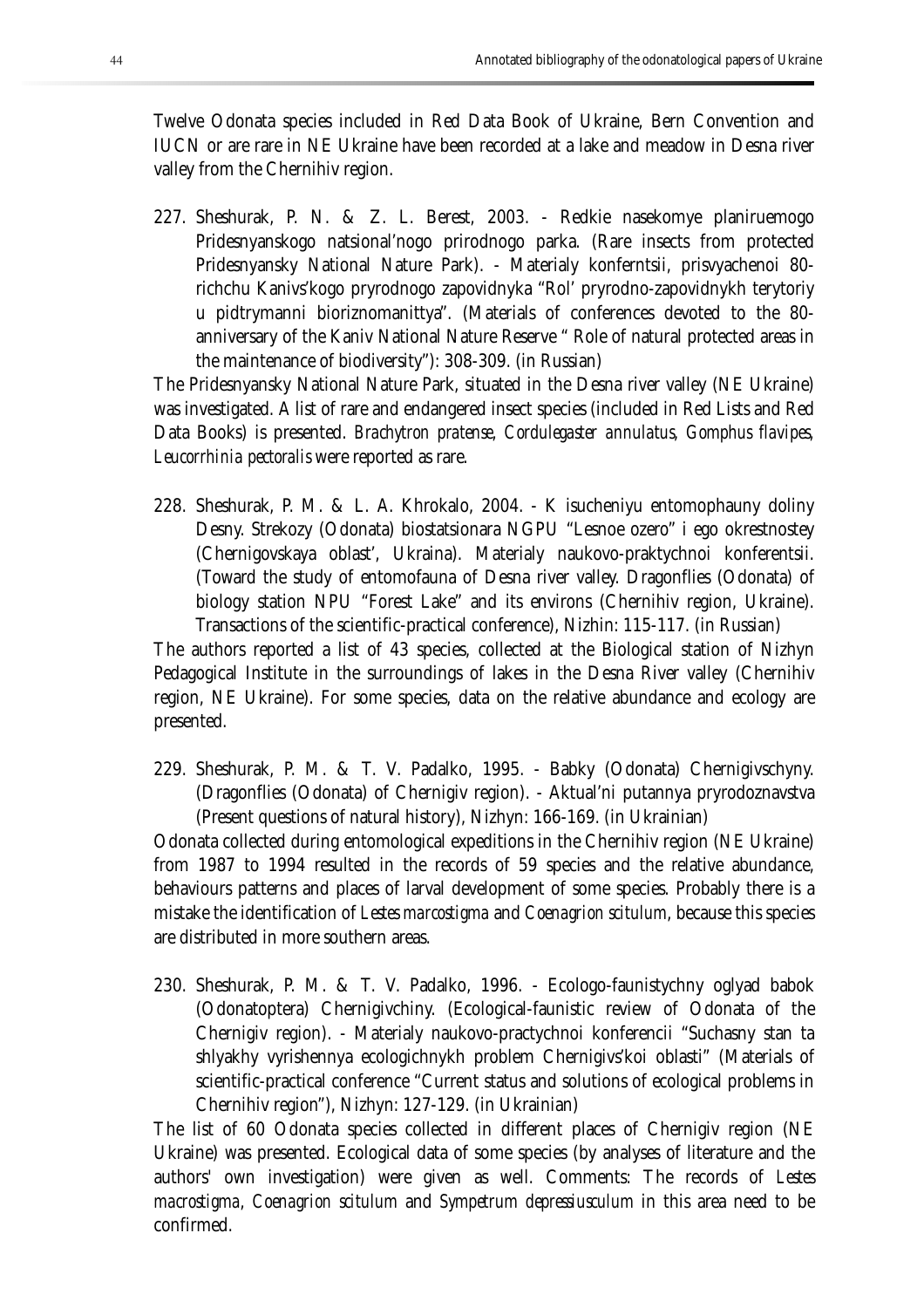Twelve Odonata species included in Red Data Book of Ukraine, Bern Convention and IUCN or are rare in NE Ukraine have been recorded at a lake and meadow in Desna river valley from the Chernihiv region.

227. Sheshurak, P. N. & Z. L. Berest, 2003. - Redkie nasekomye planiruemogo Pridesnyanskogo natsional'nogo prirodnogo parka. (Rare insects from protected Pridesnyansky National Nature Park). - Materialy konferntsii, prisvyachenoi 80-richchu Kanivs'kogo pryrodnogo zapovidnyka "Rol' pryrodno-zapovidnykh terytoriy u pidtrymanni bioriznomanittya". (Materials of conferences devoted to the 80-anniversary of the Kaniv National Nature Reserve " Role of natural protected areas in the maintenance of biodiversity"): 308-309. (in Russian)

The Pridesnyansky National Nature Park, situated in the Desna river valley (NE Ukraine) was investigated. A list of rare and endangered insect species (included in Red Lists and Red Data Books) is presented. *Brachytron pratense*, *Cordulegaster annulatus*, *Gomphus flavipes*, *Leucorrhinia pectoralis* were reported as rare.

228. Sheshurak, P. M. & L. A. Khrokalo, 2004. - K isucheniyu entomophauny doliny Desny. Strekozy (Odonata) biostatsionara NGPU "Lesnoe ozero" i ego okrestnostey (Chernigovskaya oblast', Ukraina). Materialy naukovo-praktychnoi konferentsii. (Toward the study of entomofauna of Desna river valley. Dragonflies (Odonata) of biology station NPU "Forest Lake" and its environs (Chernihiv region, Ukraine). Transactions of the scientific-practical conference), Nizhin: 115-117. (in Russian)

The authors reported a list of 43 species, collected at the Biological station of Nizhyn Pedagogical Institute in the surroundings of lakes in the Desna River valley (Chernihiv region, NE Ukraine). For some species, data on the relative abundance and ecology are presented.

229. Sheshurak, P. M. & T. V. Padalko, 1995. - Babky (Odonata) Chernigivschyny. (Dragonflies (Odonata) of Chernigiv region). - Aktual'ni putannya pryrodoznavstva (Present questions of natural history), Nizhyn: 166-169. (in Ukrainian)

Odonata collected during entomological expeditions in the Chernihiv region (NE Ukraine) from 1987 to 1994 resulted in the records of 59 species and the relative abundance, behaviours patterns and places of larval development of some species. Probably there is a mistake the identification of *Lestes marcostigma* and *Coenagrion scitulum*, because this species are distributed in more southern areas.

230. Sheshurak, P. M. & T. V. Padalko, 1996. - Ecologo-faunistychny oglyad babok (Odonatoptera) Chernigivchiny. (Ecological-faunistic review of Odonata of the Chernigiv region). - Materialy naukovo-practychnoi konferencii "Suchasny stan ta shlyakhy vyrishennya ecologichnykh problem Chernigivs'koi oblasti" (Materials of scientific-practical conference "Current status and solutions of ecological problems in Chernihiv region"), Nizhyn: 127-129. (in Ukrainian)

The list of 60 Odonata species collected in different places of Chernigiv region (NE Ukraine) was presented. Ecological data of some species (by analyses of literature and the authors' own investigation) were given as well. Comments: The records of *Lestes macrostigma*, *Coenagrion scitulum* and *Sympetrum depressiusculum* in this area need to be confirmed.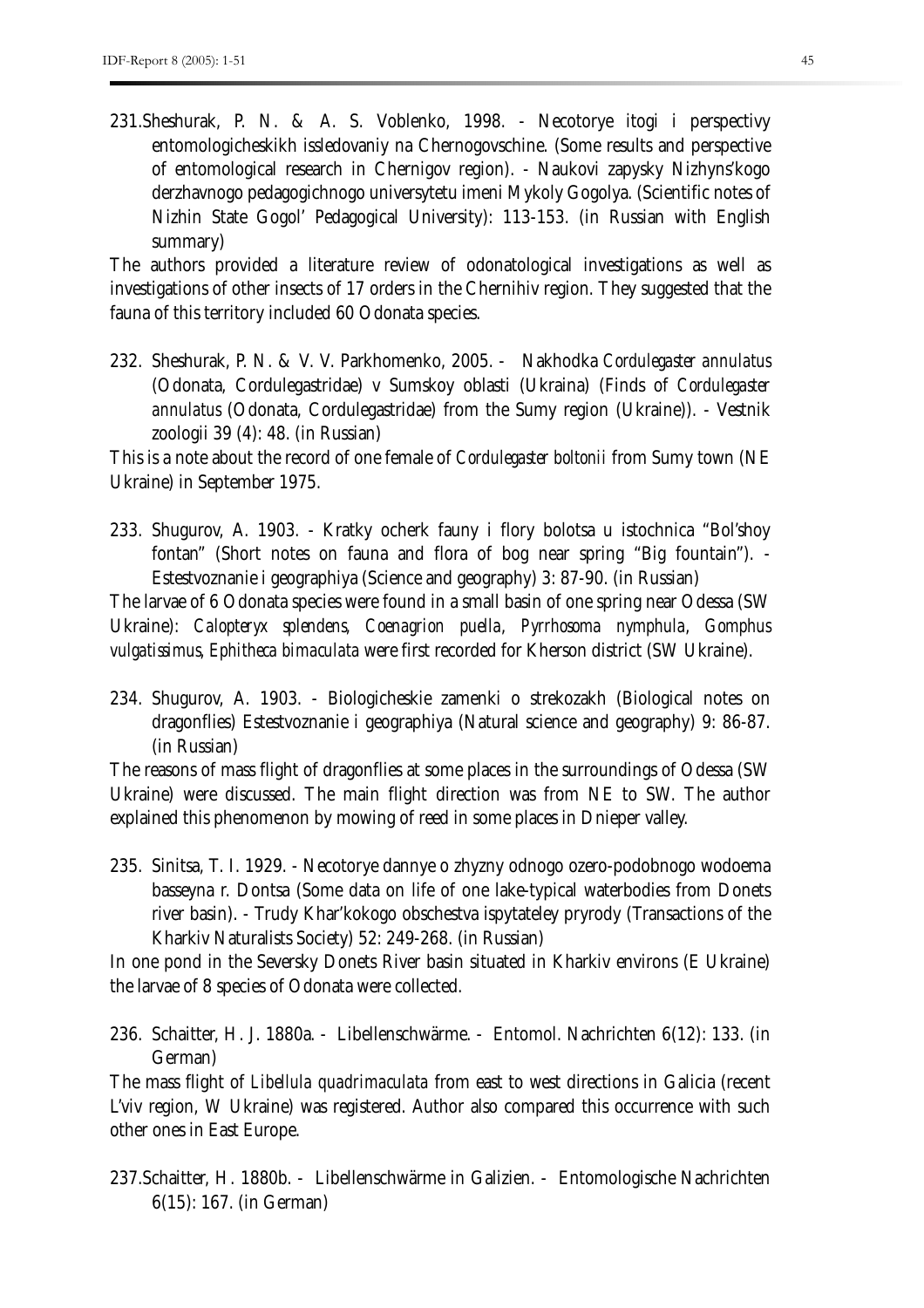231.Sheshurak, P. N. & A. S. Voblenko, 1998. - Necotorye itogi i perspectivy entomologicheskikh issledovaniy na Chernogovschine. (Some results and perspective of entomological research in Chernigov region). - Naukovi zapysky Nizhyns'kogo derzhavnogo pedagogichnogo universytetu imeni Mykoly Gogolya. (Scientific notes of Nizhin State Gogol' Pedagogical University): 113-153. (in Russian with English summary)

The authors provided a literature review of odonatological investigations as well as investigations of other insects of 17 orders in the Chernihiv region. They suggested that the fauna of this territory included 60 Odonata species.

232. Sheshurak, P. N. & V. V. Parkhomenko, 2005. - Nakhodka *Cordulegaster annulatus* (Odonata, Cordulegastridae) v Sumskoy oblasti (Ukraina) (Finds of *Cordulegaster annulatus* (Odonata, Cordulegastridae) from the Sumy region (Ukraine)). - Vestnik zoologii 39 (4): 48. (in Russian)

This is a note about the record of one female of *Cordulegaster boltonii* from Sumy town (NE Ukraine) in September 1975.

233. Shugurov, A. 1903. - Kratky ocherk fauny i flory bolotsa u istochnica "Bol'shoy fontan" (Short notes on fauna and flora of bog near spring "Big fountain"). - Estestvoznanie i geographiya (Science and geography) 3: 87-90. (in Russian)

The larvae of 6 Odonata species were found in a small basin of one spring near Odessa (SW Ukraine): *Calopteryx splendens*, *Coenagrion puella*, *Pyrrhosoma nymphula*, *Gomphus vulgatissimus*, *Ephitheca bimaculata* were first recorded for Kherson district (SW Ukraine).

234. Shugurov, A. 1903. - Biologicheskie zamenki o strekozakh (Biological notes on dragonflies) Estestvoznanie i geographiya (Natural science and geography) 9: 86-87. (in Russian)

The reasons of mass flight of dragonflies at some places in the surroundings of Odessa (SW Ukraine) were discussed. The main flight direction was from NE to SW. The author explained this phenomenon by mowing of reed in some places in Dnieper valley.

235. Sinitsa, T. I. 1929. - Necotorye dannye o zhyzny odnogo ozero-podobnogo wodoema basseyna r. Dontsa (Some data on life of one lake-typical waterbodies from Donets river basin). - Trudy Khar'kokogo obschestva ispytateley pryrody (Transactions of the Kharkiv Naturalists Society) 52: 249-268. (in Russian)

In one pond in the Seversky Donets River basin situated in Kharkiv environs (E Ukraine) the larvae of 8 species of Odonata were collected.

236. Schaitter, H. J. 1880a. - Libellenschwärme. - Entomol. Nachrichten 6(12): 133. (in German)

The mass flight of *Libellula quadrimaculata* from east to west directions in Galicia (recent L'viv region, W Ukraine) was registered. Author also compared this occurrence with such other ones in East Europe.

237.Schaitter, H. 1880b. - Libellenschwärme in Galizien. - Entomologische Nachrichten 6(15): 167. (in German)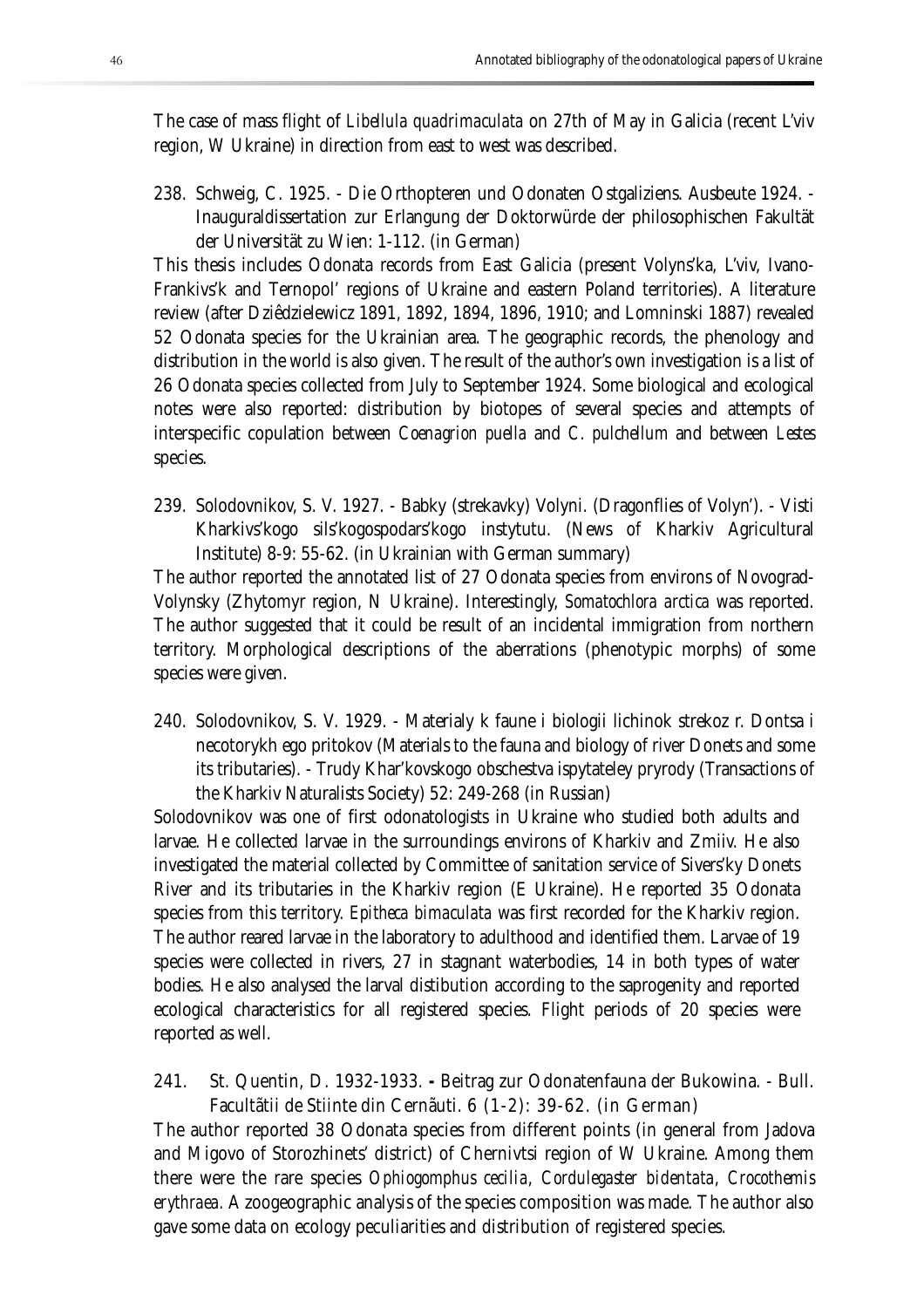The case of mass flight of *Libellula quadrimaculata* on 27th of May in Galicia (recent L'viv region, W Ukraine) in direction from east to west was described.

238. Schweig, C. 1925. - Die Orthopteren und Odonaten Ostgaliziens. Ausbeute 1924. - Inauguraldissertation zur Erlangung der Doktorwürde der philosophischen Fakultät der Universität zu Wien: 1-112. (in German)

This thesis includes Odonata records from East Galicia (present Volyns'ka, L'viv, Ivano-Frankivs'k and Ternopol' regions of Ukraine and eastern Poland territories). A literature review (after Dziêdzielewicz 1891, 1892, 1894, 1896, 1910; and Lomninski 1887) revealed 52 Odonata species for the Ukrainian area. The geographic records, the phenology and distribution in the world is also given. The result of the author's own investigation is a list of 26 Odonata species collected from July to September 1924. Some biological and ecological notes were also reported: distribution by biotopes of several species and attempts of interspecific copulation between *Coenagrion puella* and *C. pulchellum* and between *Lestes* species.

239. Solodovnikov, S. V. 1927. - Babky (strekavky) Volyni. (Dragonflies of Volyn'). - Visti Kharkivs'kogo sils'kogospodars'kogo instytutu. (News of Kharkiv Agricultural Institute) 8-9: 55-62. (in Ukrainian with German summary)

The author reported the annotated list of 27 Odonata species from environs of Novograd-Volynsky (Zhytomyr region, N Ukraine). Interestingly, *Somatochlora arctica* was reported. The author suggested that it could be result of an incidental immigration from northern territory. Morphological descriptions of the aberrations (phenotypic morphs) of some species were given.

240. Solodovnikov, S. V. 1929. - Materialy k faune i biologii lichinok strekoz r. Dontsa i necotorykh ego pritokov (Materials to the fauna and biology of river Donets and some its tributaries). - Trudy Khar'kovskogo obschestva ispytateley pryrody (Transactions of the Kharkiv Naturalists Society) 52: 249-268 (in Russian)

Solodovnikov was one of first odonatologists in Ukraine who studied both adults and larvae. He collected larvae in the surroundings environs of Kharkiv and Zmiiv. He also investigated the material collected by Committee of sanitation service of Sivers'ky Donets River and its tributaries in the Kharkiv region (E Ukraine). He reported 35 Odonata species from this territory. *Epitheca bimaculata* was first recorded for the Kharkiv region. The author reared larvae in the laboratory to adulthood and identified them. Larvae of 19 species were collected in rivers, 27 in stagnant waterbodies, 14 in both types of water bodies. He also analysed the larval distibution according to the saprogenity and reported ecological characteristics for all registered species. Flight periods of 20 species were reported as well.

241. St. Quentin, D. 1932-1933. - Beitrag zur Odonatenfauna der Bukowina. - Bull. Facultãtii de Stiinte din Cernãuti. 6 (1-2): 39-62. (in German)

The author reported 38 Odonata species from different points (in general from Jadova and Migovo of Storozhinets' district) of Chernivtsi region of W Ukraine. Among them there were the rare species *Ophiogomphus cecilia*, *Cordulegaster bidentata*, *Crocothemis erythraea*. A zoogeographic analysis of the species composition was made. The author also gave some data on ecology peculiarities and distribution of registered species.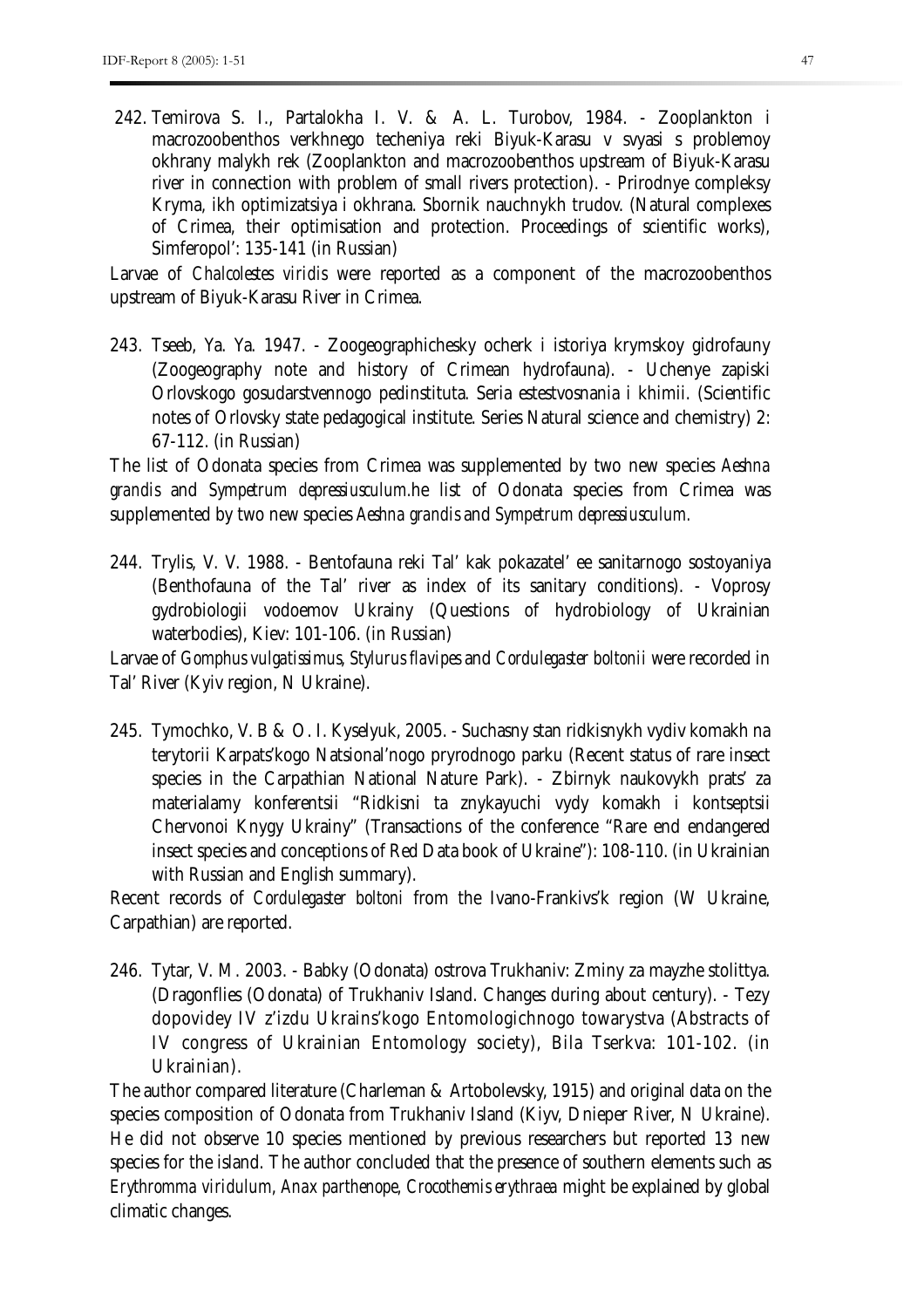242. Temirova S. I., Partalokha I. V. & A. L. Turobov, 1984. - Zooplankton i macrozoobenthos verkhnego techeniya reki Biyuk-Karasu v svyasi s problemoy okhrany malykh rek (Zooplankton and macrozoobenthos upstream of Biyuk-Karasu river in connection with problem of small rivers protection). - Prirodnye compleksy Kryma, ikh optimizatsiya i okhrana. Sbornik nauchnykh trudov. (Natural complexes of Crimea, their optimisation and protection. Proceedings of scientific works), Simferopol': 135-141 (in Russian)

Larvae of *Chalcolestes viridis* were reported as a component of the macrozoobenthos upstream of Biyuk-Karasu River in Crimea.

243. Tseeb, Ya. Ya. 1947. - Zoogeographichesky ocherk i istoriya krymskoy gidrofauny (Zoogeography note and history of Crimean hydrofauna). - Uchenye zapiski Orlovskogo gosudarstvennogo pedinstituta. Seria estestvosnania i khimii. (Scientific notes of Orlovsky state pedagogical institute. Series Natural science and chemistry) 2: 67-112. (in Russian)

The list of Odonata species from Crimea was supplemented by two new species *Aeshna grandis* and *Sympetrum depressiusculum*.he list of Odonata species from Crimea was supplemented by two new species *Aeshna grandis* and *Sympetrum depressiusculum.*

244. Trylis, V. V. 1988. - Bentofauna reki Tal' kak pokazatel' ee sanitarnogo sostoyaniya (Benthofauna of the Tal' river as index of its sanitary conditions). - Voprosy gydrobiologii vodoemov Ukrainy (Questions of hydrobiology of Ukrainian waterbodies), Kiev: 101-106. (in Russian)

Larvae of *Gomphus vulgatissimus*, *Stylurus flavipes* and *Cordulegaster boltonii* were recorded in Tal' River (Kyiv region, N Ukraine).

245. Tymochko, V. B & O. I. Kyselyuk, 2005. - Suchasny stan ridkisnykh vydiv komakh na terytorii Karpats'kogo Natsional'nogo pryrodnogo parku (Recent status of rare insect species in the Carpathian National Nature Park). - Zbirnyk naukovykh prats' za materialamy konferentsii "Ridkisni ta znykayuchi vydy komakh i kontseptsii Chervonoi Knygy Ukrainy" (Transactions of the conference "Rare end endangered insect species and conceptions of Red Data book of Ukraine"): 108-110. (in Ukrainian with Russian and English summary).

Recent records of *Cordulegaster boltoni* from the Ivano-Frankivs'k region (W Ukraine, Carpathian) are reported.

246. Tytar, V. M. 2003. - Babky (Odonata) ostrova Trukhaniv: Zminy za mayzhe stolittya. (Dragonflies (Odonata) of Trukhaniv Island. Changes during about century). - Tezy dopovidey IV z'izdu Ukrains'kogo Entomologichnogo towarystva (Abstracts of IV congress of Ukrainian Entomology society), Bila Tserkva: 101-102. (in Ukrainian).

The author compared literature (Charleman & Artobolevsky, 1915) and original data on the species composition of Odonata from Trukhaniv Island (Kiyv, Dnieper River, N Ukraine). He did not observe 10 species mentioned by previous researchers but reported 13 new species for the island. The author concluded that the presence of southern elements such as *Erythromma viridulum*, *Anax parthenope*, *Crocothemis erythraea* might be explained by global climatic changes.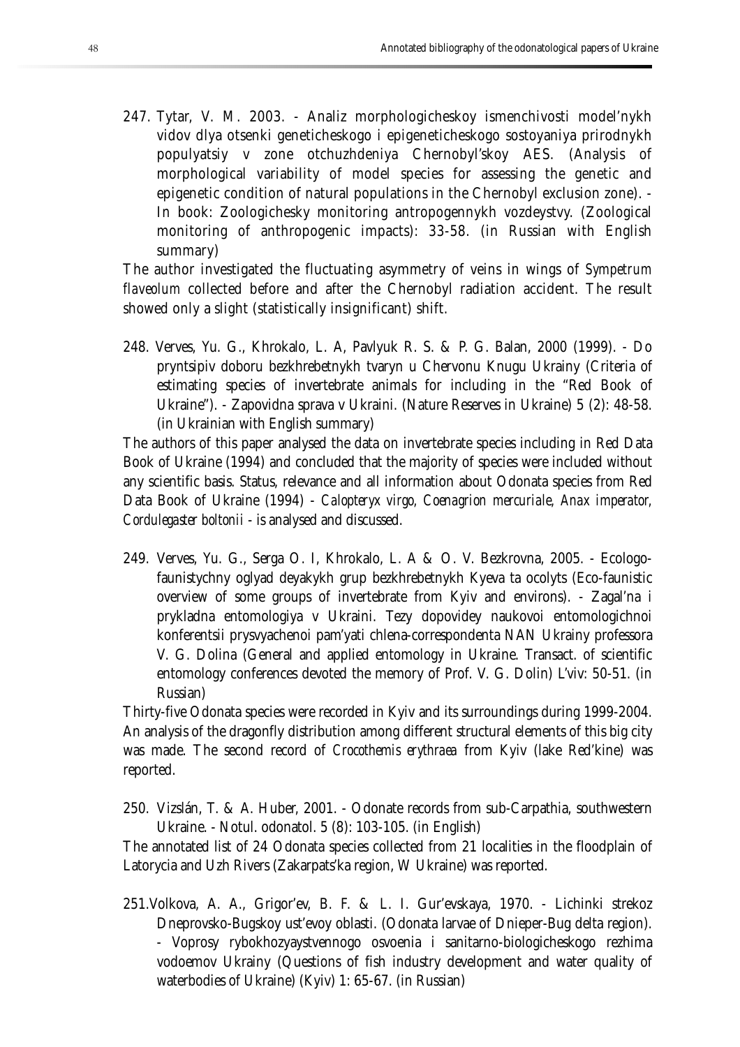247. Tytar, V. M. 2003. - Analiz morphologicheskoy ismenchivosti model'nykh vidov dlya otsenki geneticheskogo i epigeneticheskogo sostoyaniya prirodnykh populyatsiy v zone otchuzhdeniya Chernobyl'skoy AES. (Analysis of morphological variability of model species for assessing the genetic and epigenetic condition of natural populations in the Chernobyl exclusion zone). - In book: Zoologichesky monitoring antropogennykh vozdeystvy. (Zoological monitoring of anthropogenic impacts): 33-58. (in Russian with English summary)

The author investigated the fluctuating asymmetry of veins in wings of *Sympetrum flaveolum* collected before and after the Chernobyl radiation accident. The result showed only a slight (statistically insignificant) shift.

248. Verves, Yu. G., Khrokalo, L. A, Pavlyuk R. S. & P. G. Balan, 2000 (1999). - Do pryntsipiv doboru bezkhrebetnykh tvaryn u Chervonu Knugu Ukrainy (Criteria of estimating species of invertebrate animals for including in the "Red Book of Ukraine"). - Zapovidna sprava v Ukraini. (Nature Reserves in Ukraine) 5 (2): 48-58. (in Ukrainian with English summary)

The authors of this paper analysed the data on invertebrate species including in Red Data Book of Ukraine (1994) and concluded that the majority of species were included without any scientific basis. Status, relevance and all information about Odonata species from Red Data Book of Ukraine (1994) - *Calopteryx virgo, Coenagrion mercuriale, Anax imperator, Cordulegaster boltonii* - is analysed and discussed.

249. Verves, Yu. G., Serga O. I, Khrokalo, L. A & O. V. Bezkrovna, 2005. - Ecologo-faunistychny oglyad deyakykh grup bezkhrebetnykh Kyeva ta ocolyts (Eco-faunistic overview of some groups of invertebrate from Kyiv and environs). - Zagal'na i prykladna entomologiya v Ukraini. Tezy dopovidey naukovoi entomologichnoi konferentsii prysvyachenoi pam'yati chlena-correspondenta NAN Ukrainy professora V. G. Dolina (General and applied entomology in Ukraine. Transact. of scientific entomology conferences devoted the memory of Prof. V. G. Dolin) L'viv: 50-51. (in Russian)

Thirty-five Odonata species were recorded in Kyiv and its surroundings during 1999-2004. An analysis of the dragonfly distribution among different structural elements of this big city was made. The second record of *Crocothemis erythraea* from Kyiv (lake Red'kine) was reported.

250. Vizslán, T. & A. Huber, 2001. - Odonate records from sub-Carpathia, southwestern Ukraine. - Notul. odonatol. 5 (8): 103-105. (in English)

The annotated list of 24 Odonata species collected from 21 localities in the floodplain of Latorycia and Uzh Rivers (Zakarpats'ka region, W Ukraine) was reported.

251. Volkova, A. A., Grigor'ev, B. F. & L. I. Gur'evskaya, 1970. - Lichinki strekoz Dneprovsko-Bugskoy ust'evoy oblasti. (Odonata larvae of Dnieper-Bug delta region). - Voprosy rybokhozyaystvennogo osvoenia i sanitarno-biologicheskogo rezhima vodoemov Ukrainy (Questions of fish industry development and water quality of waterbodies of Ukraine) (Kyiv) 1: 65-67. (in Russian)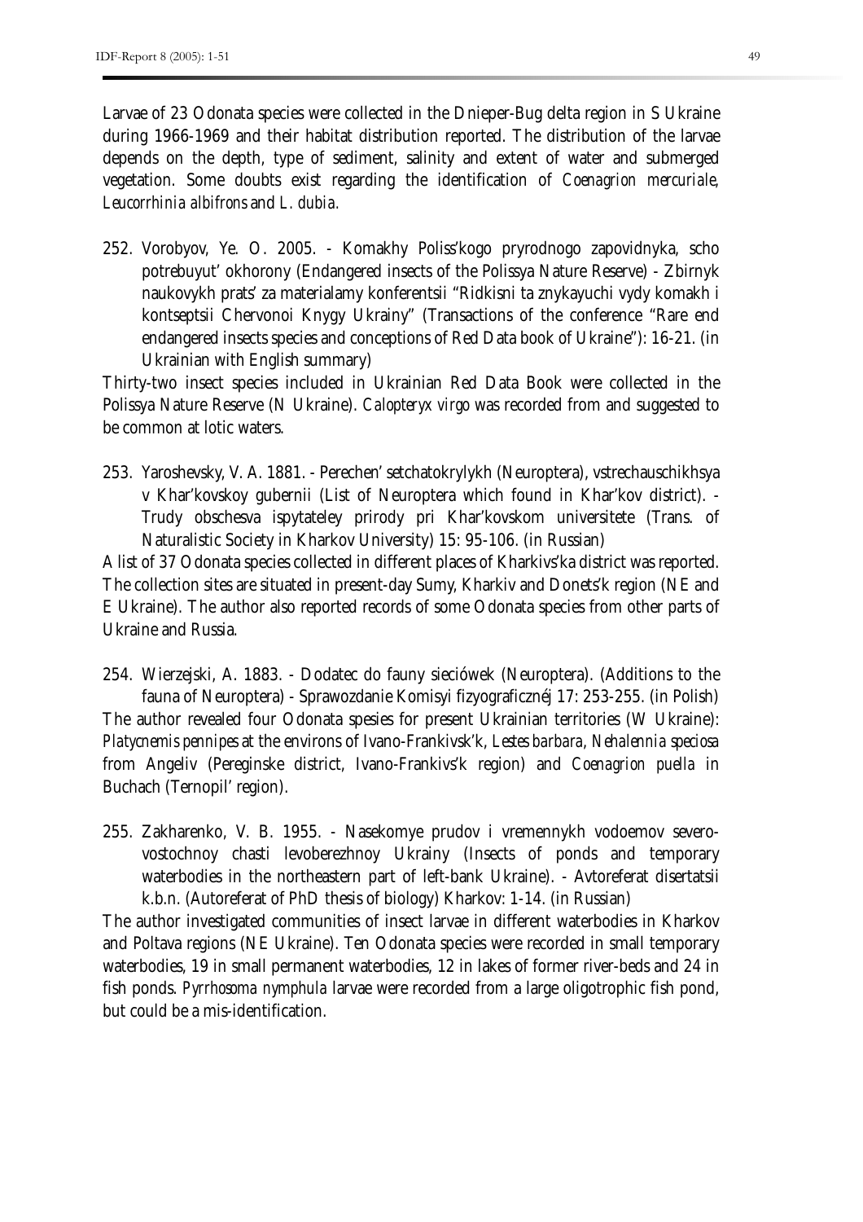Larvae of 23 Odonata species were collected in the Dnieper-Bug delta region in S Ukraine during 1966-1969 and their habitat distribution reported. The distribution of the larvae depends on the depth, type of sediment, salinity and extent of water and submerged vegetation. Some doubts exist regarding the identification of *Coenagrion mercuriale*, *Leucorrhinia albifrons* and *L. dubia*.

252. Vorobyov, Ye. O. 2005. - Komakhy Poliss'kogo pryrodnogo zapovidnyka, scho potrebuyut' okhorony (Endangered insects of the Polissya Nature Reserve) - Zbirnyk naukovykh prats' za materialamy konferentsii "Ridkisni ta znykayuchi vydy komakh i kontseptsii Chervonoi Knygy Ukrainy" (Transactions of the conference "Rare end endangered insects species and conceptions of Red Data book of Ukraine"): 16-21. (in Ukrainian with English summary)

Thirty-two insect species included in Ukrainian Red Data Book were collected in the Polissya Nature Reserve (N Ukraine). *Calopteryx virgo* was recorded from and suggested to be common at lotic waters.

253. Yaroshevsky, V. A. 1881. - Perechen' setchatokrylykh (Neuroptera), vstrechauschikhsya v Khar'kovskoy gubernii (List of Neuroptera which found in Khar'kov district). - Trudy obschesva ispytateley prirody pri Khar'kovskom universitete (Trans. of Naturalistic Society in Kharkov University) 15: 95-106. (in Russian)

A list of 37 Odonata species collected in different places of Kharkivs'ka district was reported. The collection sites are situated in present-day Sumy, Kharkiv and Donets'k region (NE and E Ukraine). The author also reported records of some Odonata species from other parts of Ukraine and Russia.

254. Wierzejski, A. 1883. - Dodatec do fauny sieciówek (Neuroptera). (Additions to the fauna of Neuroptera) - Sprawozdanie Komisyi fizyograficznéj 17: 253-255. (in Polish)

The author revealed four Odonata spesies for present Ukrainian territories (W Ukraine): *Platycnemis pennipes* at the environs of Ivano-Frankivsk'k, *Lestes barbara*, *Nehalennia speciosa* from Angeliv (Pereginske district, Ivano-Frankivs'k region) and *Coenagrion puella* in Buchach (Ternopil' region).

255. Zakharenko, V. B. 1955. - Nasekomye prudov i vremennykh vodoemov severo-vostochnoy chasti levoberezhnoy Ukrainy (Insects of ponds and temporary waterbodies in the northeastern part of left-bank Ukraine). - Avtoreferat disertatsii k.b.n. (Autoreferat of PhD thesis of biology) Kharkov: 1-14. (in Russian)

The author investigated communities of insect larvae in different waterbodies in Kharkov and Poltava regions (NE Ukraine). Ten Odonata species were recorded in small temporary waterbodies, 19 in small permanent waterbodies, 12 in lakes of former river-beds and 24 in fish ponds. *Pyrrhosoma nymphula* larvae were recorded from a large oligotrophic fish pond, but could be a mis-identification.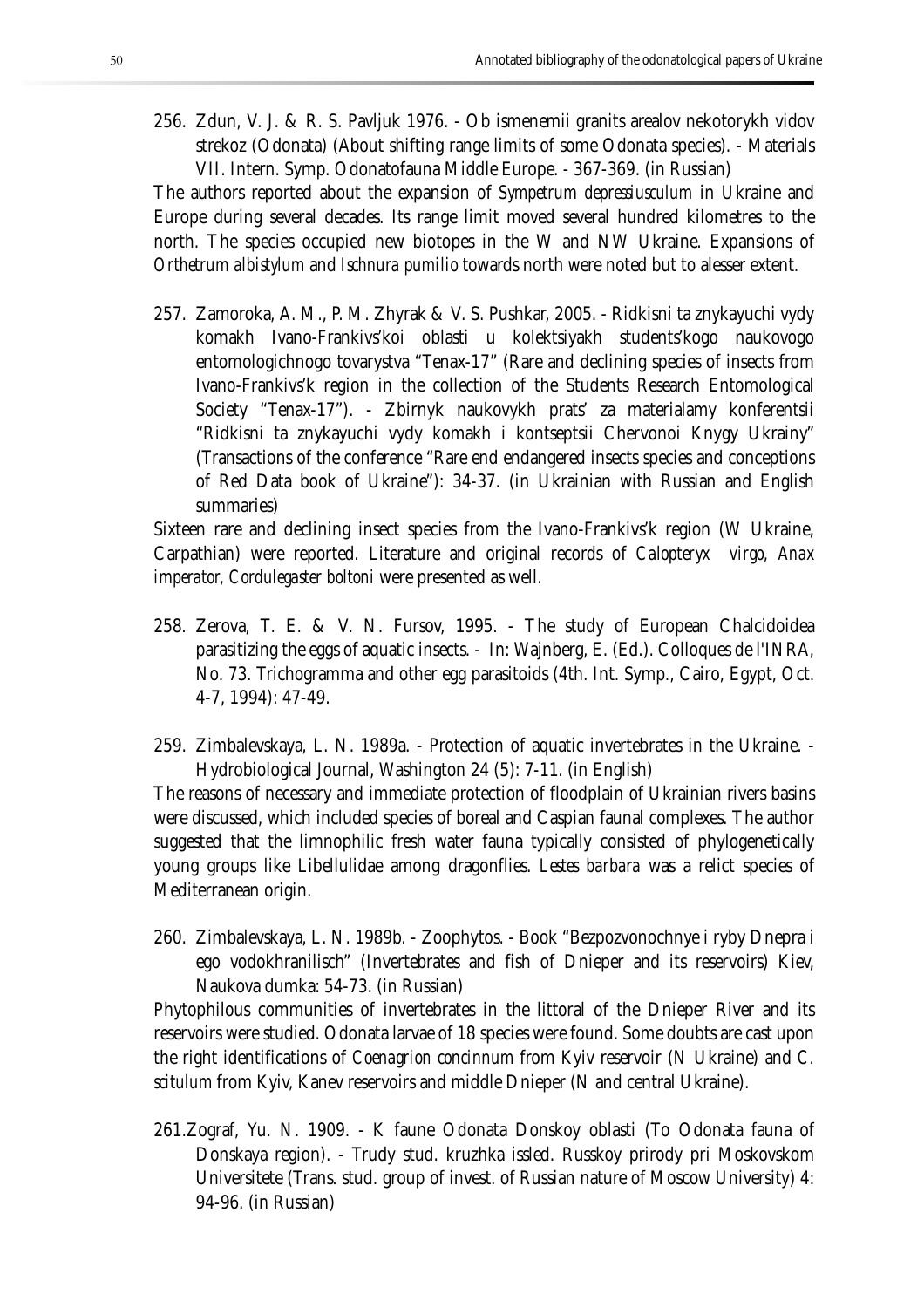256. Zdun, V. J. & R. S. Pavljuk 1976. - Ob ismenemii granits arealov nekotorykh vidov strekoz (Odonata) (About shifting range limits of some Odonata species). - Materials VII. Intern. Symp. Odonatofauna Middle Europe. - 367-369. (in Russian)

The authors reported about the expansion of *Sympetrum depressiusculum* in Ukraine and Europe during several decades. Its range limit moved several hundred kilometres to the north. The species occupied new biotopes in the W and NW Ukraine. Expansions of *Orthetrum albistylum* and *Ischnura pumilio* towards north were noted but to alesser extent.

257. Zamoroka, A. M., P. M. Zhyrak & V. S. Pushkar, 2005. - Ridkisni ta znykayuchi vydy komakh Ivano-Frankivs'koi oblasti u kolektsiyakh students'kogo naukovogo entomologichnogo tovarystva "Tenax-17" (Rare and declining species of insects from Ivano-Frankivs'k region in the collection of the Students Research Entomological Society "Tenax-17"). - Zbirnyk naukovykh prats' za materialamy konferentsii "Ridkisni ta znykayuchi vydy komakh i kontseptsii Chervonoi Knygy Ukrainy" (Transactions of the conference "Rare end endangered insects species and conceptions of Red Data book of Ukraine"): 34-37. (in Ukrainian with Russian and English summaries)

Sixteen rare and declining insect species from the Ivano-Frankivs'k region (W Ukraine, Carpathian) were reported. Literature and original records of *Calopteryx virgo*, *Anax imperator*, *Cordulegaster boltoni* were presented as well.

258. Zerova, T. E. & V. N. Fursov, 1995. - The study of European Chalcidoidea parasitizing the eggs of aquatic insects. - In: Wajnberg, E. (Ed.). Colloques de l'INRA, No. 73. Trichogramma and other egg parasitoids (4th. Int. Symp., Cairo, Egypt, Oct. 4-7, 1994): 47-49.

259. Zimbalevskaya, L. N. 1989a. - Protection of aquatic invertebrates in the Ukraine. - Hydrobiological Journal, Washington 24 (5): 7-11. (in English)

The reasons of necessary and immediate protection of floodplain of Ukrainian rivers basins were discussed, which included species of boreal and Caspian faunal complexes. The author suggested that the limnophilic fresh water fauna typically consisted of phylogenetically young groups like Libellulidae among dragonflies. *Lestes barbara* was a relict species of Mediterranean origin.

260. Zimbalevskaya, L. N. 1989b. - Zoophytos. - Book "Bezpozvonochnye i ryby Dnepra i ego vodokhranilisch" (Invertebrates and fish of Dnieper and its reservoirs) Kiev, Naukova dumka: 54-73. (in Russian)

Phytophilous communities of invertebrates in the littoral of the Dnieper River and its reservoirs were studied. Odonata larvae of 18 species were found. Some doubts are cast upon the right identifications of *Coenagrion concinnum* from Kyiv reservoir (N Ukraine) and *C. scitulum* from Kyiv, Kanev reservoirs and middle Dnieper (N and central Ukraine).

261. Zograf, Yu. N. 1909. - K faune Odonata Donskoy oblasti (To Odonata fauna of Donskaya region). - Trudy stud. kruzhka issled. Russkoy prirody pri Moskovskom Universitete (Trans. stud. group of invest. of Russian nature of Moscow University) 4: 94-96. (in Russian)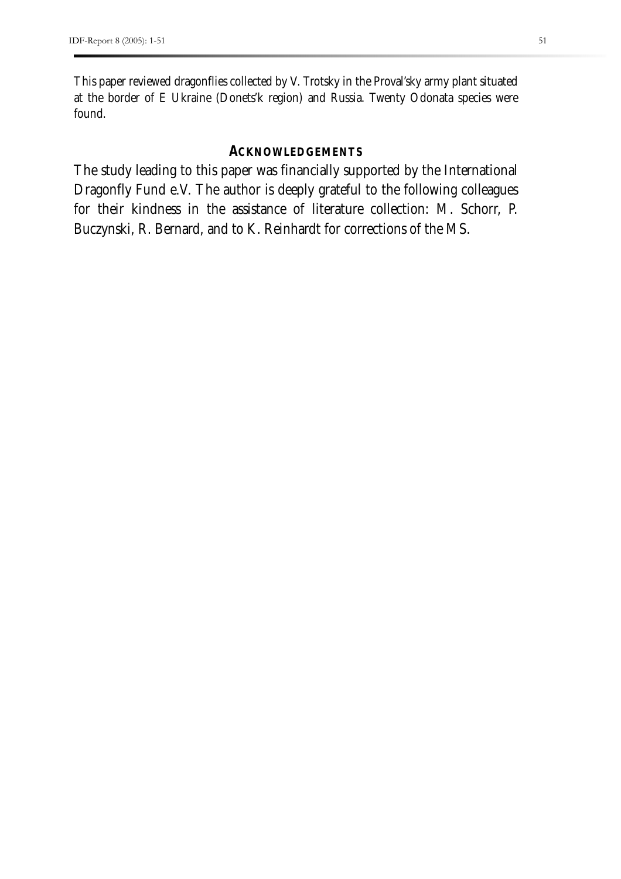This paper reviewed dragonflies collected by V. Trotsky in the Proval'sky army plant situated at the border of E Ukraine (Donets'k region) and Russia. Twenty Odonata species were found.

## ACKNOWLEDGEMENTS

The study leading to this paper was financially supported by the International Dragonfly Fund e.V. The author is deeply grateful to the following colleagues for their kindness in the assistance of literature collection: M. Schorr, P. Buczynski, R. Bernard, and to K. Reinhardt for corrections of the MS.